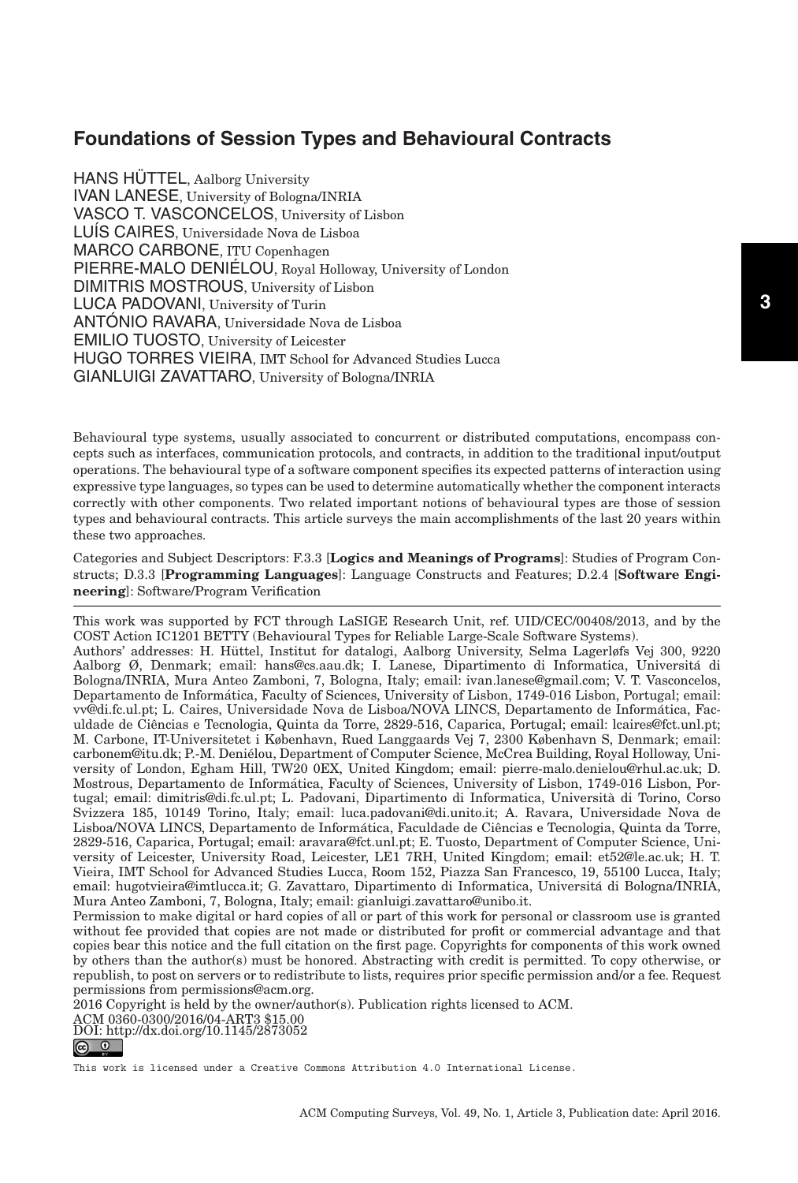# Foundations of Session Types and Behavioural Contracts

HANS HÜTTEL, Aalborg University
IVAN LANESE, University of Bologna/INRIA
VASCO T. VASCONCELOS, University of Lisbon
LUÍS CAIRES, Universidade Nova de Lisboa
MARCO CARBONE, ITU Copenhagen
PIERRE-MALO DENIÉLOU, Royal Holloway, University of London
DIMITRIS MOSTROUS, University of Lisbon
LUCA PADOVANI, University of Turin
ANTÓNIO RAVARA, Universidade Nova de Lisboa
EMILIO TUOSTO, University of Leicester
HUGO TORRES VIEIRA, IMT School for Advanced Studies Lucca
GIANLUIGI ZAVATTARO, University of Bologna/INRIA

Behavioural type systems, usually associated to concurrent or distributed computations, encompass concepts such as interfaces, communication protocols, and contracts, in addition to the traditional input/output operations. The behavioural type of a software component specifies its expected patterns of interaction using expressive type languages, so types can be used to determine automatically whether the component interacts correctly with other components. Two related important notions of behavioural types are those of session types and behavioural contracts. This article surveys the main accomplishments of the last 20 years within these two approaches.

Categories and Subject Descriptors: F.3.3 [**Logics and Meanings of Programs**]: Studies of Program Constructs; D.3.3 [**Programming Languages**]: Language Constructs and Features; D.2.4 [**Software Engineering**]: Software/Program Verification

---

This work was supported by FCT through LaSIGE Research Unit, ref. UID/CEC/00408/2013, and by the COST Action IC1201 BETTY (Behavioural Types for Reliable Large-Scale Software Systems).

Authors' addresses: H. Hüttel, Institut for datalogi, Aalborg University, Selma Lagerløfs Vej 300, 9220 Aalborg Ø, Denmark; email: hans@cs.aau.dk; I. Lanese, Dipartimento di Informatica, Universitá di Bologna/INRIA, Mura Anteo Zamboni, 7, Bologna, Italy; email: ivan.lanese@gmail.com; V. T. Vasconcelos, Departamento de Informática, Faculty of Sciences, University of Lisbon, 1749-016 Lisbon, Portugal; email: vv@di.fc.ul.pt; L. Caires, Universidade Nova de Lisboa/NOVA LINCS, Departamento de Informática, Faculdade de Ciências e Tecnologia, Quinta da Torre, 2829-516, Caparica, Portugal; email: lcaires@fct.unl.pt; M. Carbone, IT-Universitetet i København, Rued Langgaards Vej 7, 2300 København S, Denmark; email: carbonem@itu.dk; P.-M. Deniélou, Department of Computer Science, McCrea Building, Royal Holloway, University of London, Egham Hill, TW20 0EX, United Kingdom; email: pierre-malo.denielou@rhul.ac.uk; D. Mostrous, Departamento de Informática, Faculty of Sciences, University of Lisbon, 1749-016 Lisbon, Portugal; email: dimitris@di.fc.ul.pt; L. Padovani, Dipartimento di Informatica, Università di Torino, Corso Svizzera 185, 10149 Torino, Italy; email: luca.padovani@di.unito.it; A. Ravara, Universidade Nova de Lisboa/NOVA LINCS, Departamento de Informática, Faculdade de Ciências e Tecnologia, Quinta da Torre, 2829-516, Caparica, Portugal; email: aravara@fct.unl.pt; E. Tuosto, Department of Computer Science, University of Leicester, University Road, Leicester, LE1 7RH, United Kingdom; email: et52@le.ac.uk; H. T. Vieira, IMT School for Advanced Studies Lucca, Room 152, Piazza San Francesco, 19, 55100 Lucca, Italy; email: hugotvieira@imtlucca.it; G. Zavattaro, Dipartimento di Informatica, Universitá di Bologna/INRIA, Mura Anteo Zamboni, 7, Bologna, Italy; email: gianluigi.zavattaro@unibo.it.

Permission to make digital or hard copies of all or part of this work for personal or classroom use is granted without fee provided that copies are not made or distributed for profit or commercial advantage and that copies bear this notice and the full citation on the first page. Copyrights for components of this work owned by others than the author(s) must be honored. Abstracting with credit is permitted. To copy otherwise, or republish, to post on servers or to redistribute to lists, requires prior specific permission and/or a fee. Request permissions from permissions@acm.org.

2016 Copyright is held by the owner/author(s). Publication rights licensed to ACM.

ACM 0360-0300/2016/04-ART3 $15.00

DOI: http://dx.doi.org/10.1145/2873052

This work is licensed under a Creative Commons Attribution 4.0 International License.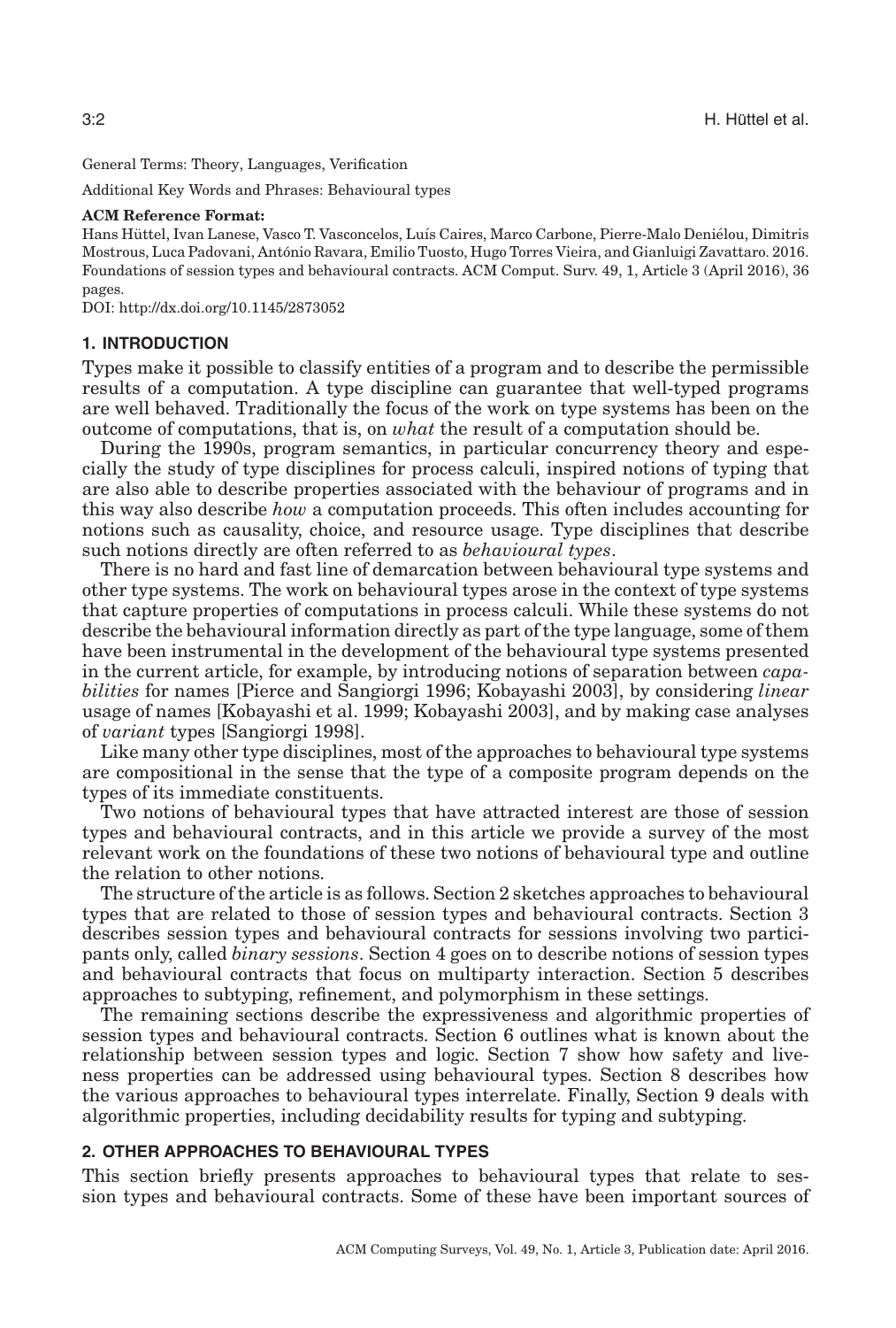General Terms: Theory, Languages, Verification

Additional Key Words and Phrases: Behavioural types

**ACM Reference Format:**

Hans Hüttel, Ivan Lanese, Vasco T. Vasconcelos, Luís Caires, Marco Carbone, Pierre-Malo Deniélou, Dimitris Mostrous, Luca Padovani, António Ravara, Emilio Tuosto, Hugo Torres Vieira, and Gianluigi Zavattaro. 2016. Foundations of session types and behavioural contracts. ACM Comput. Surv. 49, 1, Article 3 (April 2016), 36 pages.

DOI: http://dx.doi.org/10.1145/2873052

## 1. INTRODUCTION

Types make it possible to classify entities of a program and to describe the permissible results of a computation. A type discipline can guarantee that well-typed programs are well behaved. Traditionally the focus of the work on type systems has been on the outcome of computations, that is, on *what* the result of a computation should be.

During the 1990s, program semantics, in particular concurrency theory and especially the study of type disciplines for process calculi, inspired notions of typing that are also able to describe properties associated with the behaviour of programs and in this way also describe *how* a computation proceeds. This often includes accounting for notions such as causality, choice, and resource usage. Type disciplines that describe such notions directly are often referred to as *behavioural types*.

There is no hard and fast line of demarcation between behavioural type systems and other type systems. The work on behavioural types arose in the context of type systems that capture properties of computations in process calculi. While these systems do not describe the behavioural information directly as part of the type language, some of them have been instrumental in the development of the behavioural type systems presented in the current article, for example, by introducing notions of separation between *capabilities* for names [Pierce and Sangiorgi 1996; Kobayashi 2003], by considering *linear* usage of names [Kobayashi et al. 1999; Kobayashi 2003], and by making case analyses of *variant* types [Sangiorgi 1998].

Like many other type disciplines, most of the approaches to behavioural type systems are compositional in the sense that the type of a composite program depends on the types of its immediate constituents.

Two notions of behavioural types that have attracted interest are those of session types and behavioural contracts, and in this article we provide a survey of the most relevant work on the foundations of these two notions of behavioural type and outline the relation to other notions.

The structure of the article is as follows. Section 2 sketches approaches to behavioural types that are related to those of session types and behavioural contracts. Section 3 describes session types and behavioural contracts for sessions involving two participants only, called *binary sessions*. Section 4 goes on to describe notions of session types and behavioural contracts that focus on multiparty interaction. Section 5 describes approaches to subtyping, refinement, and polymorphism in these settings.

The remaining sections describe the expressiveness and algorithmic properties of session types and behavioural contracts. Section 6 outlines what is known about the relationship between session types and logic. Section 7 show how safety and liveness properties can be addressed using behavioural types. Section 8 describes how the various approaches to behavioural types interrelate. Finally, Section 9 deals with algorithmic properties, including decidability results for typing and subtyping.

## 2. OTHER APPROACHES TO BEHAVIOURAL TYPES

This section briefly presents approaches to behavioural types that relate to session types and behavioural contracts. Some of these have been important sources of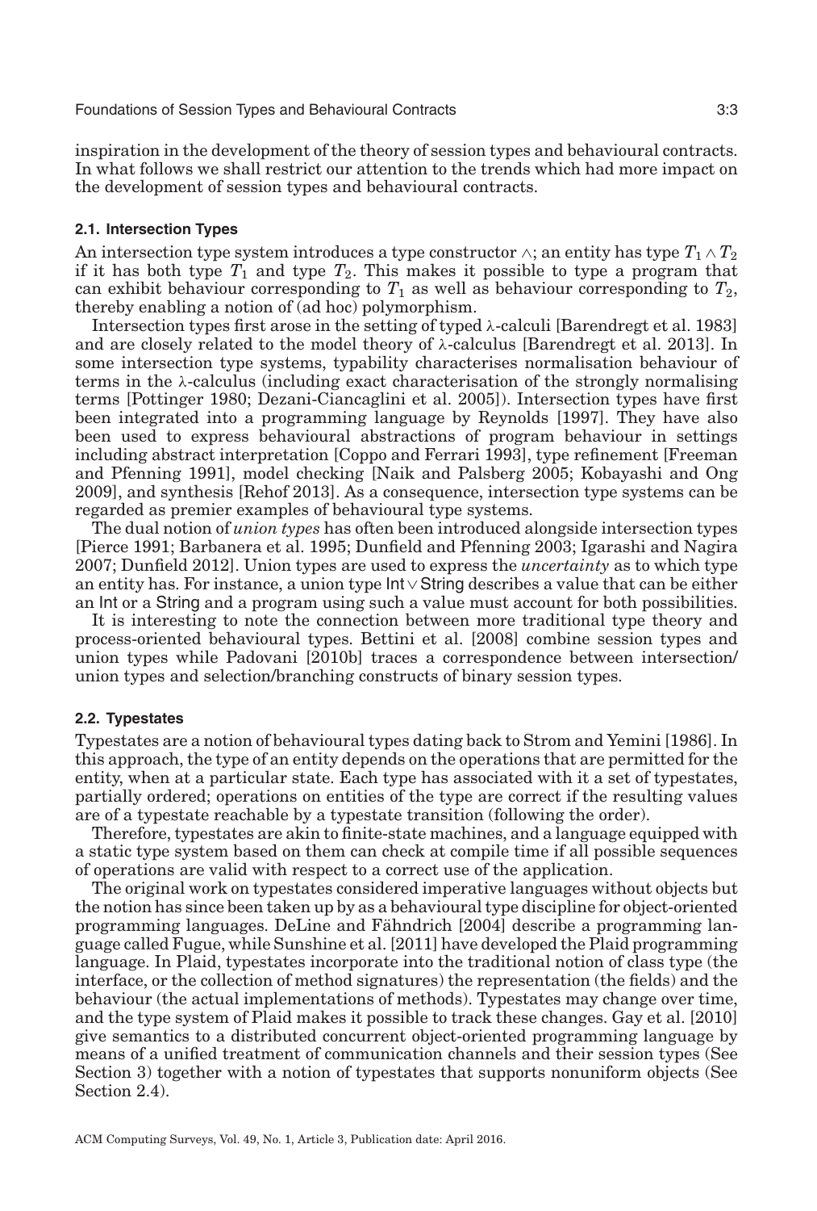inspiration in the development of the theory of session types and behavioural contracts. In what follows we shall restrict our attention to the trends which had more impact on the development of session types and behavioural contracts.

### 2.1. Intersection Types

An intersection type system introduces a type constructor $\wedge$; an entity has type $T_1 \wedge T_2$ if it has both type $T_1$ and type $T_2$. This makes it possible to type a program that can exhibit behaviour corresponding to $T_1$ as well as behaviour corresponding to $T_2$, thereby enabling a notion of (ad hoc) polymorphism.

Intersection types first arose in the setting of typed λ-calculi [Barendregt et al. 1983] and are closely related to the model theory of λ-calculus [Barendregt et al. 2013]. In some intersection type systems, typability characterises normalisation behaviour of terms in the λ-calculus (including exact characterisation of the strongly normalising terms [Pottinger 1980; Dezani-Ciancaglini et al. 2005]). Intersection types have first been integrated into a programming language by Reynolds [1997]. They have also been used to express behavioural abstractions of program behaviour in settings including abstract interpretation [Coppo and Ferrari 1993], type refinement [Freeman and Pfenning 1991], model checking [Naik and Palsberg 2005; Kobayashi and Ong 2009], and synthesis [Rehof 2013]. As a consequence, intersection type systems can be regarded as premier examples of behavioural type systems.

The dual notion of *union types* has often been introduced alongside intersection types [Pierce 1991; Barbanera et al. 1995; Dunfield and Pfenning 2003; Igarashi and Nagira 2007; Dunfield 2012]. Union types are used to express the *uncertainty* as to which type an entity has. For instance, a union type $\mathsf{Int} \vee \mathsf{String}$ describes a value that can be either an Int or a String and a program using such a value must account for both possibilities.

It is interesting to note the connection between more traditional type theory and process-oriented behavioural types. Bettini et al. [2008] combine session types and union types while Padovani [2010b] traces a correspondence between intersection/union types and selection/branching constructs of binary session types.

### 2.2. Typestates

Typestates are a notion of behavioural types dating back to Strom and Yemini [1986]. In this approach, the type of an entity depends on the operations that are permitted for the entity, when at a particular state. Each type has associated with it a set of typestates, partially ordered; operations on entities of the type are correct if the resulting values are of a typestate reachable by a typestate transition (following the order).

Therefore, typestates are akin to finite-state machines, and a language equipped with a static type system based on them can check at compile time if all possible sequences of operations are valid with respect to a correct use of the application.

The original work on typestates considered imperative languages without objects but the notion has since been taken up by as a behavioural type discipline for object-oriented programming languages. DeLine and Fähndrich [2004] describe a programming language called Fugue, while Sunshine et al. [2011] have developed the Plaid programming language. In Plaid, typestates incorporate into the traditional notion of class type (the interface, or the collection of method signatures) the representation (the fields) and the behaviour (the actual implementations of methods). Typestates may change over time, and the type system of Plaid makes it possible to track these changes. Gay et al. [2010] give semantics to a distributed concurrent object-oriented programming language by means of a unified treatment of communication channels and their session types (See Section 3) together with a notion of typestates that supports nonuniform objects (See Section 2.4).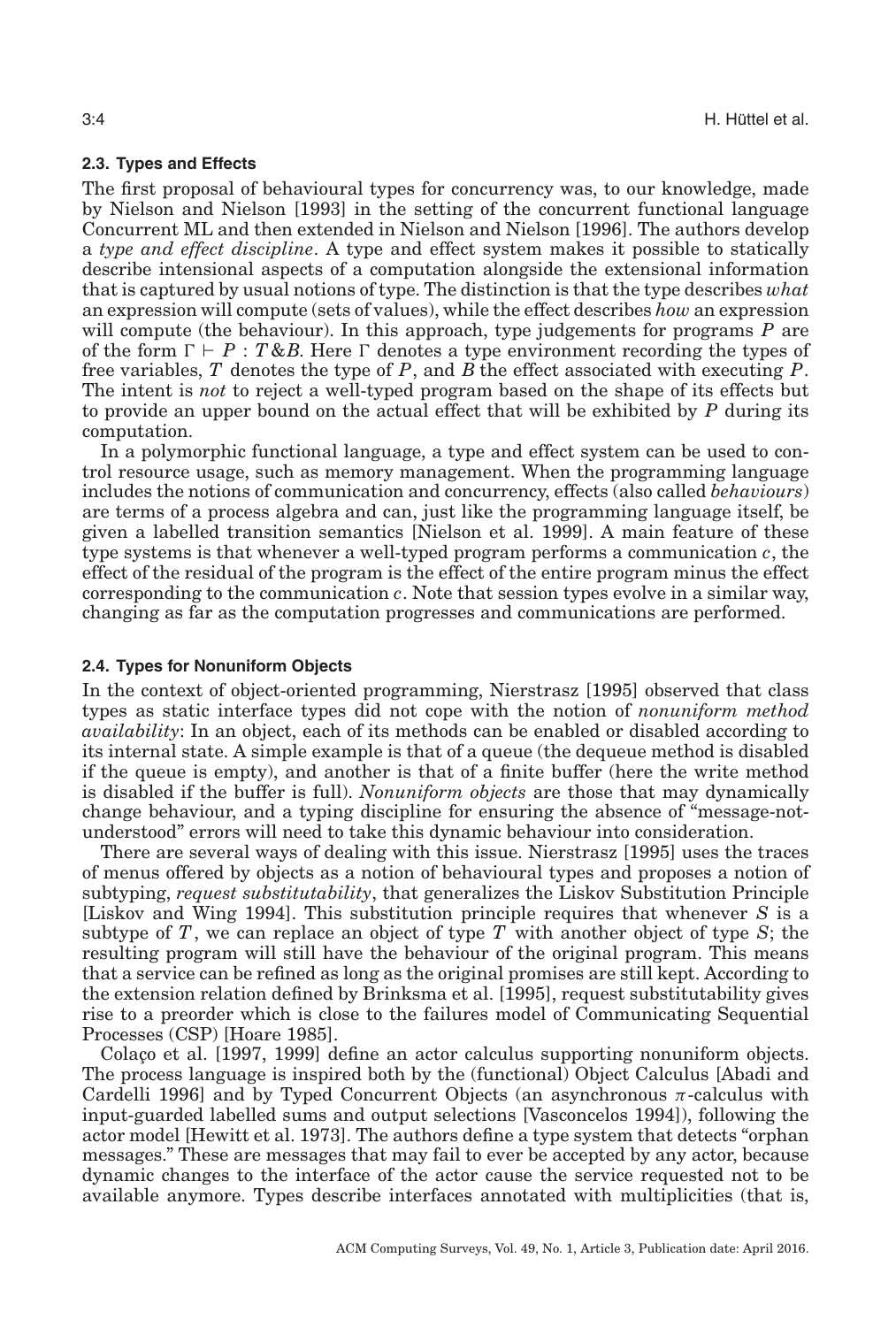### 2.3. Types and Effects

The first proposal of behavioural types for concurrency was, to our knowledge, made by Nielson and Nielson [1993] in the setting of the concurrent functional language Concurrent ML and then extended in Nielson and Nielson [1996]. The authors develop a *type and effect discipline*. A type and effect system makes it possible to statically describe intensional aspects of a computation alongside the extensional information that is captured by usual notions of type. The distinction is that the type describes *what* an expression will compute (sets of values), while the effect describes *how* an expression will compute (the behaviour). In this approach, type judgements for programs $P$ are of the form $\Gamma \vdash P : T \& B$. Here $\Gamma$ denotes a type environment recording the types of free variables, $T$ denotes the type of $P$, and $B$ the effect associated with executing $P$. The intent is *not* to reject a well-typed program based on the shape of its effects but to provide an upper bound on the actual effect that will be exhibited by $P$ during its computation.

In a polymorphic functional language, a type and effect system can be used to control resource usage, such as memory management. When the programming language includes the notions of communication and concurrency, effects (also called *behaviours*) are terms of a process algebra and can, just like the programming language itself, be given a labelled transition semantics [Nielson et al. 1999]. A main feature of these type systems is that whenever a well-typed program performs a communication $c$, the effect of the residual of the program is the effect of the entire program minus the effect corresponding to the communication $c$. Note that session types evolve in a similar way, changing as far as the computation progresses and communications are performed.

### 2.4. Types for Nonuniform Objects

In the context of object-oriented programming, Nierstrasz [1995] observed that class types as static interface types did not cope with the notion of *nonuniform method availability*: In an object, each of its methods can be enabled or disabled according to its internal state. A simple example is that of a queue (the dequeue method is disabled if the queue is empty), and another is that of a finite buffer (here the write method is disabled if the buffer is full). *Nonuniform objects* are those that may dynamically change behaviour, and a typing discipline for ensuring the absence of "message-not-understood" errors will need to take this dynamic behaviour into consideration.

There are several ways of dealing with this issue. Nierstrasz [1995] uses the traces of menus offered by objects as a notion of behavioural types and proposes a notion of subtyping, *request substitutability*, that generalizes the Liskov Substitution Principle [Liskov and Wing 1994]. This substitution principle requires that whenever $S$ is a subtype of $T$, we can replace an object of type $T$ with another object of type $S$; the resulting program will still have the behaviour of the original program. This means that a service can be refined as long as the original promises are still kept. According to the extension relation defined by Brinksma et al. [1995], request substitutability gives rise to a preorder which is close to the failures model of Communicating Sequential Processes (CSP) [Hoare 1985].

Colaço et al. [1997, 1999] define an actor calculus supporting nonuniform objects. The process language is inspired both by the (functional) Object Calculus [Abadi and Cardelli 1996] and by Typed Concurrent Objects (an asynchronous $\pi$-calculus with input-guarded labelled sums and output selections [Vasconcelos 1994]), following the actor model [Hewitt et al. 1973]. The authors define a type system that detects "orphan messages." These are messages that may fail to ever be accepted by any actor, because dynamic changes to the interface of the actor cause the service requested not to be available anymore. Types describe interfaces annotated with multiplicities (that is,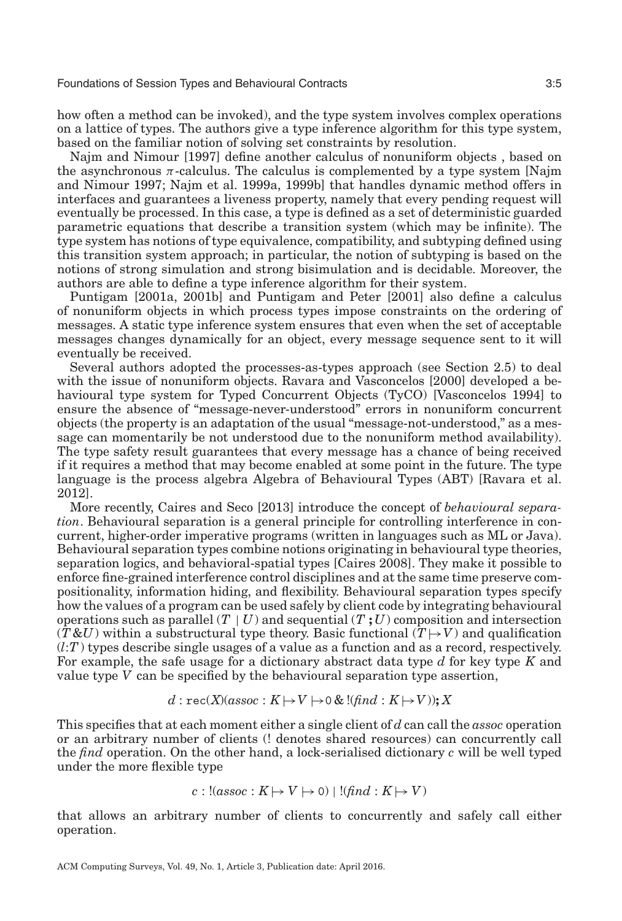how often a method can be invoked), and the type system involves complex operations on a lattice of types. The authors give a type inference algorithm for this type system, based on the familiar notion of solving set constraints by resolution.

Najm and Nimour [1997] define another calculus of nonuniform objects , based on the asynchronous $\pi$-calculus. The calculus is complemented by a type system [Najm and Nimour 1997; Najm et al. 1999a, 1999b] that handles dynamic method offers in interfaces and guarantees a liveness property, namely that every pending request will eventually be processed. In this case, a type is defined as a set of deterministic guarded parametric equations that describe a transition system (which may be infinite). The type system has notions of type equivalence, compatibility, and subtyping defined using this transition system approach; in particular, the notion of subtyping is based on the notions of strong simulation and strong bisimulation and is decidable. Moreover, the authors are able to define a type inference algorithm for their system.

Puntigam [2001a, 2001b] and Puntigam and Peter [2001] also define a calculus of nonuniform objects in which process types impose constraints on the ordering of messages. A static type inference system ensures that even when the set of acceptable messages changes dynamically for an object, every message sequence sent to it will eventually be received.

Several authors adopted the processes-as-types approach (see Section 2.5) to deal with the issue of nonuniform objects. Ravara and Vasconcelos [2000] developed a behavioural type system for Typed Concurrent Objects (TyCO) [Vasconcelos 1994] to ensure the absence of "message-never-understood" errors in nonuniform concurrent objects (the property is an adaptation of the usual "message-not-understood," as a message can momentarily be not understood due to the nonuniform method availability). The type safety result guarantees that every message has a chance of being received if it requires a method that may become enabled at some point in the future. The type language is the process algebra Algebra of Behavioural Types (ABT) [Ravara et al. 2012].

More recently, Caires and Seco [2013] introduce the concept of *behavioural separation*. Behavioural separation is a general principle for controlling interference in concurrent, higher-order imperative programs (written in languages such as ML or Java). Behavioural separation types combine notions originating in behavioural type theories, separation logics, and behavioral-spatial types [Caires 2008]. They make it possible to enforce fine-grained interference control disciplines and at the same time preserve compositionality, information hiding, and flexibility. Behavioural separation types specify how the values of a program can be used safely by client code by integrating behavioural operations such as parallel ($T \mid U$) and sequential ($T\,\mathbf{;}\,U$) composition and intersection ($T\,\&\,U$) within a substructural type theory. Basic functional ($T \mapsto V$) and qualification ($l{:}T$) types describe single usages of a value as a function and as a record, respectively. For example, the safe usage for a dictionary abstract data type $d$ for key type $K$ and value type $V$ can be specified by the behavioural separation type assertion,

$$d : \mathtt{rec}(X)(\mathit{assoc} : K \mapsto V \mapsto \mathtt{0}\,\&\,!(\mathit{find} : K \mapsto V))\,\mathbf{;}\,X$$

This specifies that at each moment either a single client of $d$ can call the *assoc* operation or an arbitrary number of clients (! denotes shared resources) can concurrently call the *find* operation. On the other hand, a lock-serialised dictionary $c$ will be well typed under the more flexible type

$$c : !(\mathit{assoc} : K \mapsto V \mapsto \mathtt{0}) \mid !(\mathit{find} : K \mapsto V)$$

that allows an arbitrary number of clients to concurrently and safely call either operation.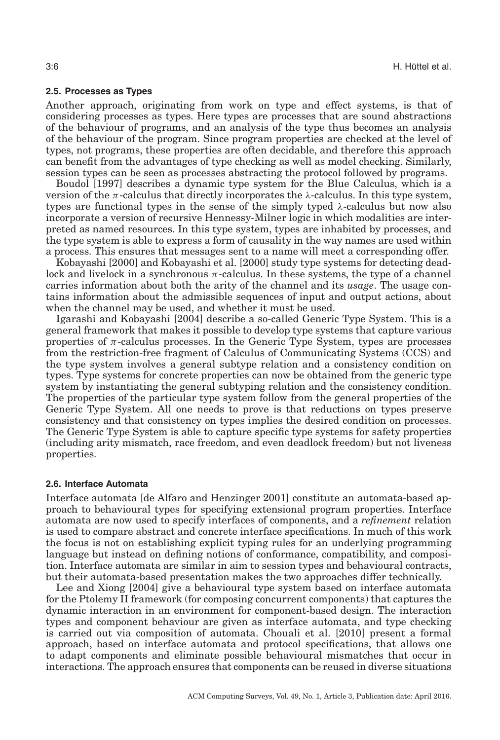### 2.5. Processes as Types

Another approach, originating from work on type and effect systems, is that of considering processes as types. Here types are processes that are sound abstractions of the behaviour of programs, and an analysis of the type thus becomes an analysis of the behaviour of the program. Since program properties are checked at the level of types, not programs, these properties are often decidable, and therefore this approach can benefit from the advantages of type checking as well as model checking. Similarly, session types can be seen as processes abstracting the protocol followed by programs.

Boudol [1997] describes a dynamic type system for the Blue Calculus, which is a version of the $\pi$-calculus that directly incorporates the $\lambda$-calculus. In this type system, types are functional types in the sense of the simply typed $\lambda$-calculus but now also incorporate a version of recursive Hennessy-Milner logic in which modalities are interpreted as named resources. In this type system, types are inhabited by processes, and the type system is able to express a form of causality in the way names are used within a process. This ensures that messages sent to a name will meet a corresponding offer.

Kobayashi [2000] and Kobayashi et al. [2000] study type systems for detecting deadlock and livelock in a synchronous $\pi$-calculus. In these systems, the type of a channel carries information about both the arity of the channel and its *usage*. The usage contains information about the admissible sequences of input and output actions, about when the channel may be used, and whether it must be used.

Igarashi and Kobayashi [2004] describe a so-called Generic Type System. This is a general framework that makes it possible to develop type systems that capture various properties of $\pi$-calculus processes. In the Generic Type System, types are processes from the restriction-free fragment of Calculus of Communicating Systems (CCS) and the type system involves a general subtype relation and a consistency condition on types. Type systems for concrete properties can now be obtained from the generic type system by instantiating the general subtyping relation and the consistency condition. The properties of the particular type system follow from the general properties of the Generic Type System. All one needs to prove is that reductions on types preserve consistency and that consistency on types implies the desired condition on processes. The Generic Type System is able to capture specific type systems for safety properties (including arity mismatch, race freedom, and even deadlock freedom) but not liveness properties.

### 2.6. Interface Automata

Interface automata [de Alfaro and Henzinger 2001] constitute an automata-based approach to behavioural types for specifying extensional program properties. Interface automata are now used to specify interfaces of components, and a *refinement* relation is used to compare abstract and concrete interface specifications. In much of this work the focus is not on establishing explicit typing rules for an underlying programming language but instead on defining notions of conformance, compatibility, and composition. Interface automata are similar in aim to session types and behavioural contracts, but their automata-based presentation makes the two approaches differ technically.

Lee and Xiong [2004] give a behavioural type system based on interface automata for the Ptolemy II framework (for composing concurrent components) that captures the dynamic interaction in an environment for component-based design. The interaction types and component behaviour are given as interface automata, and type checking is carried out via composition of automata. Chouali et al. [2010] present a formal approach, based on interface automata and protocol specifications, that allows one to adapt components and eliminate possible behavioural mismatches that occur in interactions. The approach ensures that components can be reused in diverse situations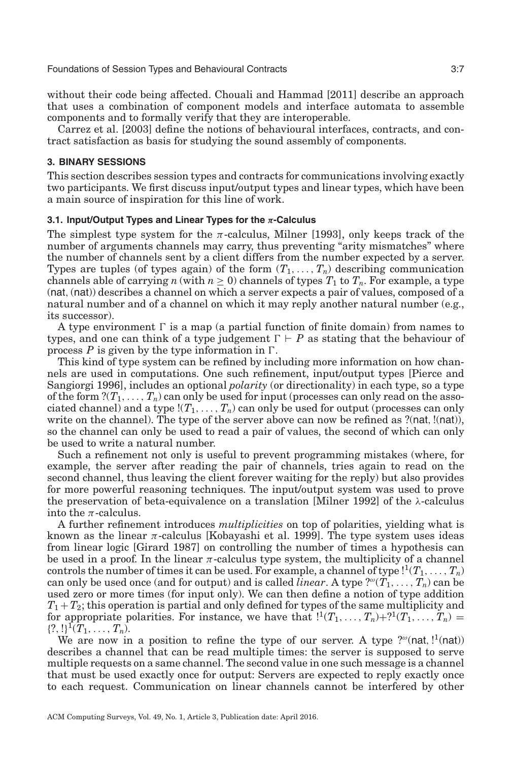without their code being affected. Chouali and Hammad [2011] describe an approach that uses a combination of component models and interface automata to assemble components and to formally verify that they are interoperable.

Carrez et al. [2003] define the notions of behavioural interfaces, contracts, and contract satisfaction as basis for studying the sound assembly of components.

## 3. BINARY SESSIONS

This section describes session types and contracts for communications involving exactly two participants. We first discuss input/output types and linear types, which have been a main source of inspiration for this line of work.

### 3.1. Input/Output Types and Linear Types for the $\pi$-Calculus

The simplest type system for the $\pi$-calculus, Milner [1993], only keeps track of the number of arguments channels may carry, thus preventing "arity mismatches" where the number of channels sent by a client differs from the number expected by a server. Types are tuples (of types again) of the form $(T_1, \ldots, T_n)$ describing communication channels able of carrying $n$ (with $n \geq 0$) channels of types $T_1$ to $T_n$. For example, a type $(\mathsf{nat}, (\mathsf{nat}))$ describes a channel on which a server expects a pair of values, composed of a natural number and of a channel on which it may reply another natural number (e.g., its successor).

A type environment $\Gamma$ is a map (a partial function of finite domain) from names to types, and one can think of a type judgement $\Gamma \vdash P$ as stating that the behaviour of process $P$ is given by the type information in $\Gamma$.

This kind of type system can be refined by including more information on how channels are used in computations. One such refinement, input/output types [Pierce and Sangiorgi 1996], includes an optional *polarity* (or directionality) in each type, so a type of the form $?(T_1, \ldots, T_n)$ can only be used for input (processes can only read on the associated channel) and a type $!(T_1, \ldots, T_n)$ can only be used for output (processes can only write on the channel). The type of the server above can now be refined as $?(\mathsf{nat}, !(\mathsf{nat}))$, so the channel can only be used to read a pair of values, the second of which can only be used to write a natural number.

Such a refinement not only is useful to prevent programming mistakes (where, for example, the server after reading the pair of channels, tries again to read on the second channel, thus leaving the client forever waiting for the reply) but also provides for more powerful reasoning techniques. The input/output system was used to prove the preservation of beta-equivalence on a translation [Milner 1992] of the $\lambda$-calculus into the $\pi$-calculus.

A further refinement introduces *multiplicities* on top of polarities, yielding what is known as the linear $\pi$-calculus [Kobayashi et al. 1999]. The type system uses ideas from linear logic [Girard 1987] on controlling the number of times a hypothesis can be used in a proof. In the linear $\pi$-calculus type system, the multiplicity of a channel controls the number of times it can be used. For example, a channel of type $!^1(T_1, \ldots, T_n)$ can only be used once (and for output) and is called *linear*. A type $?^\omega(T_1, \ldots, T_n)$ can be used zero or more times (for input only). We can then define a notion of type addition $T_1 + T_2$; this operation is partial and only defined for types of the same multiplicity and for appropriate polarities. For instance, we have that $!^1(T_1, \ldots, T_n) + ?^1(T_1, \ldots, T_n) = \{?, !\}^1(T_1, \ldots, T_n)$.

We are now in a position to refine the type of our server. A type $?^\omega(\mathsf{nat}, !^1(\mathsf{nat}))$ describes a channel that can be read multiple times: the server is supposed to serve multiple requests on a same channel. The second value in one such message is a channel that must be used exactly once for output: Servers are expected to reply exactly once to each request. Communication on linear channels cannot be interfered by other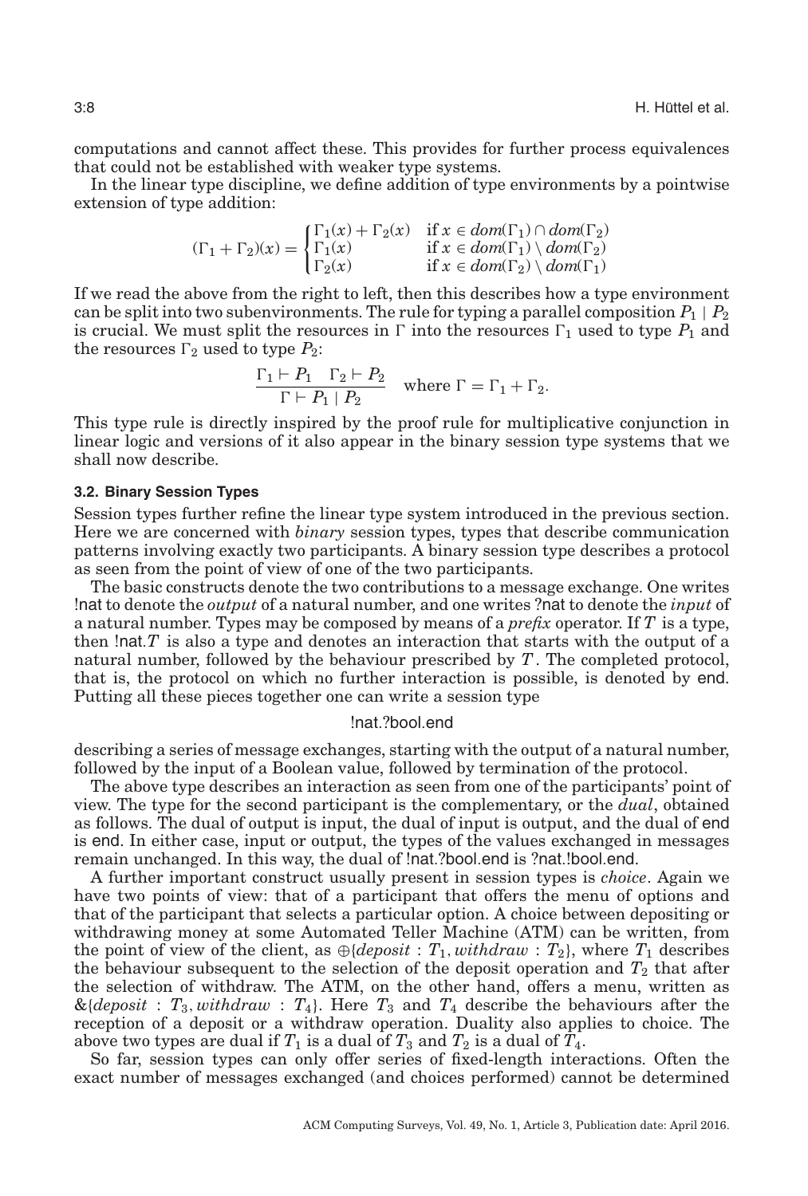computations and cannot affect these. This provides for further process equivalences that could not be established with weaker type systems.

In the linear type discipline, we define addition of type environments by a pointwise extension of type addition:

$$(\Gamma_1 + \Gamma_2)(x) = \begin{cases} \Gamma_1(x) + \Gamma_2(x) & \text{if } x \in dom(\Gamma_1) \cap dom(\Gamma_2) \\ \Gamma_1(x) & \text{if } x \in dom(\Gamma_1) \setminus dom(\Gamma_2) \\ \Gamma_2(x) & \text{if } x \in dom(\Gamma_2) \setminus dom(\Gamma_1) \end{cases}$$

If we read the above from the right to left, then this describes how a type environment can be split into two subenvironments. The rule for typing a parallel composition $P_1 \mid P_2$ is crucial. We must split the resources in $\Gamma$ into the resources $\Gamma_1$ used to type $P_1$ and the resources $\Gamma_2$ used to type $P_2$:

$$\frac{\Gamma_1 \vdash P_1 \quad \Gamma_2 \vdash P_2}{\Gamma \vdash P_1 \mid P_2} \quad \text{where } \Gamma = \Gamma_1 + \Gamma_2.$$

This type rule is directly inspired by the proof rule for multiplicative conjunction in linear logic and versions of it also appear in the binary session type systems that we shall now describe.

### 3.2. Binary Session Types

Session types further refine the linear type system introduced in the previous section. Here we are concerned with *binary* session types, types that describe communication patterns involving exactly two participants. A binary session type describes a protocol as seen from the point of view of one of the two participants.

The basic constructs denote the two contributions to a message exchange. One writes $!\mathsf{nat}$ to denote the *output* of a natural number, and one writes $?\mathsf{nat}$ to denote the *input* of a natural number. Types may be composed by means of a *prefix* operator. If $T$ is a type, then $!\mathsf{nat}.T$ is also a type and denotes an interaction that starts with the output of a natural number, followed by the behaviour prescribed by $T$. The completed protocol, that is, the protocol on which no further interaction is possible, is denoted by $\mathsf{end}$. Putting all these pieces together one can write a session type

$$!\mathsf{nat}.?\mathsf{bool}.\mathsf{end}$$

describing a series of message exchanges, starting with the output of a natural number, followed by the input of a Boolean value, followed by termination of the protocol.

The above type describes an interaction as seen from one of the participants' point of view. The type for the second participant is the complementary, or the *dual*, obtained as follows. The dual of output is input, the dual of input is output, and the dual of $\mathsf{end}$ is $\mathsf{end}$. In either case, input or output, the types of the values exchanged in messages remain unchanged. In this way, the dual of $!\mathsf{nat}.?\mathsf{bool}.\mathsf{end}$ is $?\mathsf{nat}.!\mathsf{bool}.\mathsf{end}$.

A further important construct usually present in session types is *choice*. Again we have two points of view: that of a participant that offers the menu of options and that of the participant that selects a particular option. A choice between depositing or withdrawing money at some Automated Teller Machine (ATM) can be written, from the point of view of the client, as $\oplus\{deposit : T_1, withdraw : T_2\}$, where $T_1$ describes the behaviour subsequent to the selection of the deposit operation and $T_2$ that after the selection of withdraw. The ATM, on the other hand, offers a menu, written as $\&\{deposit : T_3, withdraw : T_4\}$. Here $T_3$ and $T_4$ describe the behaviours after the reception of a deposit or a withdraw operation. Duality also applies to choice. The above two types are dual if $T_1$ is a dual of $T_3$ and $T_2$ is a dual of $T_4$.

So far, session types can only offer series of fixed-length interactions. Often the exact number of messages exchanged (and choices performed) cannot be determined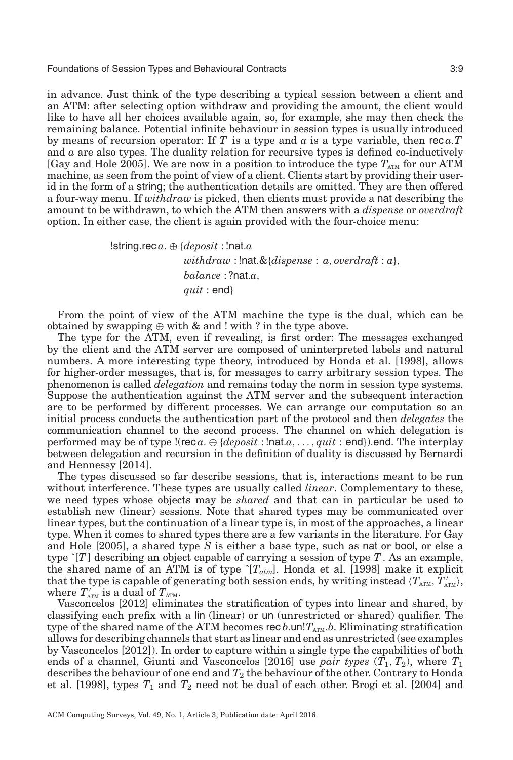in advance. Just think of the type describing a typical session between a client and an ATM: after selecting option withdraw and providing the amount, the client would like to have all her choices available again, so, for example, she may then check the remaining balance. Potential infinite behaviour in session types is usually introduced by means of recursion operator: If $T$ is a type and $a$ is a type variable, then $\mathsf{rec}\,a.T$ and $a$ are also types. The duality relation for recursive types is defined co-inductively [Gay and Hole 2005]. We are now in a position to introduce the type $T_{\text{ATM}}$ for our ATM machine, as seen from the point of view of a client. Clients start by providing their user-id in the form of a string; the authentication details are omitted. They are then offered a four-way menu. If *withdraw* is picked, then clients must provide a nat describing the amount to be withdrawn, to which the ATM then answers with a *dispense* or *overdraft* option. In either case, the client is again provided with the four-choice menu:

$$
\begin{aligned}
!\mathsf{string}.\mathsf{rec}\,a.\oplus\{&\mathit{deposit} : !\mathsf{nat}.a\\
&\mathit{withdraw} : !\mathsf{nat}.\&\{\mathit{dispense} : a, \mathit{overdraft} : a\},\\
&\mathit{balance} : ?\mathsf{nat}.a,\\
&\mathit{quit} : \mathsf{end}\}
\end{aligned}
$$

From the point of view of the ATM machine the type is the dual, which can be obtained by swapping $\oplus$ with & and ! with ? in the type above.

The type for the ATM, even if revealing, is first order: The messages exchanged by the client and the ATM server are composed of uninterpreted labels and natural numbers. A more interesting type theory, introduced by Honda et al. [1998], allows for higher-order messages, that is, for messages to carry arbitrary session types. The phenomenon is called *delegation* and remains today the norm in session type systems. Suppose the authentication against the ATM server and the subsequent interaction are to be performed by different processes. We can arrange our computation so an initial process conducts the authentication part of the protocol and then *delegates* the communication channel to the second process. The channel on which delegation is performed may be of type $!(\mathsf{rec}\,a.\oplus\{\mathit{deposit} : !\mathsf{nat}.a, \ldots, \mathit{quit} : \mathsf{end}\}).\mathsf{end}$. The interplay between delegation and recursion in the definition of duality is discussed by Bernardi and Hennessy [2014].

The types discussed so far describe sessions, that is, interactions meant to be run without interference. These types are usually called *linear*. Complementary to these, we need types whose objects may be *shared* and that can in particular be used to establish new (linear) sessions. Note that shared types may be communicated over linear types, but the continuation of a linear type is, in most of the approaches, a linear type. When it comes to shared types there are a few variants in the literature. For Gay and Hole [2005], a shared type $S$ is either a base type, such as nat or bool, or else a type $\hat{\ }[T]$ describing an object capable of carrying a session of type $T$. As an example, the shared name of an ATM is of type $\hat{\ }[T_{atm}]$. Honda et al. [1998] make it explicit that the type is capable of generating both session ends, by writing instead $\langle T_{\text{ATM}}, T'_{\text{ATM}}\rangle$, where $T'_{\text{ATM}}$ is a dual of $T_{\text{ATM}}$.

Vasconcelos [2012] eliminates the stratification of types into linear and shared, by classifying each prefix with a lin (linear) or un (unrestricted or shared) qualifier. The type of the shared name of the ATM becomes $\mathsf{rec}\,b.\mathsf{un}!T_{\text{ATM}}.b$. Eliminating stratification allows for describing channels that start as linear and end as unrestricted (see examples by Vasconcelos [2012]). In order to capture within a single type the capabilities of both ends of a channel, Giunti and Vasconcelos [2016] use *pair types* $(T_1, T_2)$, where $T_1$ describes the behaviour of one end and $T_2$ the behaviour of the other. Contrary to Honda et al. [1998], types $T_1$ and $T_2$ need not be dual of each other. Brogi et al. [2004] and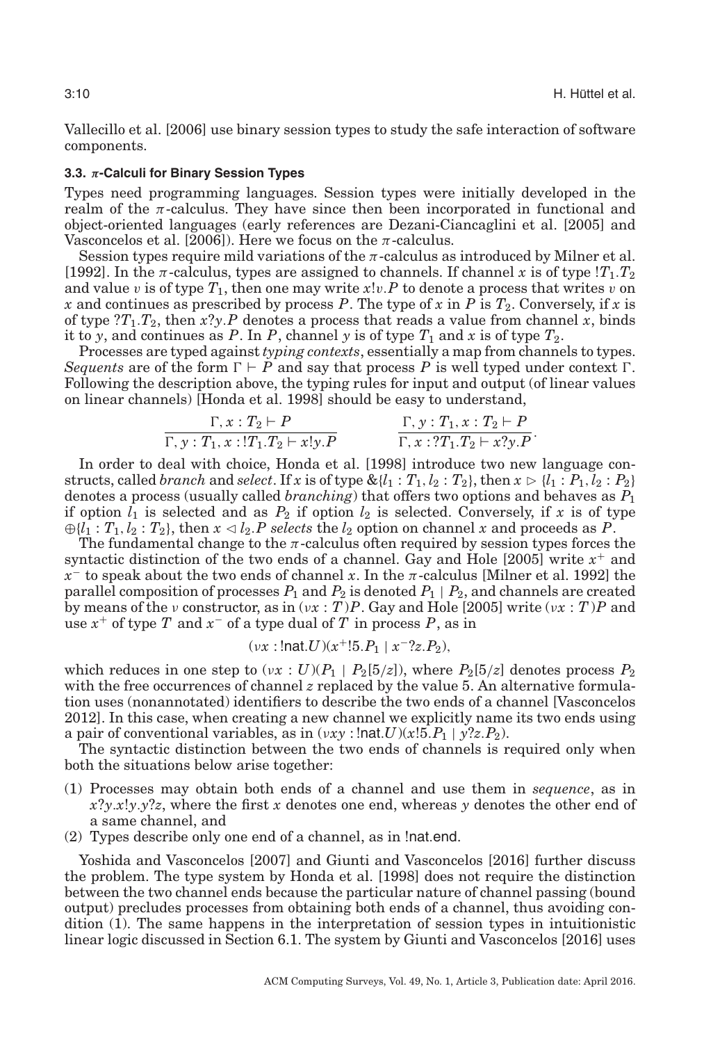Vallecillo et al. [2006] use binary session types to study the safe interaction of software components.

### 3.3. $\pi$-Calculi for Binary Session Types

Types need programming languages. Session types were initially developed in the realm of the $\pi$-calculus. They have since then been incorporated in functional and object-oriented languages (early references are Dezani-Ciancaglini et al. [2005] and Vasconcelos et al. [2006]). Here we focus on the $\pi$-calculus.

Session types require mild variations of the $\pi$-calculus as introduced by Milner et al. [1992]. In the $\pi$-calculus, types are assigned to channels. If channel $x$ is of type $!T_1.T_2$ and value $v$ is of type $T_1$, then one may write $x!v.P$ to denote a process that writes $v$ on $x$ and continues as prescribed by process $P$. The type of $x$ in $P$ is $T_2$. Conversely, if $x$ is of type $?T_1.T_2$, then $x?y.P$ denotes a process that reads a value from channel $x$, binds it to $y$, and continues as $P$. In $P$, channel $y$ is of type $T_1$ and $x$ is of type $T_2$.

Processes are typed against *typing contexts*, essentially a map from channels to types. *Sequents* are of the form $\Gamma \vdash P$ and say that process $P$ is well typed under context $\Gamma$. Following the description above, the typing rules for input and output (of linear values on linear channels) [Honda et al. 1998] should be easy to understand,

$$\frac{\Gamma, x : T_2 \vdash P}{\Gamma, y : T_1, x : !T_1.T_2 \vdash x!y.P} \qquad \frac{\Gamma, y : T_1, x : T_2 \vdash P}{\Gamma, x : ?T_1.T_2 \vdash x?y.P}.$$

In order to deal with choice, Honda et al. [1998] introduce two new language constructs, called *branch* and *select*. If $x$ is of type $\&\{l_1 : T_1, l_2 : T_2\}$, then $x \triangleright \{l_1 : P_1, l_2 : P_2\}$ denotes a process (usually called *branching*) that offers two options and behaves as $P_1$ if option $l_1$ is selected and as $P_2$ if option $l_2$ is selected. Conversely, if $x$ is of type $\oplus\{l_1 : T_1, l_2 : T_2\}$, then $x \triangleleft l_2.P$ *selects* the $l_2$ option on channel $x$ and proceeds as $P$.

The fundamental change to the $\pi$-calculus often required by session types forces the syntactic distinction of the two ends of a channel. Gay and Hole [2005] write $x^+$ and $x^-$ to speak about the two ends of channel $x$. In the $\pi$-calculus [Milner et al. 1992] the parallel composition of processes $P_1$ and $P_2$ is denoted $P_1 \mid P_2$, and channels are created by means of the $\nu$ constructor, as in $(\nu x : T)P$. Gay and Hole [2005] write $(\nu x : T)P$ and use $x^+$ of type $T$ and $x^-$ of a type dual of $T$ in process $P$, as in

$$(\nu x : !\mathsf{nat}.U)(x^+!5.P_1 \mid x^-?z.P_2),$$

which reduces in one step to $(\nu x : U)(P_1 \mid P_2[5/z])$, where $P_2[5/z]$ denotes process $P_2$ with the free occurrences of channel $z$ replaced by the value 5. An alternative formulation uses (nonannotated) identifiers to describe the two ends of a channel [Vasconcelos 2012]. In this case, when creating a new channel we explicitly name its two ends using a pair of conventional variables, as in $(\nu xy : !\mathsf{nat}.U)(x!5.P_1 \mid y?z.P_2)$.

The syntactic distinction between the two ends of channels is required only when both the situations below arise together:

(1) Processes may obtain both ends of a channel and use them in *sequence*, as in $x?y.x!y.y?z$, where the first $x$ denotes one end, whereas $y$ denotes the other end of a same channel, and
(2) Types describe only one end of a channel, as in $!\mathsf{nat}.\mathsf{end}$.

Yoshida and Vasconcelos [2007] and Giunti and Vasconcelos [2016] further discuss the problem. The type system by Honda et al. [1998] does not require the distinction between the two channel ends because the particular nature of channel passing (bound output) precludes processes from obtaining both ends of a channel, thus avoiding condition (1). The same happens in the interpretation of session types in intuitionistic linear logic discussed in Section 6.1. The system by Giunti and Vasconcelos [2016] uses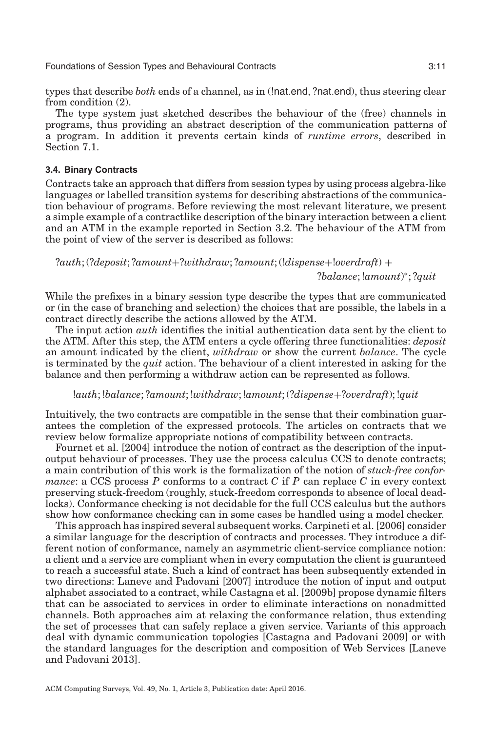types that describe *both* ends of a channel, as in (!nat.end, ?nat.end), thus steering clear from condition (2).

The type system just sketched describes the behaviour of the (free) channels in programs, thus providing an abstract description of the communication patterns of a program. In addition it prevents certain kinds of *runtime errors*, described in Section 7.1.

### 3.4. Binary Contracts

Contracts take an approach that differs from session types by using process algebra-like languages or labelled transition systems for describing abstractions of the communication behaviour of programs. Before reviewing the most relevant literature, we present a simple example of a contractlike description of the binary interaction between a client and an ATM in the example reported in Section 3.2. The behaviour of the ATM from the point of view of the server is described as follows:

$$?auth; (?deposit; ?amount + ?withdraw; ?amount; (!dispense + !overdraft) + ?balance; !amount)^{*}; ?quit$$

While the prefixes in a binary session type describe the types that are communicated or (in the case of branching and selection) the choices that are possible, the labels in a contract directly describe the actions allowed by the ATM.

The input action *auth* identifies the initial authentication data sent by the client to the ATM. After this step, the ATM enters a cycle offering three functionalities: *deposit* an amount indicated by the client, *withdraw* or show the current *balance*. The cycle is terminated by the *quit* action. The behaviour of a client interested in asking for the balance and then performing a withdraw action can be represented as follows.

$$!auth; !balance; ?amount; !withdraw; !amount; (?dispense + ?overdraft); !quit$$

Intuitively, the two contracts are compatible in the sense that their combination guarantees the completion of the expressed protocols. The articles on contracts that we review below formalize appropriate notions of compatibility between contracts.

Fournet et al. [2004] introduce the notion of contract as the description of the input-output behaviour of processes. They use the process calculus CCS to denote contracts; a main contribution of this work is the formalization of the notion of *stuck-free conformance*: a CCS process $P$ conforms to a contract $C$ if $P$ can replace $C$ in every context preserving stuck-freedom (roughly, stuck-freedom corresponds to absence of local deadlocks). Conformance checking is not decidable for the full CCS calculus but the authors show how conformance checking can in some cases be handled using a model checker.

This approach has inspired several subsequent works. Carpineti et al. [2006] consider a similar language for the description of contracts and processes. They introduce a different notion of conformance, namely an asymmetric client-service compliance notion: a client and a service are compliant when in every computation the client is guaranteed to reach a successful state. Such a kind of contract has been subsequently extended in two directions: Laneve and Padovani [2007] introduce the notion of input and output alphabet associated to a contract, while Castagna et al. [2009b] propose dynamic filters that can be associated to services in order to eliminate interactions on nonadmitted channels. Both approaches aim at relaxing the conformance relation, thus extending the set of processes that can safely replace a given service. Variants of this approach deal with dynamic communication topologies [Castagna and Padovani 2009] or with the standard languages for the description and composition of Web Services [Laneve and Padovani 2013].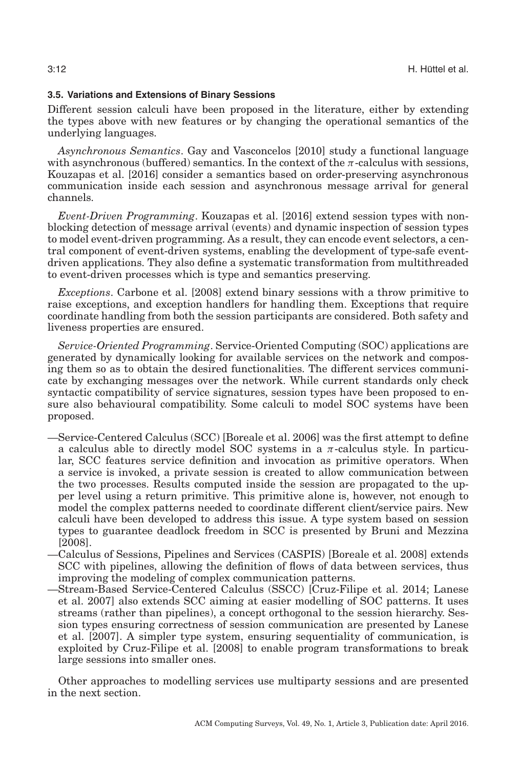### 3.5. Variations and Extensions of Binary Sessions

Different session calculi have been proposed in the literature, either by extending the types above with new features or by changing the operational semantics of the underlying languages.

*Asynchronous Semantics*. Gay and Vasconcelos [2010] study a functional language with asynchronous (buffered) semantics. In the context of the $\pi$-calculus with sessions, Kouzapas et al. [2016] consider a semantics based on order-preserving asynchronous communication inside each session and asynchronous message arrival for general channels.

*Event-Driven Programming*. Kouzapas et al. [2016] extend session types with non-blocking detection of message arrival (events) and dynamic inspection of session types to model event-driven programming. As a result, they can encode event selectors, a central component of event-driven systems, enabling the development of type-safe event-driven applications. They also define a systematic transformation from multithreaded to event-driven processes which is type and semantics preserving.

*Exceptions*. Carbone et al. [2008] extend binary sessions with a throw primitive to raise exceptions, and exception handlers for handling them. Exceptions that require coordinate handling from both the session participants are considered. Both safety and liveness properties are ensured.

*Service-Oriented Programming*. Service-Oriented Computing (SOC) applications are generated by dynamically looking for available services on the network and composing them so as to obtain the desired functionalities. The different services communicate by exchanging messages over the network. While current standards only check syntactic compatibility of service signatures, session types have been proposed to ensure also behavioural compatibility. Some calculi to model SOC systems have been proposed.

—Service-Centered Calculus (SCC) [Boreale et al. 2006] was the first attempt to define a calculus able to directly model SOC systems in a $\pi$-calculus style. In particular, SCC features service definition and invocation as primitive operators. When a service is invoked, a private session is created to allow communication between the two processes. Results computed inside the session are propagated to the upper level using a return primitive. This primitive alone is, however, not enough to model the complex patterns needed to coordinate different client/service pairs. New calculi have been developed to address this issue. A type system based on session types to guarantee deadlock freedom in SCC is presented by Bruni and Mezzina [2008].

—Calculus of Sessions, Pipelines and Services (CASPIS) [Boreale et al. 2008] extends SCC with pipelines, allowing the definition of flows of data between services, thus improving the modeling of complex communication patterns.

—Stream-Based Service-Centered Calculus (SSCC) [Cruz-Filipe et al. 2014; Lanese et al. 2007] also extends SCC aiming at easier modelling of SOC patterns. It uses streams (rather than pipelines), a concept orthogonal to the session hierarchy. Session types ensuring correctness of session communication are presented by Lanese et al. [2007]. A simpler type system, ensuring sequentiality of communication, is exploited by Cruz-Filipe et al. [2008] to enable program transformations to break large sessions into smaller ones.

Other approaches to modelling services use multiparty sessions and are presented in the next section.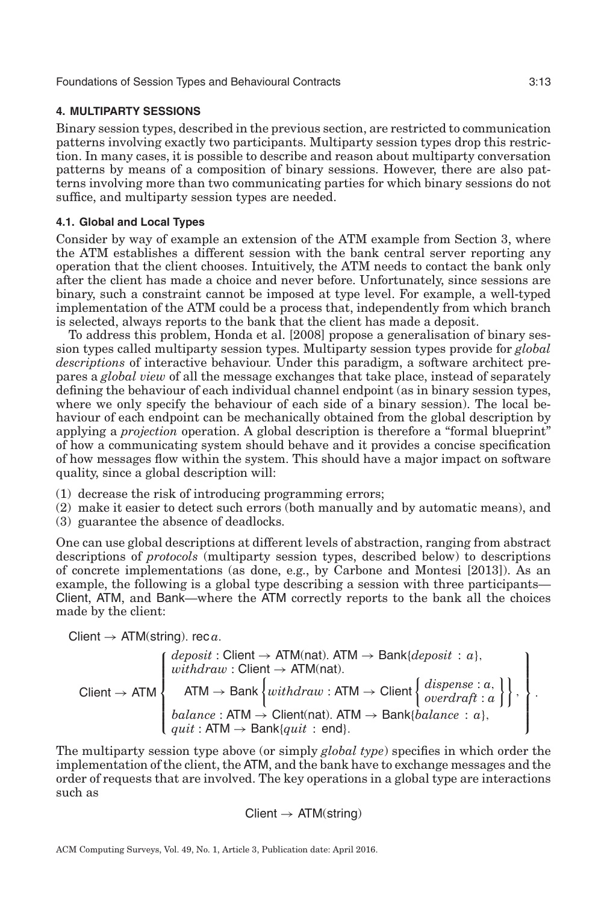## 4. MULTIPARTY SESSIONS

Binary session types, described in the previous section, are restricted to communication patterns involving exactly two participants. Multiparty session types drop this restriction. In many cases, it is possible to describe and reason about multiparty conversation patterns by means of a composition of binary sessions. However, there are also patterns involving more than two communicating parties for which binary sessions do not suffice, and multiparty session types are needed.

### 4.1. Global and Local Types

Consider by way of example an extension of the ATM example from Section 3, where the ATM establishes a different session with the bank central server reporting any operation that the client chooses. Intuitively, the ATM needs to contact the bank only after the client has made a choice and never before. Unfortunately, since sessions are binary, such a constraint cannot be imposed at type level. For example, a well-typed implementation of the ATM could be a process that, independently from which branch is selected, always reports to the bank that the client has made a deposit.

To address this problem, Honda et al. [2008] propose a generalisation of binary session types called multiparty session types. Multiparty session types provide for *global descriptions* of interactive behaviour. Under this paradigm, a software architect prepares a *global view* of all the message exchanges that take place, instead of separately defining the behaviour of each individual channel endpoint (as in binary session types, where we only specify the behaviour of each side of a binary session). The local behaviour of each endpoint can be mechanically obtained from the global description by applying a *projection* operation. A global description is therefore a "formal blueprint" of how a communicating system should behave and it provides a concise specification of how messages flow within the system. This should have a major impact on software quality, since a global description will:

(1) decrease the risk of introducing programming errors;
(2) make it easier to detect such errors (both manually and by automatic means), and
(3) guarantee the absence of deadlocks.

One can use global descriptions at different levels of abstraction, ranging from abstract descriptions of *protocols* (multiparty session types, described below) to descriptions of concrete implementations (as done, e.g., by Carbone and Montesi [2013]). As an example, the following is a global type describing a session with three participants—Client, ATM, and Bank—where the ATM correctly reports to the bank all the choices made by the client:

$$
\begin{array}{l}
\mathsf{Client} \to \mathsf{ATM}(\mathsf{string}).\ \mathsf{rec}\, a. \\
\mathsf{Client} \to \mathsf{ATM} \left\{ \begin{array}{l}
\mathit{deposit} : \mathsf{Client} \to \mathsf{ATM}(\mathsf{nat}).\ \mathsf{ATM} \to \mathsf{Bank}\{\mathit{deposit} : a\}, \\
\mathit{withdraw} : \mathsf{Client} \to \mathsf{ATM}(\mathsf{nat}). \\
\quad \mathsf{ATM} \to \mathsf{Bank} \left\{ \mathit{withdraw} : \mathsf{ATM} \to \mathsf{Client} \left\{ \begin{array}{l} \mathit{dispense} : a, \\ \mathit{overdraft} : a \end{array} \right\} \right\}, \\
\mathit{balance} : \mathsf{ATM} \to \mathsf{Client}(\mathsf{nat}).\ \mathsf{ATM} \to \mathsf{Bank}\{\mathit{balance} : a\}, \\
\mathit{quit} : \mathsf{ATM} \to \mathsf{Bank}\{\mathit{quit} : \mathsf{end}\}.
\end{array} \right\}.
\end{array}
$$

The multiparty session type above (or simply *global type*) specifies in which order the implementation of the client, the ATM, and the bank have to exchange messages and the order of requests that are involved. The key operations in a global type are interactions such as

$$\mathsf{Client} \to \mathsf{ATM}(\mathsf{string})$$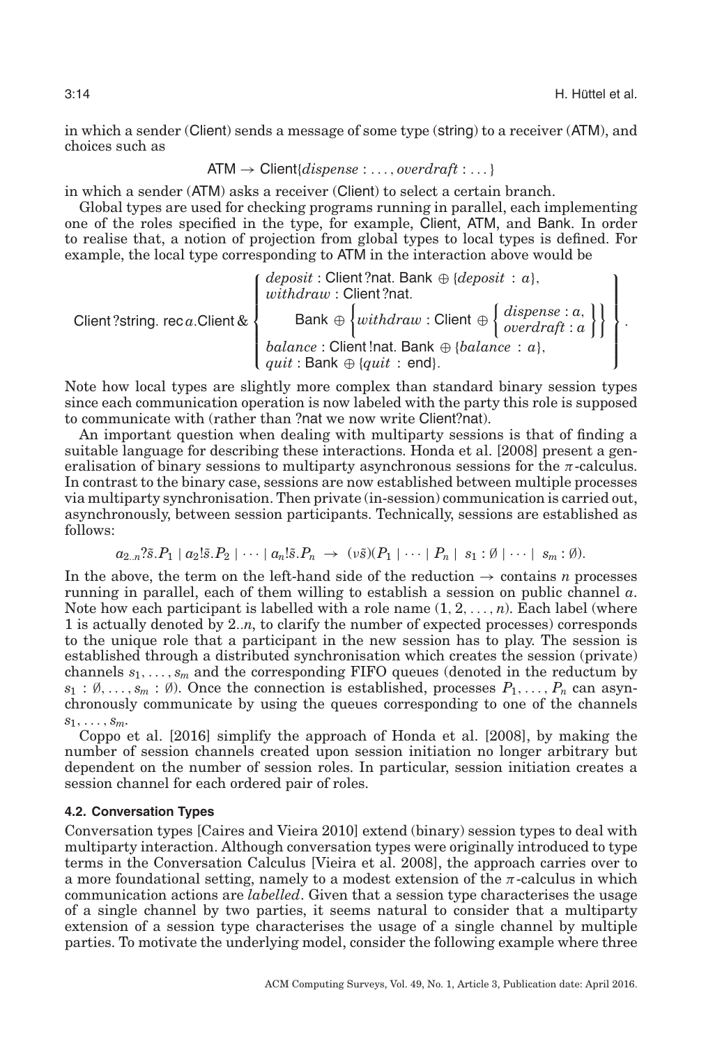in which a sender (Client) sends a message of some type (string) to a receiver (ATM), and choices such as

$$\mathsf{ATM} \to \mathsf{Client}\{\mathit{dispense} : \ldots, \mathit{overdraft} : \ldots\}$$

in which a sender (ATM) asks a receiver (Client) to select a certain branch.

Global types are used for checking programs running in parallel, each implementing one of the roles specified in the type, for example, Client, ATM, and Bank. In order to realise that, a notion of projection from global types to local types is defined. For example, the local type corresponding to ATM in the interaction above would be

$$\mathsf{Client}\,?\mathsf{string}.\ \mathsf{rec}\,a.\mathsf{Client}\,\&\left\{\begin{array}{l} \mathit{deposit} : \mathsf{Client}\,?\mathsf{nat}.\ \mathsf{Bank} \oplus \{\mathit{deposit} : a\}, \\ \mathit{withdraw} : \mathsf{Client}\,?\mathsf{nat}. \\ \qquad \mathsf{Bank} \oplus \left\{\mathit{withdraw} : \mathsf{Client} \oplus \left\{\begin{array}{l}\mathit{dispense} : a, \\ \mathit{overdraft} : a\end{array}\right\}\right\} \\ \mathit{balance} : \mathsf{Client}\,!\mathsf{nat}.\ \mathsf{Bank} \oplus \{\mathit{balance} : a\}, \\ \mathit{quit} : \mathsf{Bank} \oplus \{\mathit{quit} : \mathsf{end}\}. \end{array}\right\}.$$

Note how local types are slightly more complex than standard binary session types since each communication operation is now labeled with the party this role is supposed to communicate with (rather than ?nat we now write Client?nat).

An important question when dealing with multiparty sessions is that of finding a suitable language for describing these interactions. Honda et al. [2008] present a generalisation of binary sessions to multiparty asynchronous sessions for the $\pi$-calculus. In contrast to the binary case, sessions are now established between multiple processes via multiparty synchronisation. Then private (in-session) communication is carried out, asynchronously, between session participants. Technically, sessions are established as follows:

$$a_{2..n}?\tilde{s}.P_1 \mid a_2!\tilde{s}.P_2 \mid \cdots \mid a_n!\tilde{s}.P_n \ \to\ (\nu\tilde{s})(P_1 \mid \cdots \mid P_n \mid\ s_1 : \emptyset \mid \cdots \mid\ s_m : \emptyset).$$

In the above, the term on the left-hand side of the reduction $\to$ contains $n$ processes running in parallel, each of them willing to establish a session on public channel $a$. Note how each participant is labelled with a role name $(1, 2, \ldots, n)$. Each label (where 1 is actually denoted by $2..n$, to clarify the number of expected processes) corresponds to the unique role that a participant in the new session has to play. The session is established through a distributed synchronisation which creates the session (private) channels $s_1, \ldots, s_m$ and the corresponding FIFO queues (denoted in the reductum by $s_1 : \emptyset, \ldots, s_m : \emptyset$). Once the connection is established, processes $P_1, \ldots, P_n$ can asynchronously communicate by using the queues corresponding to one of the channels $s_1, \ldots, s_m$.

Coppo et al. [2016] simplify the approach of Honda et al. [2008], by making the number of session channels created upon session initiation no longer arbitrary but dependent on the number of session roles. In particular, session initiation creates a session channel for each ordered pair of roles.

### 4.2. Conversation Types

Conversation types [Caires and Vieira 2010] extend (binary) session types to deal with multiparty interaction. Although conversation types were originally introduced to type terms in the Conversation Calculus [Vieira et al. 2008], the approach carries over to a more foundational setting, namely to a modest extension of the $\pi$-calculus in which communication actions are *labelled*. Given that a session type characterises the usage of a single channel by two parties, it seems natural to consider that a multiparty extension of a session type characterises the usage of a single channel by multiple parties. To motivate the underlying model, consider the following example where three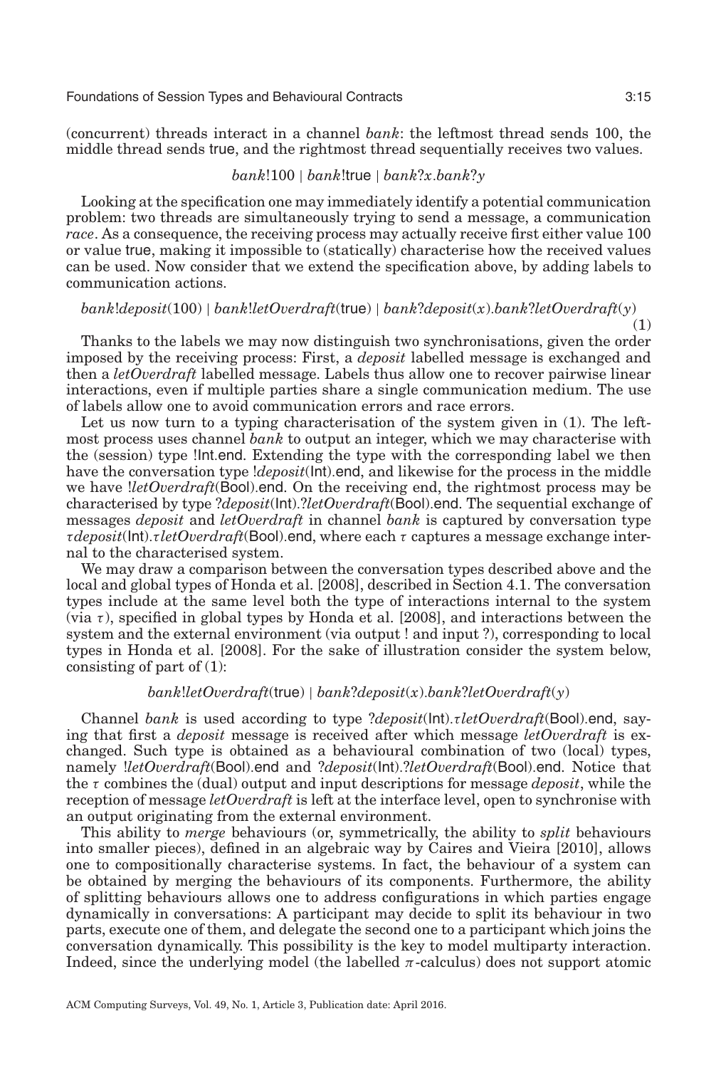(concurrent) threads interact in a channel *bank*: the leftmost thread sends 100, the middle thread sends true, and the rightmost thread sequentially receives two values.

$$bank!100 \mid bank!\mathsf{true} \mid bank?x.bank?y$$

Looking at the specification one may immediately identify a potential communication problem: two threads are simultaneously trying to send a message, a communication *race*. As a consequence, the receiving process may actually receive first either value 100 or value true, making it impossible to (statically) characterise how the received values can be used. Now consider that we extend the specification above, by adding labels to communication actions.

$$bank!deposit(100) \mid bank!letOverdraft(\mathsf{true}) \mid bank?deposit(x).bank?letOverdraft(y) \tag{1}$$

Thanks to the labels we may now distinguish two synchronisations, given the order imposed by the receiving process: First, a *deposit* labelled message is exchanged and then a *letOverdraft* labelled message. Labels thus allow one to recover pairwise linear interactions, even if multiple parties share a single communication medium. The use of labels allow one to avoid communication errors and race errors.

Let us now turn to a typing characterisation of the system given in (1). The leftmost process uses channel *bank* to output an integer, which we may characterise with the (session) type $!\mathsf{Int}.\mathsf{end}$. Extending the type with the corresponding label we then have the conversation type $!deposit(\mathsf{Int}).\mathsf{end}$, and likewise for the process in the middle we have $!letOverdraft(\mathsf{Bool}).\mathsf{end}$. On the receiving end, the rightmost process may be characterised by type $?deposit(\mathsf{Int}).?letOverdraft(\mathsf{Bool}).\mathsf{end}$. The sequential exchange of messages *deposit* and *letOverdraft* in channel *bank* is captured by conversation type $\tau deposit(\mathsf{Int}).\tau letOverdraft(\mathsf{Bool}).\mathsf{end}$, where each $\tau$ captures a message exchange internal to the characterised system.

We may draw a comparison between the conversation types described above and the local and global types of Honda et al. [2008], described in Section 4.1. The conversation types include at the same level both the type of interactions internal to the system (via $\tau$), specified in global types by Honda et al. [2008], and interactions between the system and the external environment (via output ! and input ?), corresponding to local types in Honda et al. [2008]. For the sake of illustration consider the system below, consisting of part of (1):

$$bank!letOverdraft(\mathsf{true}) \mid bank?deposit(x).bank?letOverdraft(y)$$

Channel *bank* is used according to type $?deposit(\mathsf{Int}).\tau letOverdraft(\mathsf{Bool}).\mathsf{end}$, saying that first a *deposit* message is received after which message *letOverdraft* is exchanged. Such type is obtained as a behavioural combination of two (local) types, namely $!letOverdraft(\mathsf{Bool}).\mathsf{end}$ and $?deposit(\mathsf{Int}).?letOverdraft(\mathsf{Bool}).\mathsf{end}$. Notice that the $\tau$ combines the (dual) output and input descriptions for message *deposit*, while the reception of message *letOverdraft* is left at the interface level, open to synchronise with an output originating from the external environment.

This ability to *merge* behaviours (or, symmetrically, the ability to *split* behaviours into smaller pieces), defined in an algebraic way by Caires and Vieira [2010], allows one to compositionally characterise systems. In fact, the behaviour of a system can be obtained by merging the behaviours of its components. Furthermore, the ability of splitting behaviours allows one to address configurations in which parties engage dynamically in conversations: A participant may decide to split its behaviour in two parts, execute one of them, and delegate the second one to a participant which joins the conversation dynamically. This possibility is the key to model multiparty interaction. Indeed, since the underlying model (the labelled $\pi$-calculus) does not support atomic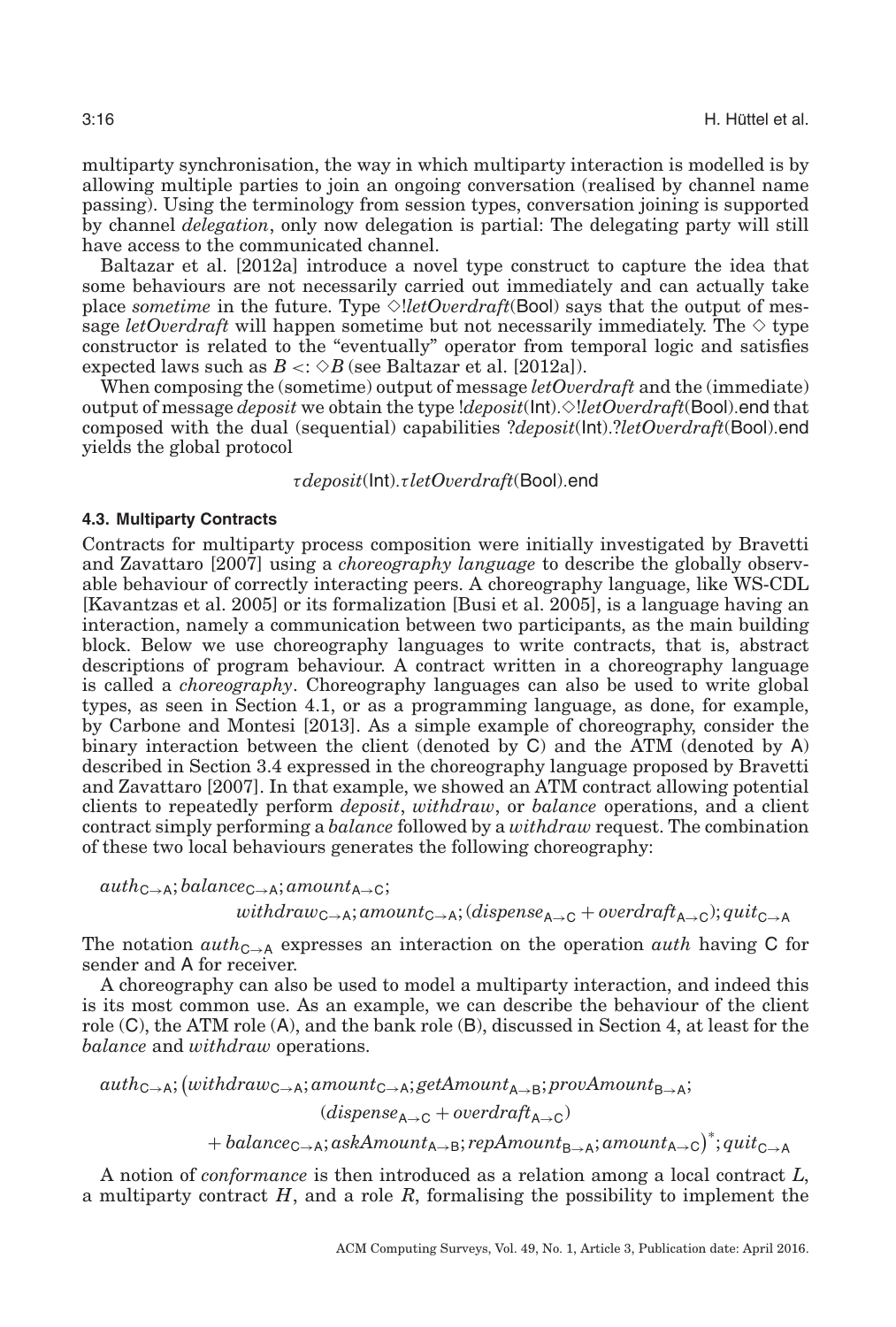multiparty synchronisation, the way in which multiparty interaction is modelled is by allowing multiple parties to join an ongoing conversation (realised by channel name passing). Using the terminology from session types, conversation joining is supported by channel *delegation*, only now delegation is partial: The delegating party will still have access to the communicated channel.

Baltazar et al. [2012a] introduce a novel type construct to capture the idea that some behaviours are not necessarily carried out immediately and can actually take place *sometime* in the future. Type $\Diamond!letOverdraft(\mathsf{Bool})$ says that the output of message *letOverdraft* will happen sometime but not necessarily immediately. The $\Diamond$ type constructor is related to the "eventually" operator from temporal logic and satisfies expected laws such as $B <: \Diamond B$ (see Baltazar et al. [2012a]).

When composing the (sometime) output of message *letOverdraft* and the (immediate) output of message *deposit* we obtain the type $!deposit(\mathsf{Int}).\Diamond!letOverdraft(\mathsf{Bool}).\mathsf{end}$ that composed with the dual (sequential) capabilities $?deposit(\mathsf{Int}).?letOverdraft(\mathsf{Bool}).\mathsf{end}$ yields the global protocol

$$\tau deposit(\mathsf{Int}).\tau letOverdraft(\mathsf{Bool}).\mathsf{end}$$

### 4.3. Multiparty Contracts

Contracts for multiparty process composition were initially investigated by Bravetti and Zavattaro [2007] using a *choreography language* to describe the globally observable behaviour of correctly interacting peers. A choreography language, like WS-CDL [Kavantzas et al. 2005] or its formalization [Busi et al. 2005], is a language having an interaction, namely a communication between two participants, as the main building block. Below we use choreography languages to write contracts, that is, abstract descriptions of program behaviour. A contract written in a choreography language is called a *choreography*. Choreography languages can also be used to write global types, as seen in Section 4.1, or as a programming language, as done, for example, by Carbone and Montesi [2013]. As a simple example of choreography, consider the binary interaction between the client (denoted by C) and the ATM (denoted by A) described in Section 3.4 expressed in the choreography language proposed by Bravetti and Zavattaro [2007]. In that example, we showed an ATM contract allowing potential clients to repeatedly perform *deposit*, *withdraw*, or *balance* operations, and a client contract simply performing a *balance* followed by a *withdraw* request. The combination of these two local behaviours generates the following choreography:

$$auth_{\mathsf{C}\to\mathsf{A}}; balance_{\mathsf{C}\to\mathsf{A}}; amount_{\mathsf{A}\to\mathsf{C}};$$
$$withdraw_{\mathsf{C}\to\mathsf{A}}; amount_{\mathsf{C}\to\mathsf{A}}; (dispense_{\mathsf{A}\to\mathsf{C}} + overdraft_{\mathsf{A}\to\mathsf{C}}); quit_{\mathsf{C}\to\mathsf{A}}$$

The notation $auth_{\mathsf{C}\to\mathsf{A}}$ expresses an interaction on the operation *auth* having C for sender and A for receiver.

A choreography can also be used to model a multiparty interaction, and indeed this is its most common use. As an example, we can describe the behaviour of the client role (C), the ATM role (A), and the bank role (B), discussed in Section 4, at least for the *balance* and *withdraw* operations.

$$auth_{\mathsf{C}\to\mathsf{A}}; \big(withdraw_{\mathsf{C}\to\mathsf{A}}; amount_{\mathsf{C}\to\mathsf{A}}; getAmount_{\mathsf{A}\to\mathsf{B}}; provAmount_{\mathsf{B}\to\mathsf{A}};$$
$$(dispense_{\mathsf{A}\to\mathsf{C}} + overdraft_{\mathsf{A}\to\mathsf{C}})$$
$$+ balance_{\mathsf{C}\to\mathsf{A}}; askAmount_{\mathsf{A}\to\mathsf{B}}; repAmount_{\mathsf{B}\to\mathsf{A}}; amount_{\mathsf{A}\to\mathsf{C}}\big)^{*}; quit_{\mathsf{C}\to\mathsf{A}}$$

A notion of *conformance* is then introduced as a relation among a local contract $L$, a multiparty contract $H$, and a role $R$, formalising the possibility to implement the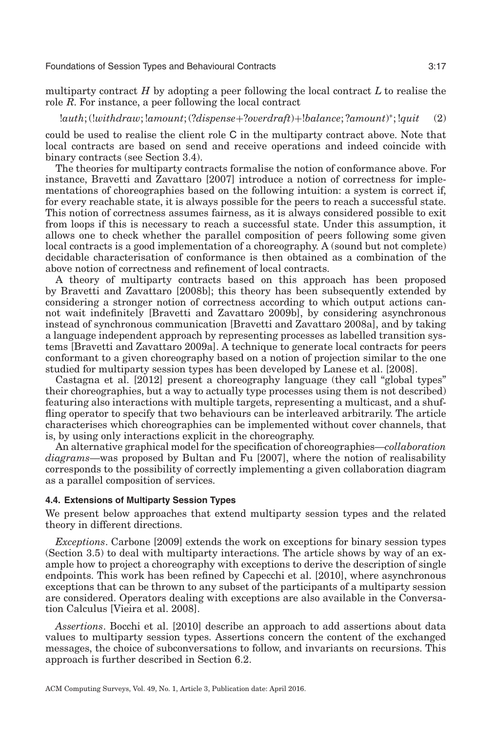multiparty contract $H$ by adopting a peer following the local contract $L$ to realise the role $R$. For instance, a peer following the local contract

$$!auth; (!withdraw; !amount; (?dispense + ?overdraft) + !balance; ?amount)^{*}; !quit \quad (2)$$

could be used to realise the client role C in the multiparty contract above. Note that local contracts are based on send and receive operations and indeed coincide with binary contracts (see Section 3.4).

The theories for multiparty contracts formalise the notion of conformance above. For instance, Bravetti and Zavattaro [2007] introduce a notion of correctness for implementations of choreographies based on the following intuition: a system is correct if, for every reachable state, it is always possible for the peers to reach a successful state. This notion of correctness assumes fairness, as it is always considered possible to exit from loops if this is necessary to reach a successful state. Under this assumption, it allows one to check whether the parallel composition of peers following some given local contracts is a good implementation of a choreography. A (sound but not complete) decidable characterisation of conformance is then obtained as a combination of the above notion of correctness and refinement of local contracts.

A theory of multiparty contracts based on this approach has been proposed by Bravetti and Zavattaro [2008b]; this theory has been subsequently extended by considering a stronger notion of correctness according to which output actions cannot wait indefinitely [Bravetti and Zavattaro 2009b], by considering asynchronous instead of synchronous communication [Bravetti and Zavattaro 2008a], and by taking a language independent approach by representing processes as labelled transition systems [Bravetti and Zavattaro 2009a]. A technique to generate local contracts for peers conformant to a given choreography based on a notion of projection similar to the one studied for multiparty session types has been developed by Lanese et al. [2008].

Castagna et al. [2012] present a choreography language (they call "global types" their choreographies, but a way to actually type processes using them is not described) featuring also interactions with multiple targets, representing a multicast, and a shuffling operator to specify that two behaviours can be interleaved arbitrarily. The article characterises which choreographies can be implemented without cover channels, that is, by using only interactions explicit in the choreography.

An alternative graphical model for the specification of choreographies—*collaboration diagrams*—was proposed by Bultan and Fu [2007], where the notion of realisability corresponds to the possibility of correctly implementing a given collaboration diagram as a parallel composition of services.

### 4.4. Extensions of Multiparty Session Types

We present below approaches that extend multiparty session types and the related theory in different directions.

*Exceptions*. Carbone [2009] extends the work on exceptions for binary session types (Section 3.5) to deal with multiparty interactions. The article shows by way of an example how to project a choreography with exceptions to derive the description of single endpoints. This work has been refined by Capecchi et al. [2010], where asynchronous exceptions that can be thrown to any subset of the participants of a multiparty session are considered. Operators dealing with exceptions are also available in the Conversation Calculus [Vieira et al. 2008].

*Assertions*. Bocchi et al. [2010] describe an approach to add assertions about data values to multiparty session types. Assertions concern the content of the exchanged messages, the choice of subconversations to follow, and invariants on recursions. This approach is further described in Section 6.2.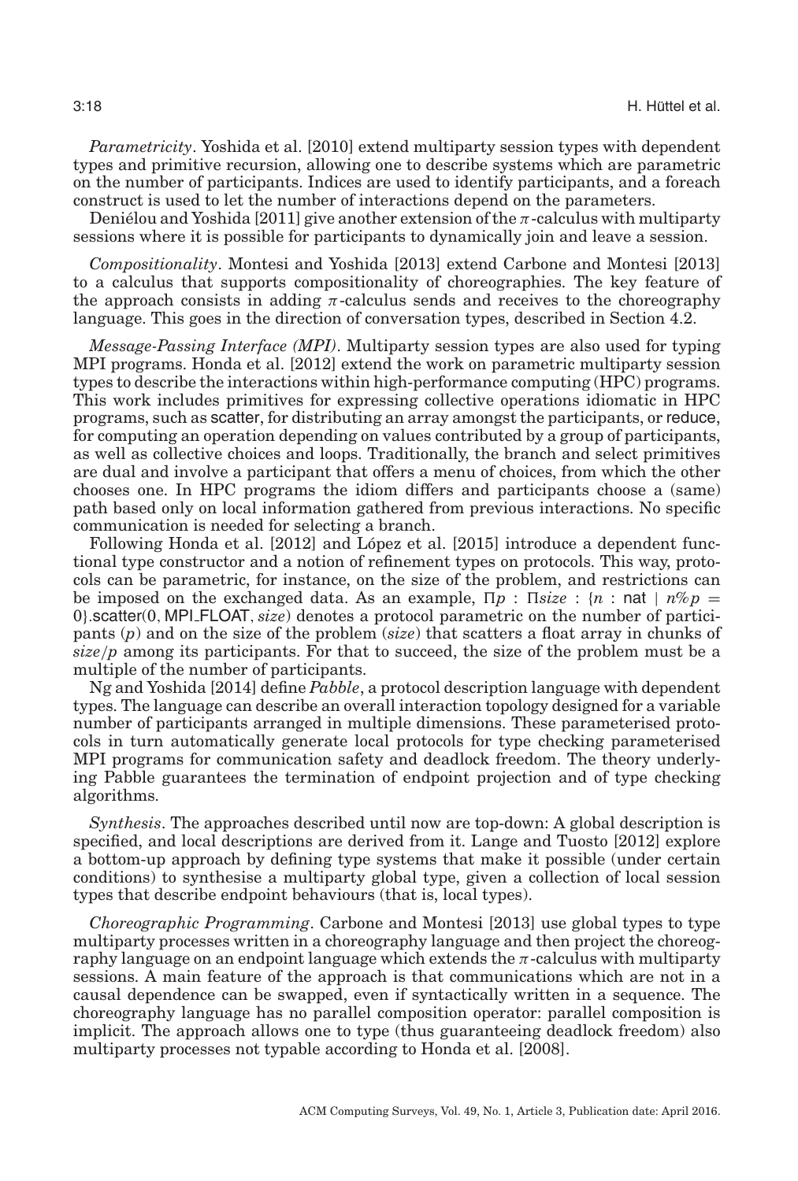*Parametricity*. Yoshida et al. [2010] extend multiparty session types with dependent types and primitive recursion, allowing one to describe systems which are parametric on the number of participants. Indices are used to identify participants, and a foreach construct is used to let the number of interactions depend on the parameters.

Deniélou and Yoshida [2011] give another extension of the $\pi$-calculus with multiparty sessions where it is possible for participants to dynamically join and leave a session.

*Compositionality*. Montesi and Yoshida [2013] extend Carbone and Montesi [2013] to a calculus that supports compositionality of choreographies. The key feature of the approach consists in adding $\pi$-calculus sends and receives to the choreography language. This goes in the direction of conversation types, described in Section 4.2.

*Message-Passing Interface (MPI)*. Multiparty session types are also used for typing MPI programs. Honda et al. [2012] extend the work on parametric multiparty session types to describe the interactions within high-performance computing (HPC) programs. This work includes primitives for expressing collective operations idiomatic in HPC programs, such as scatter, for distributing an array amongst the participants, or reduce, for computing an operation depending on values contributed by a group of participants, as well as collective choices and loops. Traditionally, the branch and select primitives are dual and involve a participant that offers a menu of choices, from which the other chooses one. In HPC programs the idiom differs and participants choose a (same) path based only on local information gathered from previous interactions. No specific communication is needed for selecting a branch.

Following Honda et al. [2012] and López et al. [2015] introduce a dependent functional type constructor and a notion of refinement types on protocols. This way, protocols can be parametric, for instance, on the size of the problem, and restrictions can be imposed on the exchanged data. As an example, $\Pi p : \Pi size : \{n : \mathsf{nat} \mid n\%p = 0\}.\mathsf{scatter}(0, \mathsf{MPI\_FLOAT}, size)$ denotes a protocol parametric on the number of participants ($p$) and on the size of the problem ($size$) that scatters a float array in chunks of $size/p$ among its participants. For that to succeed, the size of the problem must be a multiple of the number of participants.

Ng and Yoshida [2014] define *Pabble*, a protocol description language with dependent types. The language can describe an overall interaction topology designed for a variable number of participants arranged in multiple dimensions. These parameterised protocols in turn automatically generate local protocols for type checking parameterised MPI programs for communication safety and deadlock freedom. The theory underlying Pabble guarantees the termination of endpoint projection and of type checking algorithms.

*Synthesis*. The approaches described until now are top-down: A global description is specified, and local descriptions are derived from it. Lange and Tuosto [2012] explore a bottom-up approach by defining type systems that make it possible (under certain conditions) to synthesise a multiparty global type, given a collection of local session types that describe endpoint behaviours (that is, local types).

*Choreographic Programming*. Carbone and Montesi [2013] use global types to type multiparty processes written in a choreography language and then project the choreography language on an endpoint language which extends the $\pi$-calculus with multiparty sessions. A main feature of the approach is that communications which are not in a causal dependence can be swapped, even if syntactically written in a sequence. The choreography language has no parallel composition operator: parallel composition is implicit. The approach allows one to type (thus guaranteeing deadlock freedom) also multiparty processes not typable according to Honda et al. [2008].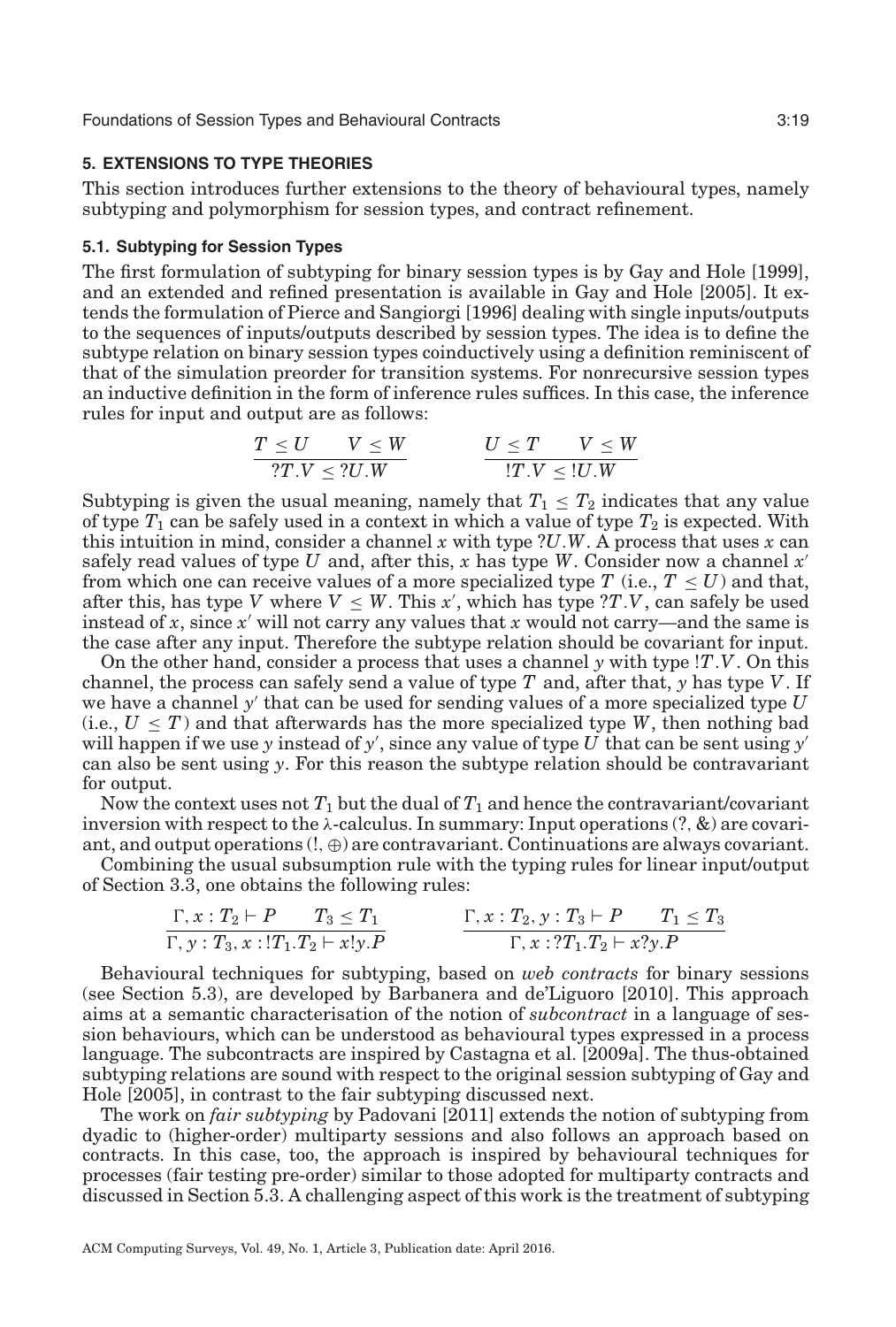## 5. EXTENSIONS TO TYPE THEORIES

This section introduces further extensions to the theory of behavioural types, namely subtyping and polymorphism for session types, and contract refinement.

### 5.1. Subtyping for Session Types

The first formulation of subtyping for binary session types is by Gay and Hole [1999], and an extended and refined presentation is available in Gay and Hole [2005]. It extends the formulation of Pierce and Sangiorgi [1996] dealing with single inputs/outputs to the sequences of inputs/outputs described by session types. The idea is to define the subtype relation on binary session types coinductively using a definition reminiscent of that of the simulation preorder for transition systems. For nonrecursive session types an inductive definition in the form of inference rules suffices. In this case, the inference rules for input and output are as follows:

$$\frac{T \leq U \qquad V \leq W}{?T.V \leq ?U.W} \qquad\qquad \frac{U \leq T \qquad V \leq W}{!T.V \leq !U.W}$$

Subtyping is given the usual meaning, namely that $T_1 \leq T_2$ indicates that any value of type $T_1$ can be safely used in a context in which a value of type $T_2$ is expected. With this intuition in mind, consider a channel $x$ with type $?U.W$. A process that uses $x$ can safely read values of type $U$ and, after this, $x$ has type $W$. Consider now a channel $x'$ from which one can receive values of a more specialized type $T$ (i.e., $T \leq U$) and that, after this, has type $V$ where $V \leq W$. This $x'$, which has type $?T.V$, can safely be used instead of $x$, since $x'$ will not carry any values that $x$ would not carry—and the same is the case after any input. Therefore the subtype relation should be covariant for input.

On the other hand, consider a process that uses a channel $y$ with type $!T.V$. On this channel, the process can safely send a value of type $T$ and, after that, $y$ has type $V$. If we have a channel $y'$ that can be used for sending values of a more specialized type $U$ (i.e., $U \leq T$) and that afterwards has the more specialized type $W$, then nothing bad will happen if we use $y$ instead of $y'$, since any value of type $U$ that can be sent using $y'$ can also be sent using $y$. For this reason the subtype relation should be contravariant for output.

Now the context uses not $T_1$ but the dual of $T_1$ and hence the contravariant/covariant inversion with respect to the λ-calculus. In summary: Input operations ($?$, $\&$) are covariant, and output operations ($!$, $\oplus$) are contravariant. Continuations are always covariant.

Combining the usual subsumption rule with the typing rules for linear input/output of Section 3.3, one obtains the following rules:

$$\frac{\Gamma, x : T_2 \vdash P \qquad T_3 \leq T_1}{\Gamma, y : T_3, x : !T_1.T_2 \vdash x!y.P} \qquad\qquad \frac{\Gamma, x : T_2, y : T_3 \vdash P \qquad T_1 \leq T_3}{\Gamma, x : ?T_1.T_2 \vdash x?y.P}$$

Behavioural techniques for subtyping, based on *web contracts* for binary sessions (see Section 5.3), are developed by Barbanera and de'Liguoro [2010]. This approach aims at a semantic characterisation of the notion of *subcontract* in a language of session behaviours, which can be understood as behavioural types expressed in a process language. The subcontracts are inspired by Castagna et al. [2009a]. The thus-obtained subtyping relations are sound with respect to the original session subtyping of Gay and Hole [2005], in contrast to the fair subtyping discussed next.

The work on *fair subtyping* by Padovani [2011] extends the notion of subtyping from dyadic to (higher-order) multiparty sessions and also follows an approach based on contracts. In this case, too, the approach is inspired by behavioural techniques for processes (fair testing pre-order) similar to those adopted for multiparty contracts and discussed in Section 5.3. A challenging aspect of this work is the treatment of subtyping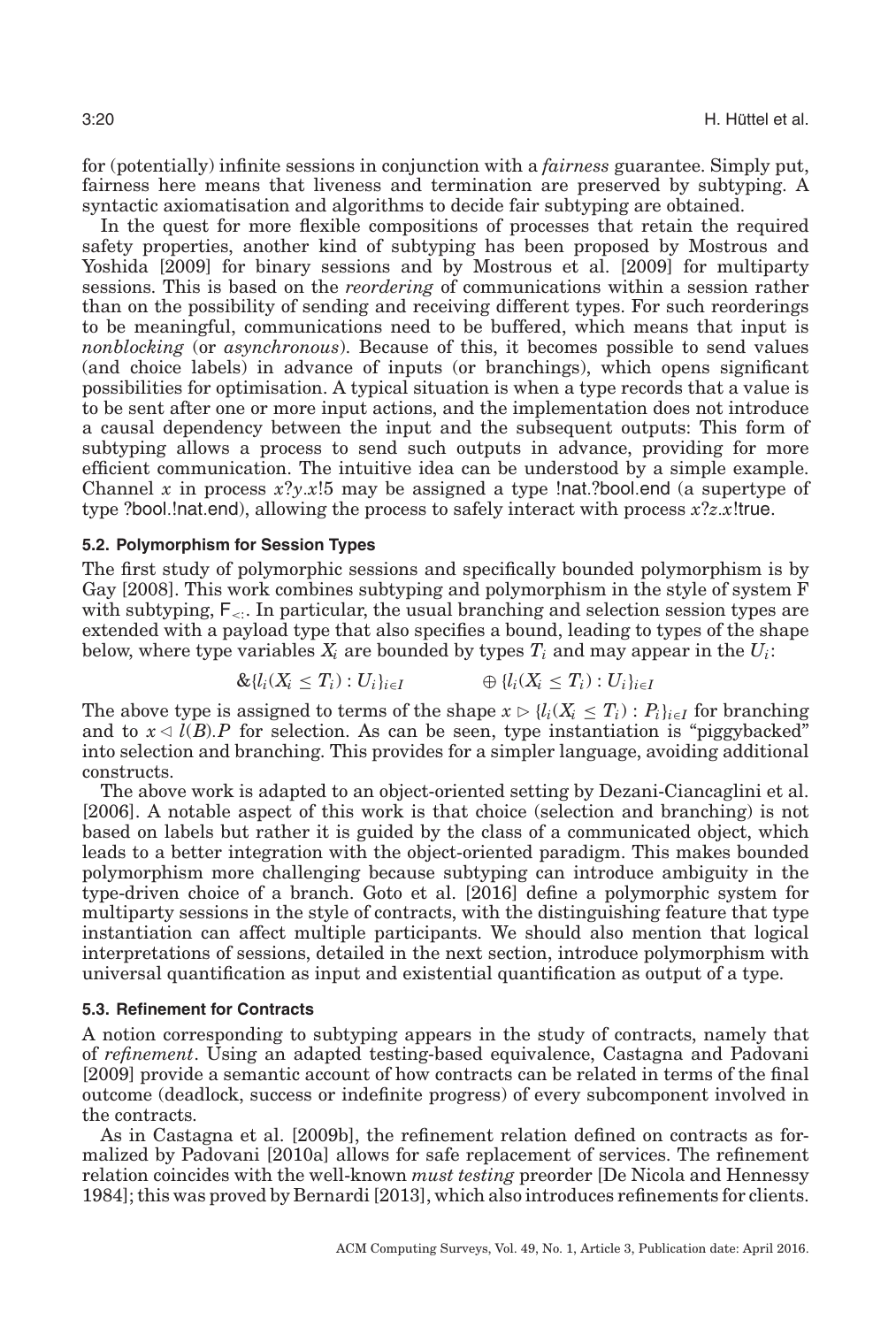for (potentially) infinite sessions in conjunction with a *fairness* guarantee. Simply put, fairness here means that liveness and termination are preserved by subtyping. A syntactic axiomatisation and algorithms to decide fair subtyping are obtained.

In the quest for more flexible compositions of processes that retain the required safety properties, another kind of subtyping has been proposed by Mostrous and Yoshida [2009] for binary sessions and by Mostrous et al. [2009] for multiparty sessions. This is based on the *reordering* of communications within a session rather than on the possibility of sending and receiving different types. For such reorderings to be meaningful, communications need to be buffered, which means that input is *nonblocking* (or *asynchronous*). Because of this, it becomes possible to send values (and choice labels) in advance of inputs (or branchings), which opens significant possibilities for optimisation. A typical situation is when a type records that a value is to be sent after one or more input actions, and the implementation does not introduce a causal dependency between the input and the subsequent outputs: This form of subtyping allows a process to send such outputs in advance, providing for more efficient communication. The intuitive idea can be understood by a simple example. Channel $x$ in process $x?y.x!5$ may be assigned a type $!\mathsf{nat}.?\mathsf{bool}.\mathsf{end}$ (a supertype of type $?\mathsf{bool}.!\mathsf{nat}.\mathsf{end}$), allowing the process to safely interact with process $x?z.x!\mathsf{true}$.

### 5.2. Polymorphism for Session Types

The first study of polymorphic sessions and specifically bounded polymorphism is by Gay [2008]. This work combines subtyping and polymorphism in the style of system F with subtyping, $\mathsf{F}_{<:}$. In particular, the usual branching and selection session types are extended with a payload type that also specifies a bound, leading to types of the shape below, where type variables $X_i$ are bounded by types $T_i$ and may appear in the $U_i$:

$$\&\{l_i(X_i \leq T_i) : U_i\}_{i\in I} \qquad\qquad \oplus\,\{l_i(X_i \leq T_i) : U_i\}_{i\in I}$$

The above type is assigned to terms of the shape $x \triangleright \{l_i(X_i \leq T_i) : P_i\}_{i\in I}$ for branching and to $x \triangleleft l(B).P$ for selection. As can be seen, type instantiation is "piggybacked" into selection and branching. This provides for a simpler language, avoiding additional constructs.

The above work is adapted to an object-oriented setting by Dezani-Ciancaglini et al. [2006]. A notable aspect of this work is that choice (selection and branching) is not based on labels but rather it is guided by the class of a communicated object, which leads to a better integration with the object-oriented paradigm. This makes bounded polymorphism more challenging because subtyping can introduce ambiguity in the type-driven choice of a branch. Goto et al. [2016] define a polymorphic system for multiparty sessions in the style of contracts, with the distinguishing feature that type instantiation can affect multiple participants. We should also mention that logical interpretations of sessions, detailed in the next section, introduce polymorphism with universal quantification as input and existential quantification as output of a type.

### 5.3. Refinement for Contracts

A notion corresponding to subtyping appears in the study of contracts, namely that of *refinement*. Using an adapted testing-based equivalence, Castagna and Padovani [2009] provide a semantic account of how contracts can be related in terms of the final outcome (deadlock, success or indefinite progress) of every subcomponent involved in the contracts.

As in Castagna et al. [2009b], the refinement relation defined on contracts as formalized by Padovani [2010a] allows for safe replacement of services. The refinement relation coincides with the well-known *must testing* preorder [De Nicola and Hennessy 1984]; this was proved by Bernardi [2013], which also introduces refinements for clients.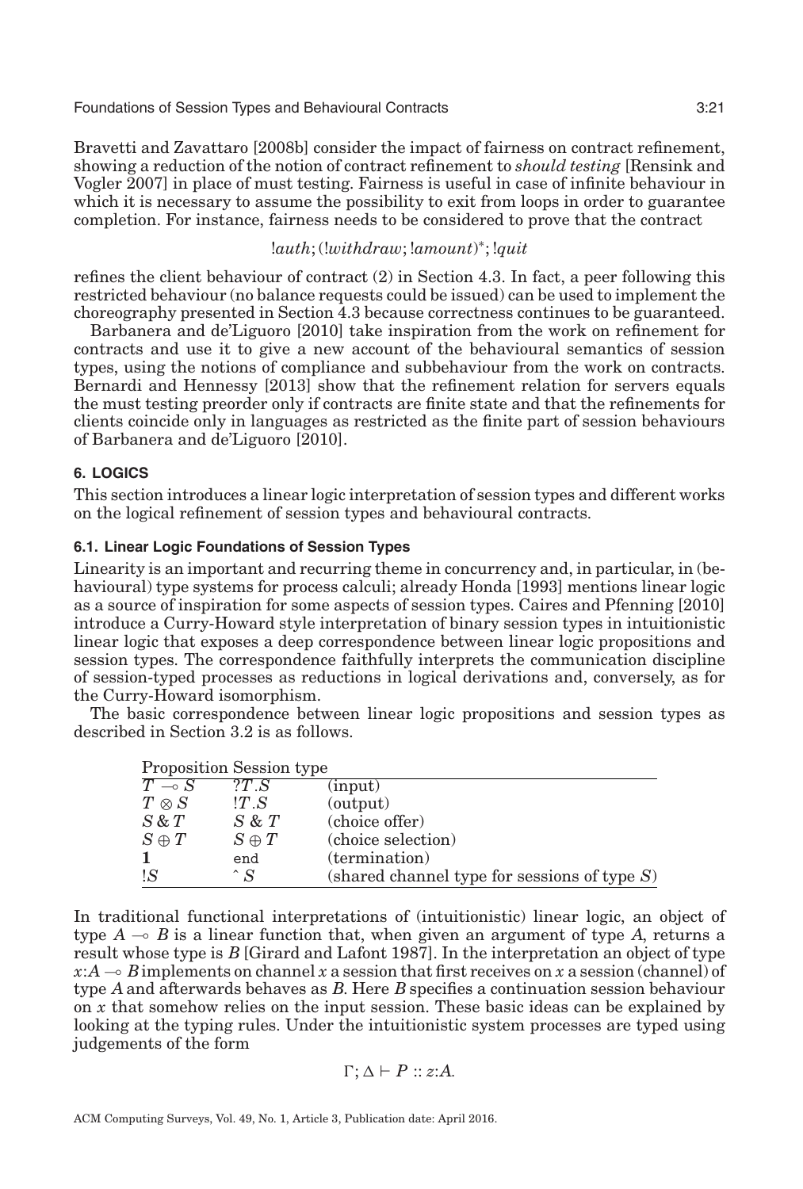Bravetti and Zavattaro [2008b] consider the impact of fairness on contract refinement, showing a reduction of the notion of contract refinement to *should testing* [Rensink and Vogler 2007] in place of must testing. Fairness is useful in case of infinite behaviour in which it is necessary to assume the possibility to exit from loops in order to guarantee completion. For instance, fairness needs to be considered to prove that the contract

$$!auth; (!withdraw; !amount)^*; !quit$$

refines the client behaviour of contract (2) in Section 4.3. In fact, a peer following this restricted behaviour (no balance requests could be issued) can be used to implement the choreography presented in Section 4.3 because correctness continues to be guaranteed.

Barbanera and de'Liguoro [2010] take inspiration from the work on refinement for contracts and use it to give a new account of the behavioural semantics of session types, using the notions of compliance and subbehaviour from the work on contracts. Bernardi and Hennessy [2013] show that the refinement relation for servers equals the must testing preorder only if contracts are finite state and that the refinements for clients coincide only in languages as restricted as the finite part of session behaviours of Barbanera and de'Liguoro [2010].

## 6. LOGICS

This section introduces a linear logic interpretation of session types and different works on the logical refinement of session types and behavioural contracts.

### 6.1. Linear Logic Foundations of Session Types

Linearity is an important and recurring theme in concurrency and, in particular, in (behavioural) type systems for process calculi; already Honda [1993] mentions linear logic as a source of inspiration for some aspects of session types. Caires and Pfenning [2010] introduce a Curry-Howard style interpretation of binary session types in intuitionistic linear logic that exposes a deep correspondence between linear logic propositions and session types. The correspondence faithfully interprets the communication discipline of session-typed processes as reductions in logical derivations and, conversely, as for the Curry-Howard isomorphism.

The basic correspondence between linear logic propositions and session types as described in Section 3.2 is as follows.

| Proposition | Session type | |
|---|---|---|
| $T \multimap S$ | $?T.S$ | (input) |
| $T \otimes S$ | $!T.S$ | (output) |
| $S \,\&\, T$ | $S \,\&\, T$ | (choice offer) |
| $S \oplus T$ | $S \oplus T$ | (choice selection) |
| $\mathbf{1}$ | $\mathtt{end}$ | (termination) |
| $!S$ | $\hat{}\ S$ | (shared channel type for sessions of type $S$) |

In traditional functional interpretations of (intuitionistic) linear logic, an object of type $A \multimap B$ is a linear function that, when given an argument of type $A$, returns a result whose type is $B$ [Girard and Lafont 1987]. In the interpretation an object of type $x{:}A \multimap B$ implements on channel $x$ a session that first receives on $x$ a session (channel) of type $A$ and afterwards behaves as $B$. Here $B$ specifies a continuation session behaviour on $x$ that somehow relies on the input session. These basic ideas can be explained by looking at the typing rules. Under the intuitionistic system processes are typed using judgements of the form

$$\Gamma; \Delta \vdash P :: z{:}A.$$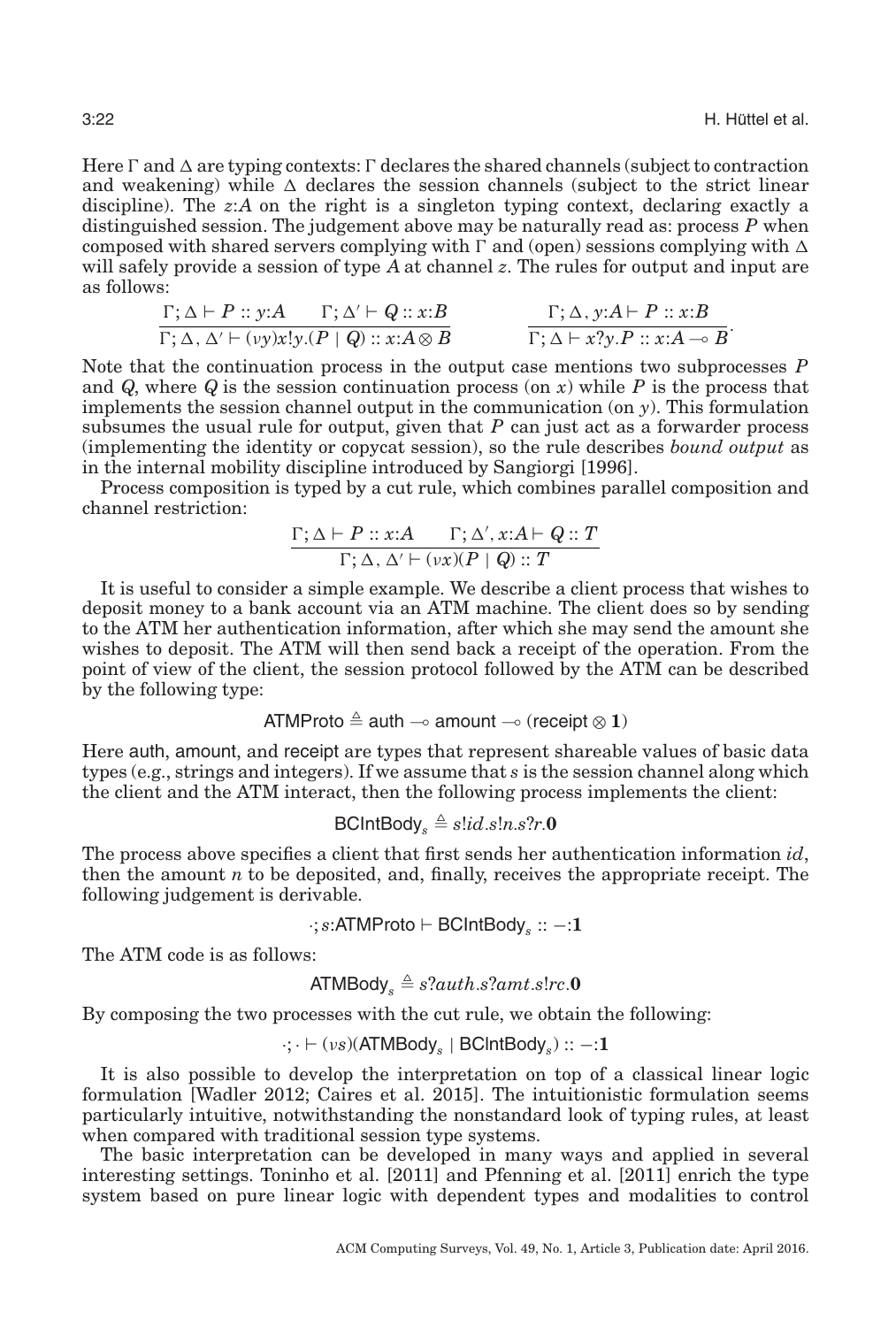Here $\Gamma$ and $\Delta$ are typing contexts: $\Gamma$ declares the shared channels (subject to contraction and weakening) while $\Delta$ declares the session channels (subject to the strict linear discipline). The $z{:}A$ on the right is a singleton typing context, declaring exactly a distinguished session. The judgement above may be naturally read as: process $P$ when composed with shared servers complying with $\Gamma$ and (open) sessions complying with $\Delta$ will safely provide a session of type $A$ at channel $z$. The rules for output and input are as follows:

$$\frac{\Gamma; \Delta \vdash P :: y{:}A \qquad \Gamma; \Delta' \vdash Q :: x{:}B}{\Gamma; \Delta, \Delta' \vdash (\nu y)x!y.(P \mid Q) :: x{:}A \otimes B} \qquad\qquad \frac{\Gamma; \Delta, y{:}A \vdash P :: x{:}B}{\Gamma; \Delta \vdash x?y.P :: x{:}A \multimap B}.$$

Note that the continuation process in the output case mentions two subprocesses $P$ and $Q$, where $Q$ is the session continuation process (on $x$) while $P$ is the process that implements the session channel output in the communication (on $y$). This formulation subsumes the usual rule for output, given that $P$ can just act as a forwarder process (implementing the identity or copycat session), so the rule describes *bound output* as in the internal mobility discipline introduced by Sangiorgi [1996].

Process composition is typed by a cut rule, which combines parallel composition and channel restriction:

$$\frac{\Gamma; \Delta \vdash P :: x{:}A \qquad \Gamma; \Delta', x{:}A \vdash Q :: T}{\Gamma; \Delta, \Delta' \vdash (\nu x)(P \mid Q) :: T}$$

It is useful to consider a simple example. We describe a client process that wishes to deposit money to a bank account via an ATM machine. The client does so by sending to the ATM her authentication information, after which she may send the amount she wishes to deposit. The ATM will then send back a receipt of the operation. From the point of view of the client, the session protocol followed by the ATM can be described by the following type:

$$\mathsf{ATMProto} \triangleq \mathsf{auth} \multimap \mathsf{amount} \multimap (\mathsf{receipt} \otimes \mathbf{1})$$

Here auth, amount, and receipt are types that represent shareable values of basic data types (e.g., strings and integers). If we assume that $s$ is the session channel along which the client and the ATM interact, then the following process implements the client:

$$\mathsf{BClntBody}_s \triangleq s!id.s!n.s?r.\mathbf{0}$$

The process above specifies a client that first sends her authentication information $id$, then the amount $n$ to be deposited, and, finally, receives the appropriate receipt. The following judgement is derivable.

$$\cdot; s{:}\mathsf{ATMProto} \vdash \mathsf{BClntBody}_s :: -{:}\mathbf{1}$$

The ATM code is as follows:

$$\mathsf{ATMBody}_s \triangleq s?auth.s?amt.s!rc.\mathbf{0}$$

By composing the two processes with the cut rule, we obtain the following:

$$\cdot; \cdot \vdash (\nu s)(\mathsf{ATMBody}_s \mid \mathsf{BClntBody}_s) :: -{:}\mathbf{1}$$

It is also possible to develop the interpretation on top of a classical linear logic formulation [Wadler 2012; Caires et al. 2015]. The intuitionistic formulation seems particularly intuitive, notwithstanding the nonstandard look of typing rules, at least when compared with traditional session type systems.

The basic interpretation can be developed in many ways and applied in several interesting settings. Toninho et al. [2011] and Pfenning et al. [2011] enrich the type system based on pure linear logic with dependent types and modalities to control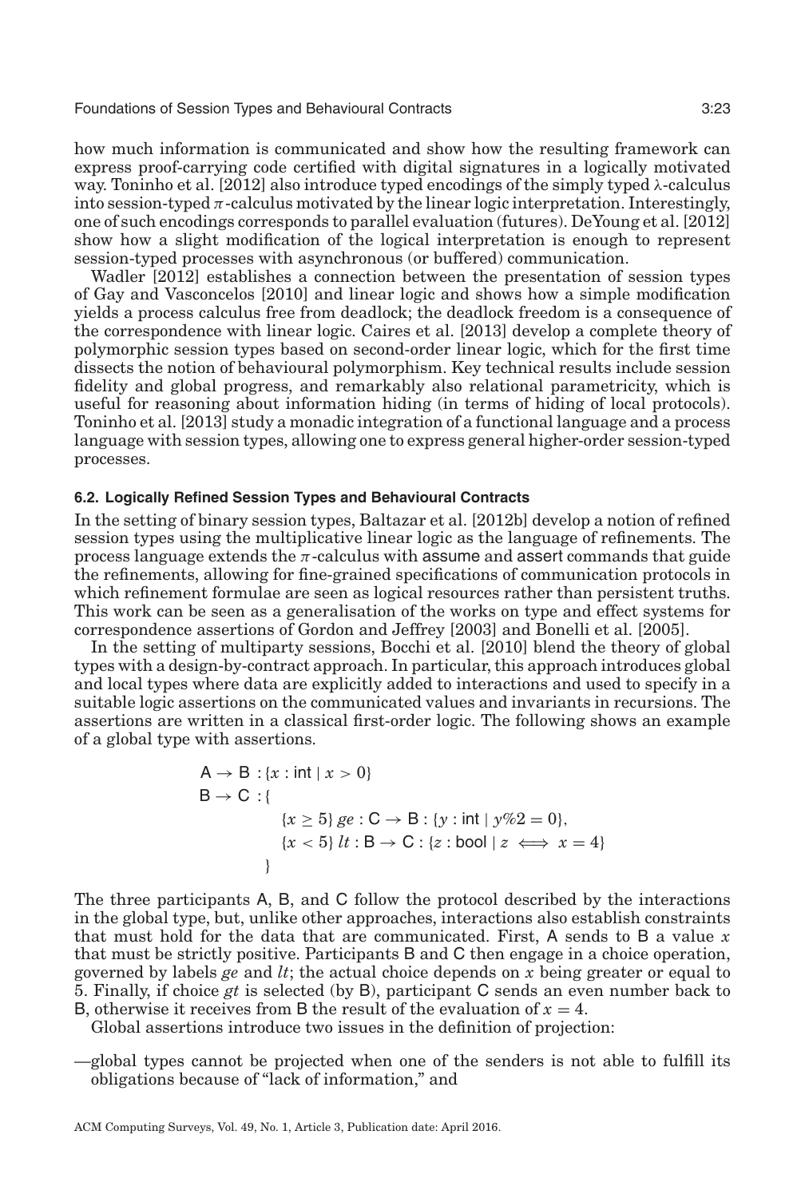how much information is communicated and show how the resulting framework can express proof-carrying code certified with digital signatures in a logically motivated way. Toninho et al. [2012] also introduce typed encodings of the simply typed $\lambda$-calculus into session-typed $\pi$-calculus motivated by the linear logic interpretation. Interestingly, one of such encodings corresponds to parallel evaluation (futures). DeYoung et al. [2012] show how a slight modification of the logical interpretation is enough to represent session-typed processes with asynchronous (or buffered) communication.

Wadler [2012] establishes a connection between the presentation of session types of Gay and Vasconcelos [2010] and linear logic and shows how a simple modification yields a process calculus free from deadlock; the deadlock freedom is a consequence of the correspondence with linear logic. Caires et al. [2013] develop a complete theory of polymorphic session types based on second-order linear logic, which for the first time dissects the notion of behavioural polymorphism. Key technical results include session fidelity and global progress, and remarkably also relational parametricity, which is useful for reasoning about information hiding (in terms of hiding of local protocols). Toninho et al. [2013] study a monadic integration of a functional language and a process language with session types, allowing one to express general higher-order session-typed processes.

### 6.2. Logically Refined Session Types and Behavioural Contracts

In the setting of binary session types, Baltazar et al. [2012b] develop a notion of refined session types using the multiplicative linear logic as the language of refinements. The process language extends the $\pi$-calculus with assume and assert commands that guide the refinements, allowing for fine-grained specifications of communication protocols in which refinement formulae are seen as logical resources rather than persistent truths. This work can be seen as a generalisation of the works on type and effect systems for correspondence assertions of Gordon and Jeffrey [2003] and Bonelli et al. [2005].

In the setting of multiparty sessions, Bocchi et al. [2010] blend the theory of global types with a design-by-contract approach. In particular, this approach introduces global and local types where data are explicitly added to interactions and used to specify in a suitable logic assertions on the communicated values and invariants in recursions. The assertions are written in a classical first-order logic. The following shows an example of a global type with assertions.

$$
\begin{aligned}
&\mathsf{A} \to \mathsf{B} : \{x : \mathsf{int} \mid x > 0\} \\
&\mathsf{B} \to \mathsf{C} : \{ \\
&\qquad \{x \geq 5\}\, ge : \mathsf{C} \to \mathsf{B} : \{y : \mathsf{int} \mid y\%2 = 0\}, \\
&\qquad \{x < 5\}\, lt : \mathsf{B} \to \mathsf{C} : \{z : \mathsf{bool} \mid z \iff x = 4\} \\
&\quad \}
\end{aligned}
$$

The three participants A, B, and C follow the protocol described by the interactions in the global type, but, unlike other approaches, interactions also establish constraints that must hold for the data that are communicated. First, A sends to B a value $x$ that must be strictly positive. Participants B and C then engage in a choice operation, governed by labels $ge$ and $lt$; the actual choice depends on $x$ being greater or equal to 5. Finally, if choice $gt$ is selected (by B), participant C sends an even number back to B, otherwise it receives from B the result of the evaluation of $x = 4$.

Global assertions introduce two issues in the definition of projection:

—global types cannot be projected when one of the senders is not able to fulfill its obligations because of "lack of information," and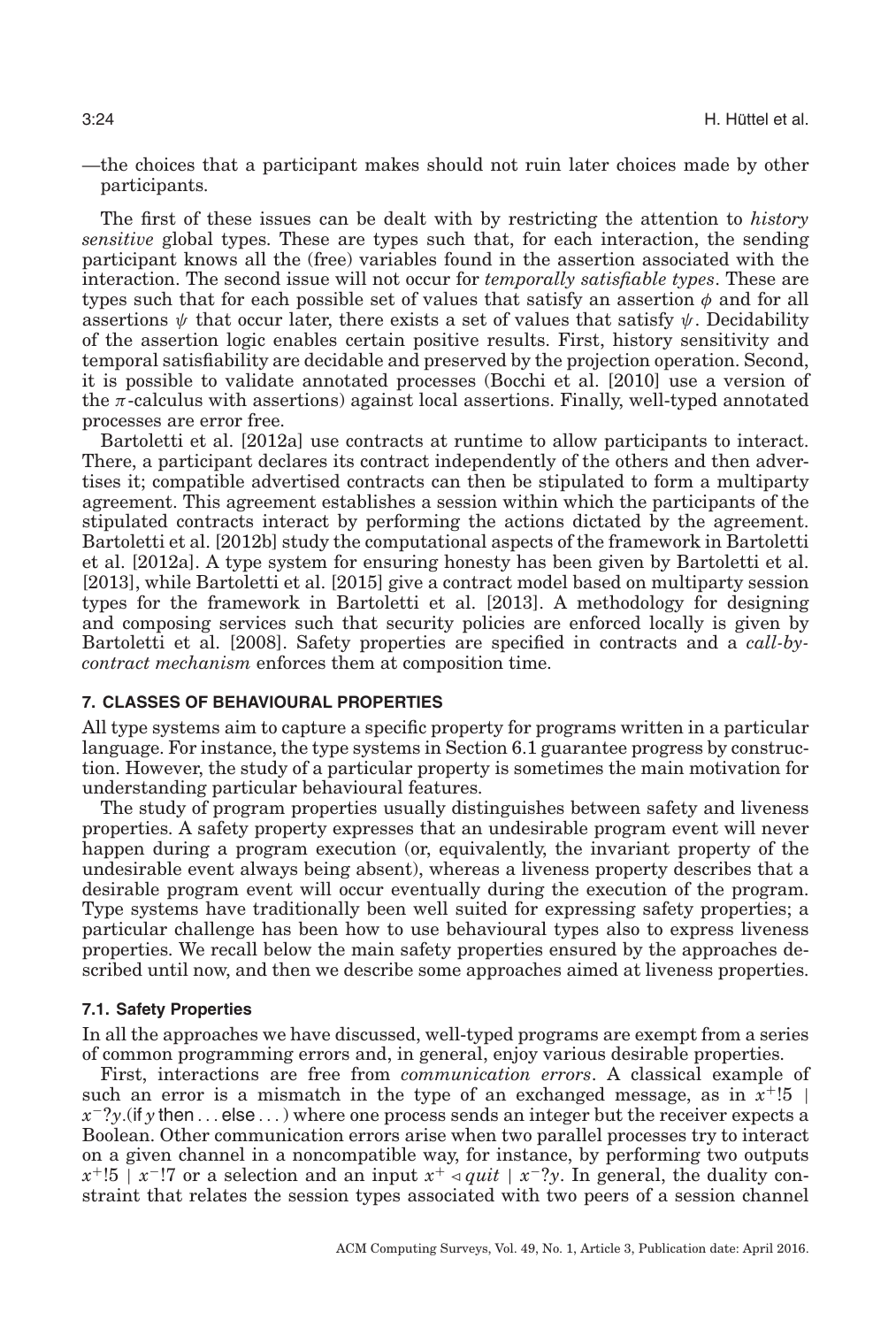—the choices that a participant makes should not ruin later choices made by other participants.

The first of these issues can be dealt with by restricting the attention to *history sensitive* global types. These are types such that, for each interaction, the sending participant knows all the (free) variables found in the assertion associated with the interaction. The second issue will not occur for *temporally satisfiable types*. These are types such that for each possible set of values that satisfy an assertion $\phi$ and for all assertions $\psi$ that occur later, there exists a set of values that satisfy $\psi$. Decidability of the assertion logic enables certain positive results. First, history sensitivity and temporal satisfiability are decidable and preserved by the projection operation. Second, it is possible to validate annotated processes (Bocchi et al. [2010] use a version of the $\pi$-calculus with assertions) against local assertions. Finally, well-typed annotated processes are error free.

Bartoletti et al. [2012a] use contracts at runtime to allow participants to interact. There, a participant declares its contract independently of the others and then advertises it; compatible advertised contracts can then be stipulated to form a multiparty agreement. This agreement establishes a session within which the participants of the stipulated contracts interact by performing the actions dictated by the agreement. Bartoletti et al. [2012b] study the computational aspects of the framework in Bartoletti et al. [2012a]. A type system for ensuring honesty has been given by Bartoletti et al. [2013], while Bartoletti et al. [2015] give a contract model based on multiparty session types for the framework in Bartoletti et al. [2013]. A methodology for designing and composing services such that security policies are enforced locally is given by Bartoletti et al. [2008]. Safety properties are specified in contracts and a *call-by-contract mechanism* enforces them at composition time.

## 7. CLASSES OF BEHAVIOURAL PROPERTIES

All type systems aim to capture a specific property for programs written in a particular language. For instance, the type systems in Section 6.1 guarantee progress by construction. However, the study of a particular property is sometimes the main motivation for understanding particular behavioural features.

The study of program properties usually distinguishes between safety and liveness properties. A safety property expresses that an undesirable program event will never happen during a program execution (or, equivalently, the invariant property of the undesirable event always being absent), whereas a liveness property describes that a desirable program event will occur eventually during the execution of the program. Type systems have traditionally been well suited for expressing safety properties; a particular challenge has been how to use behavioural types also to express liveness properties. We recall below the main safety properties ensured by the approaches described until now, and then we describe some approaches aimed at liveness properties.

### 7.1. Safety Properties

In all the approaches we have discussed, well-typed programs are exempt from a series of common programming errors and, in general, enjoy various desirable properties.

First, interactions are free from *communication errors*. A classical example of such an error is a mismatch in the type of an exchanged message, as in $x^{+}!5 \mid x^{-}?y.(\textsf{if } y \textsf{ then} \ldots \textsf{else} \ldots)$ where one process sends an integer but the receiver expects a Boolean. Other communication errors arise when two parallel processes try to interact on a given channel in a noncompatible way, for instance, by performing two outputs $x^{+}!5 \mid x^{-}!7$ or a selection and an input $x^{+} \triangleleft \mathit{quit} \mid x^{-}?y$. In general, the duality constraint that relates the session types associated with two peers of a session channel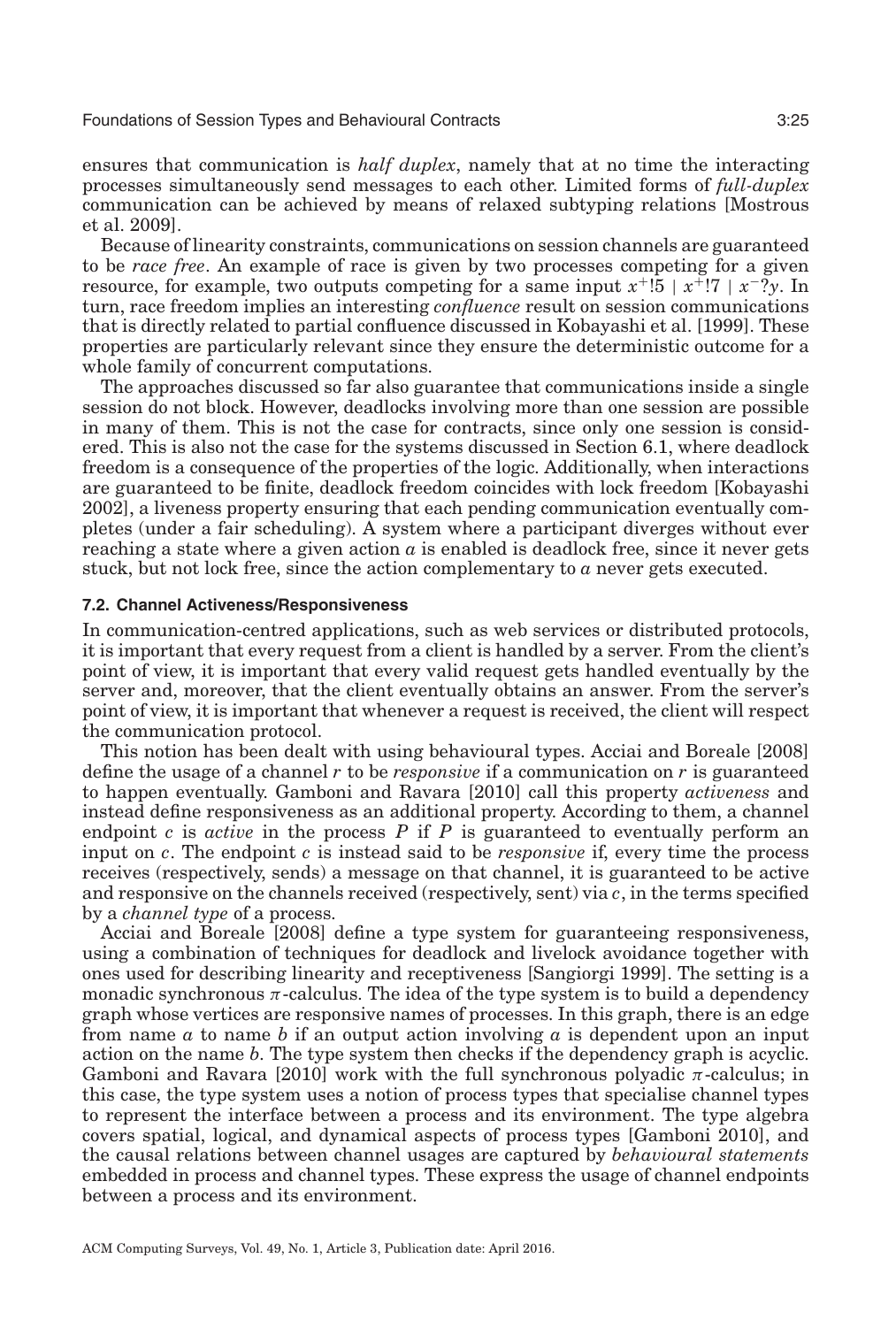ensures that communication is *half duplex*, namely that at no time the interacting processes simultaneously send messages to each other. Limited forms of *full-duplex* communication can be achieved by means of relaxed subtyping relations [Mostrous et al. 2009].

Because of linearity constraints, communications on session channels are guaranteed to be *race free*. An example of race is given by two processes competing for a given resource, for example, two outputs competing for a same input $x^{+}!5 \mid x^{+}!7 \mid x^{-}?y$. In turn, race freedom implies an interesting *confluence* result on session communications that is directly related to partial confluence discussed in Kobayashi et al. [1999]. These properties are particularly relevant since they ensure the deterministic outcome for a whole family of concurrent computations.

The approaches discussed so far also guarantee that communications inside a single session do not block. However, deadlocks involving more than one session are possible in many of them. This is not the case for contracts, since only one session is considered. This is also not the case for the systems discussed in Section 6.1, where deadlock freedom is a consequence of the properties of the logic. Additionally, when interactions are guaranteed to be finite, deadlock freedom coincides with lock freedom [Kobayashi 2002], a liveness property ensuring that each pending communication eventually completes (under a fair scheduling). A system where a participant diverges without ever reaching a state where a given action $a$ is enabled is deadlock free, since it never gets stuck, but not lock free, since the action complementary to $a$ never gets executed.

### 7.2. Channel Activeness/Responsiveness

In communication-centred applications, such as web services or distributed protocols, it is important that every request from a client is handled by a server. From the client's point of view, it is important that every valid request gets handled eventually by the server and, moreover, that the client eventually obtains an answer. From the server's point of view, it is important that whenever a request is received, the client will respect the communication protocol.

This notion has been dealt with using behavioural types. Acciai and Boreale [2008] define the usage of a channel $r$ to be *responsive* if a communication on $r$ is guaranteed to happen eventually. Gamboni and Ravara [2010] call this property *activeness* and instead define responsiveness as an additional property. According to them, a channel endpoint $c$ is *active* in the process $P$ if $P$ is guaranteed to eventually perform an input on $c$. The endpoint $c$ is instead said to be *responsive* if, every time the process receives (respectively, sends) a message on that channel, it is guaranteed to be active and responsive on the channels received (respectively, sent) via $c$, in the terms specified by a *channel type* of a process.

Acciai and Boreale [2008] define a type system for guaranteeing responsiveness, using a combination of techniques for deadlock and livelock avoidance together with ones used for describing linearity and receptiveness [Sangiorgi 1999]. The setting is a monadic synchronous $\pi$-calculus. The idea of the type system is to build a dependency graph whose vertices are responsive names of processes. In this graph, there is an edge from name $a$ to name $b$ if an output action involving $a$ is dependent upon an input action on the name $b$. The type system then checks if the dependency graph is acyclic. Gamboni and Ravara [2010] work with the full synchronous polyadic $\pi$-calculus; in this case, the type system uses a notion of process types that specialise channel types to represent the interface between a process and its environment. The type algebra covers spatial, logical, and dynamical aspects of process types [Gamboni 2010], and the causal relations between channel usages are captured by *behavioural statements* embedded in process and channel types. These express the usage of channel endpoints between a process and its environment.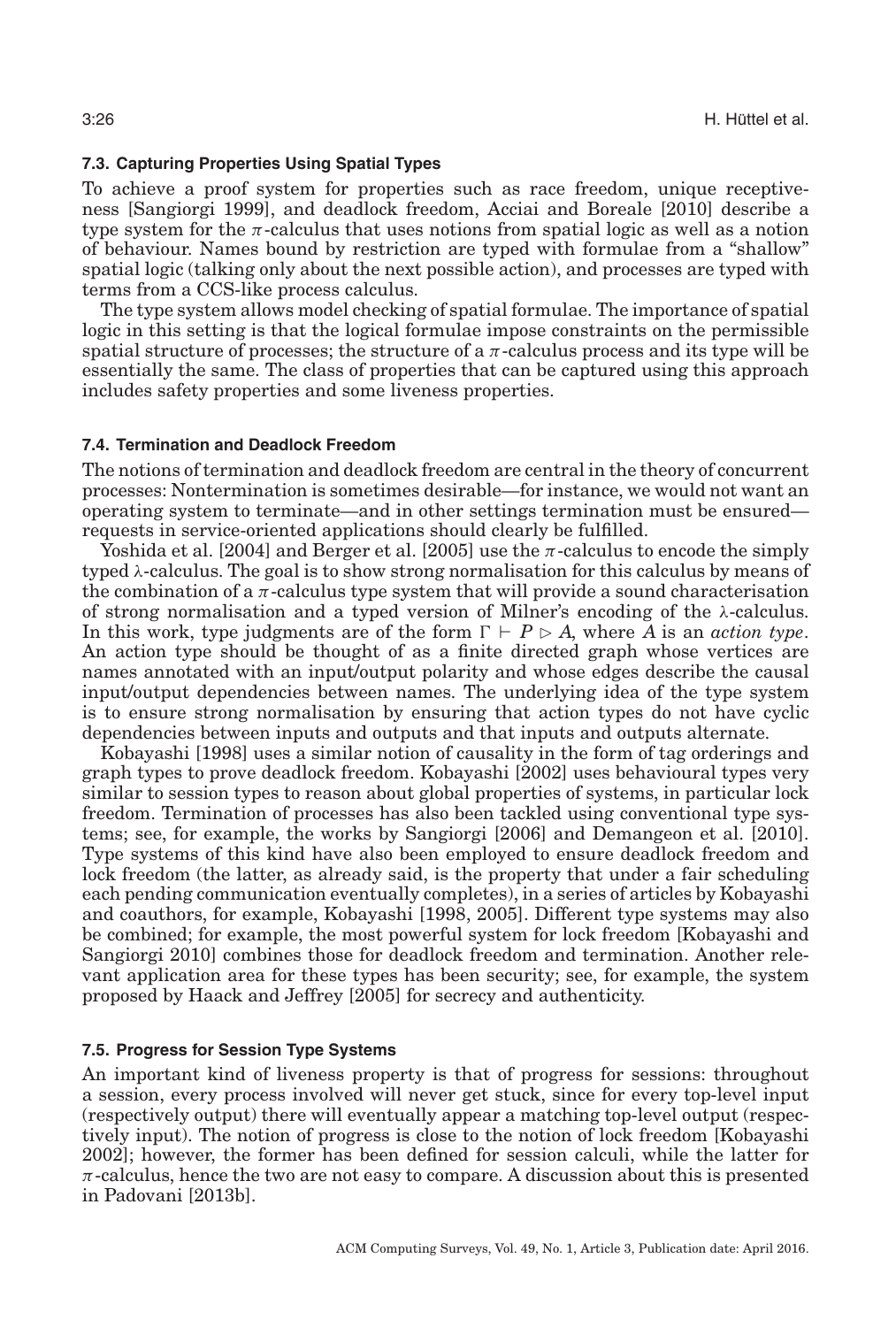### 7.3. Capturing Properties Using Spatial Types

To achieve a proof system for properties such as race freedom, unique receptiveness [Sangiorgi 1999], and deadlock freedom, Acciai and Boreale [2010] describe a type system for the $\pi$-calculus that uses notions from spatial logic as well as a notion of behaviour. Names bound by restriction are typed with formulae from a "shallow" spatial logic (talking only about the next possible action), and processes are typed with terms from a CCS-like process calculus.

The type system allows model checking of spatial formulae. The importance of spatial logic in this setting is that the logical formulae impose constraints on the permissible spatial structure of processes; the structure of a $\pi$-calculus process and its type will be essentially the same. The class of properties that can be captured using this approach includes safety properties and some liveness properties.

### 7.4. Termination and Deadlock Freedom

The notions of termination and deadlock freedom are central in the theory of concurrent processes: Nontermination is sometimes desirable—for instance, we would not want an operating system to terminate—and in other settings termination must be ensured—requests in service-oriented applications should clearly be fulfilled.

Yoshida et al. [2004] and Berger et al. [2005] use the $\pi$-calculus to encode the simply typed $\lambda$-calculus. The goal is to show strong normalisation for this calculus by means of the combination of a $\pi$-calculus type system that will provide a sound characterisation of strong normalisation and a typed version of Milner's encoding of the $\lambda$-calculus. In this work, type judgments are of the form $\Gamma \vdash P \triangleright A$, where $A$ is an *action type*. An action type should be thought of as a finite directed graph whose vertices are names annotated with an input/output polarity and whose edges describe the causal input/output dependencies between names. The underlying idea of the type system is to ensure strong normalisation by ensuring that action types do not have cyclic dependencies between inputs and outputs and that inputs and outputs alternate.

Kobayashi [1998] uses a similar notion of causality in the form of tag orderings and graph types to prove deadlock freedom. Kobayashi [2002] uses behavioural types very similar to session types to reason about global properties of systems, in particular lock freedom. Termination of processes has also been tackled using conventional type systems; see, for example, the works by Sangiorgi [2006] and Demangeon et al. [2010]. Type systems of this kind have also been employed to ensure deadlock freedom and lock freedom (the latter, as already said, is the property that under a fair scheduling each pending communication eventually completes), in a series of articles by Kobayashi and coauthors, for example, Kobayashi [1998, 2005]. Different type systems may also be combined; for example, the most powerful system for lock freedom [Kobayashi and Sangiorgi 2010] combines those for deadlock freedom and termination. Another relevant application area for these types has been security; see, for example, the system proposed by Haack and Jeffrey [2005] for secrecy and authenticity.

### 7.5. Progress for Session Type Systems

An important kind of liveness property is that of progress for sessions: throughout a session, every process involved will never get stuck, since for every top-level input (respectively output) there will eventually appear a matching top-level output (respectively input). The notion of progress is close to the notion of lock freedom [Kobayashi 2002]; however, the former has been defined for session calculi, while the latter for $\pi$-calculus, hence the two are not easy to compare. A discussion about this is presented in Padovani [2013b].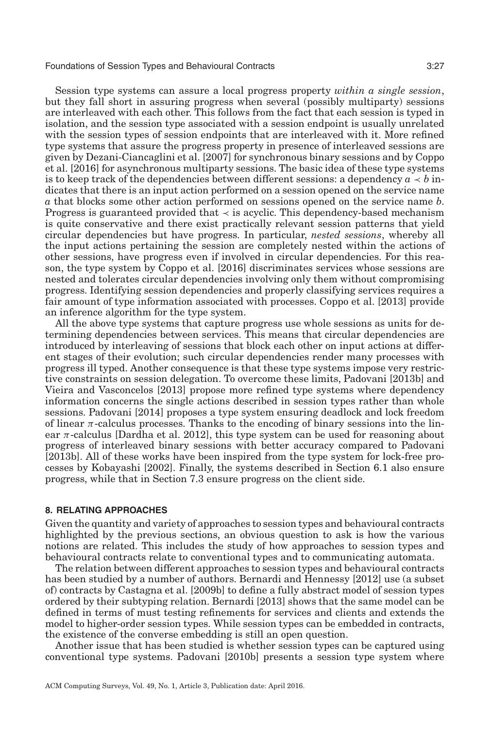Session type systems can assure a local progress property *within a single session*, but they fall short in assuring progress when several (possibly multiparty) sessions are interleaved with each other. This follows from the fact that each session is typed in isolation, and the session type associated with a session endpoint is usually unrelated with the session types of session endpoints that are interleaved with it. More refined type systems that assure the progress property in presence of interleaved sessions are given by Dezani-Ciancaglini et al. [2007] for synchronous binary sessions and by Coppo et al. [2016] for asynchronous multiparty sessions. The basic idea of these type systems is to keep track of the dependencies between different sessions: a dependency $a \prec b$ indicates that there is an input action performed on a session opened on the service name $a$ that blocks some other action performed on sessions opened on the service name $b$. Progress is guaranteed provided that $\prec$ is acyclic. This dependency-based mechanism is quite conservative and there exist practically relevant session patterns that yield circular dependencies but have progress. In particular, *nested sessions*, whereby all the input actions pertaining the session are completely nested within the actions of other sessions, have progress even if involved in circular dependencies. For this reason, the type system by Coppo et al. [2016] discriminates services whose sessions are nested and tolerates circular dependencies involving only them without compromising progress. Identifying session dependencies and properly classifying services requires a fair amount of type information associated with processes. Coppo et al. [2013] provide an inference algorithm for the type system.

All the above type systems that capture progress use whole sessions as units for determining dependencies between services. This means that circular dependencies are introduced by interleaving of sessions that block each other on input actions at different stages of their evolution; such circular dependencies render many processes with progress ill typed. Another consequence is that these type systems impose very restrictive constraints on session delegation. To overcome these limits, Padovani [2013b] and Vieira and Vasconcelos [2013] propose more refined type systems where dependency information concerns the single actions described in session types rather than whole sessions. Padovani [2014] proposes a type system ensuring deadlock and lock freedom of linear $\pi$-calculus processes. Thanks to the encoding of binary sessions into the linear $\pi$-calculus [Dardha et al. 2012], this type system can be used for reasoning about progress of interleaved binary sessions with better accuracy compared to Padovani [2013b]. All of these works have been inspired from the type system for lock-free processes by Kobayashi [2002]. Finally, the systems described in Section 6.1 also ensure progress, while that in Section 7.3 ensure progress on the client side.

## 8. RELATING APPROACHES

Given the quantity and variety of approaches to session types and behavioural contracts highlighted by the previous sections, an obvious question to ask is how the various notions are related. This includes the study of how approaches to session types and behavioural contracts relate to conventional types and to communicating automata.

The relation between different approaches to session types and behavioural contracts has been studied by a number of authors. Bernardi and Hennessy [2012] use (a subset of) contracts by Castagna et al. [2009b] to define a fully abstract model of session types ordered by their subtyping relation. Bernardi [2013] shows that the same model can be defined in terms of must testing refinements for services and clients and extends the model to higher-order session types. While session types can be embedded in contracts, the existence of the converse embedding is still an open question.

Another issue that has been studied is whether session types can be captured using conventional type systems. Padovani [2010b] presents a session type system where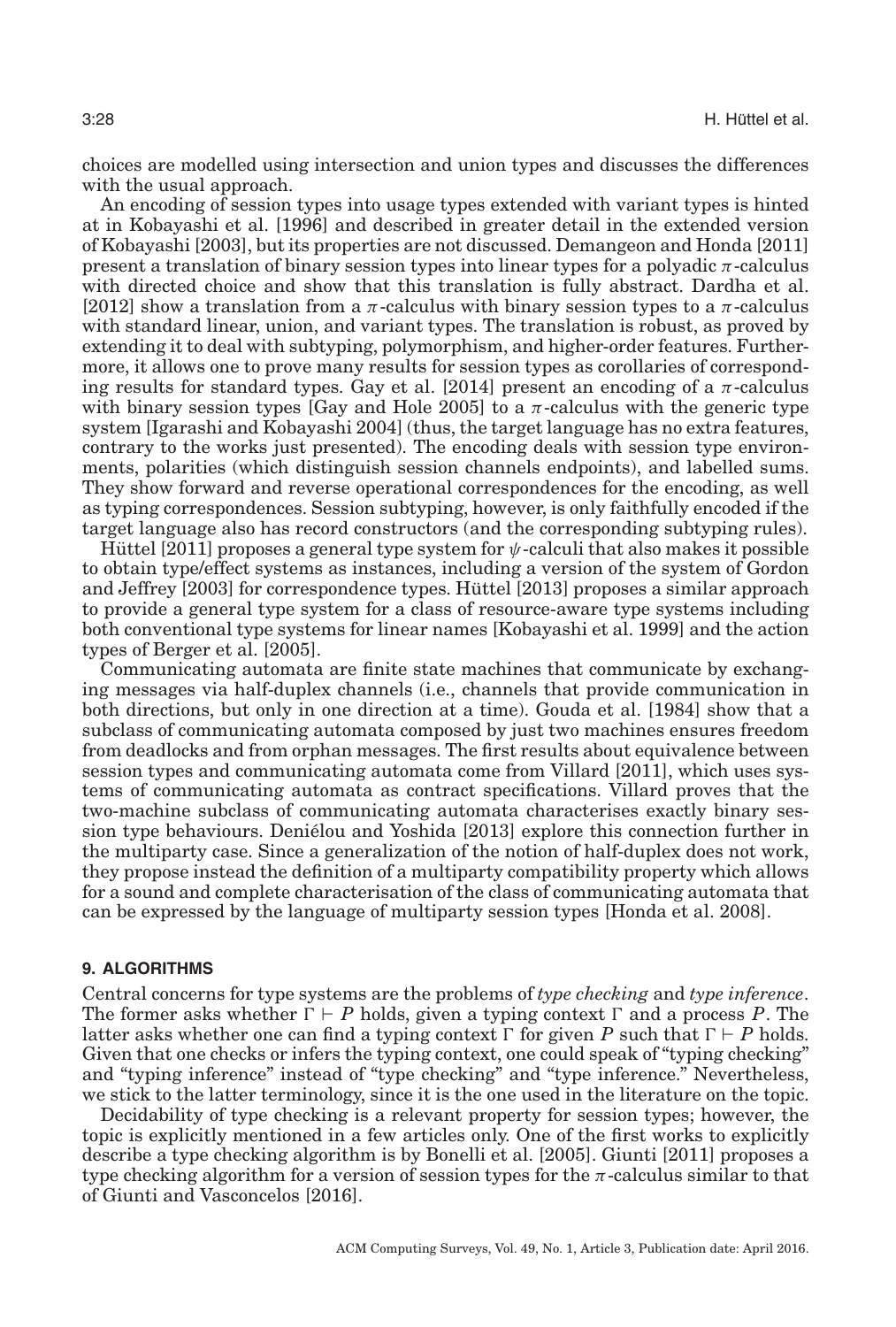choices are modelled using intersection and union types and discusses the differences with the usual approach.

An encoding of session types into usage types extended with variant types is hinted at in Kobayashi et al. [1996] and described in greater detail in the extended version of Kobayashi [2003], but its properties are not discussed. Demangeon and Honda [2011] present a translation of binary session types into linear types for a polyadic $\pi$-calculus with directed choice and show that this translation is fully abstract. Dardha et al. [2012] show a translation from a $\pi$-calculus with binary session types to a $\pi$-calculus with standard linear, union, and variant types. The translation is robust, as proved by extending it to deal with subtyping, polymorphism, and higher-order features. Furthermore, it allows one to prove many results for session types as corollaries of corresponding results for standard types. Gay et al. [2014] present an encoding of a $\pi$-calculus with binary session types [Gay and Hole 2005] to a $\pi$-calculus with the generic type system [Igarashi and Kobayashi 2004] (thus, the target language has no extra features, contrary to the works just presented). The encoding deals with session type environments, polarities (which distinguish session channels endpoints), and labelled sums. They show forward and reverse operational correspondences for the encoding, as well as typing correspondences. Session subtyping, however, is only faithfully encoded if the target language also has record constructors (and the corresponding subtyping rules).

Hüttel [2011] proposes a general type system for $\psi$-calculi that also makes it possible to obtain type/effect systems as instances, including a version of the system of Gordon and Jeffrey [2003] for correspondence types. Hüttel [2013] proposes a similar approach to provide a general type system for a class of resource-aware type systems including both conventional type systems for linear names [Kobayashi et al. 1999] and the action types of Berger et al. [2005].

Communicating automata are finite state machines that communicate by exchanging messages via half-duplex channels (i.e., channels that provide communication in both directions, but only in one direction at a time). Gouda et al. [1984] show that a subclass of communicating automata composed by just two machines ensures freedom from deadlocks and from orphan messages. The first results about equivalence between session types and communicating automata come from Villard [2011], which uses systems of communicating automata as contract specifications. Villard proves that the two-machine subclass of communicating automata characterises exactly binary session type behaviours. Deniélou and Yoshida [2013] explore this connection further in the multiparty case. Since a generalization of the notion of half-duplex does not work, they propose instead the definition of a multiparty compatibility property which allows for a sound and complete characterisation of the class of communicating automata that can be expressed by the language of multiparty session types [Honda et al. 2008].

## 9. ALGORITHMS

Central concerns for type systems are the problems of *type checking* and *type inference*. The former asks whether $\Gamma \vdash P$ holds, given a typing context $\Gamma$ and a process $P$. The latter asks whether one can find a typing context $\Gamma$ for given $P$ such that $\Gamma \vdash P$ holds. Given that one checks or infers the typing context, one could speak of "typing checking" and "typing inference" instead of "type checking" and "type inference." Nevertheless, we stick to the latter terminology, since it is the one used in the literature on the topic.

Decidability of type checking is a relevant property for session types; however, the topic is explicitly mentioned in a few articles only. One of the first works to explicitly describe a type checking algorithm is by Bonelli et al. [2005]. Giunti [2011] proposes a type checking algorithm for a version of session types for the $\pi$-calculus similar to that of Giunti and Vasconcelos [2016].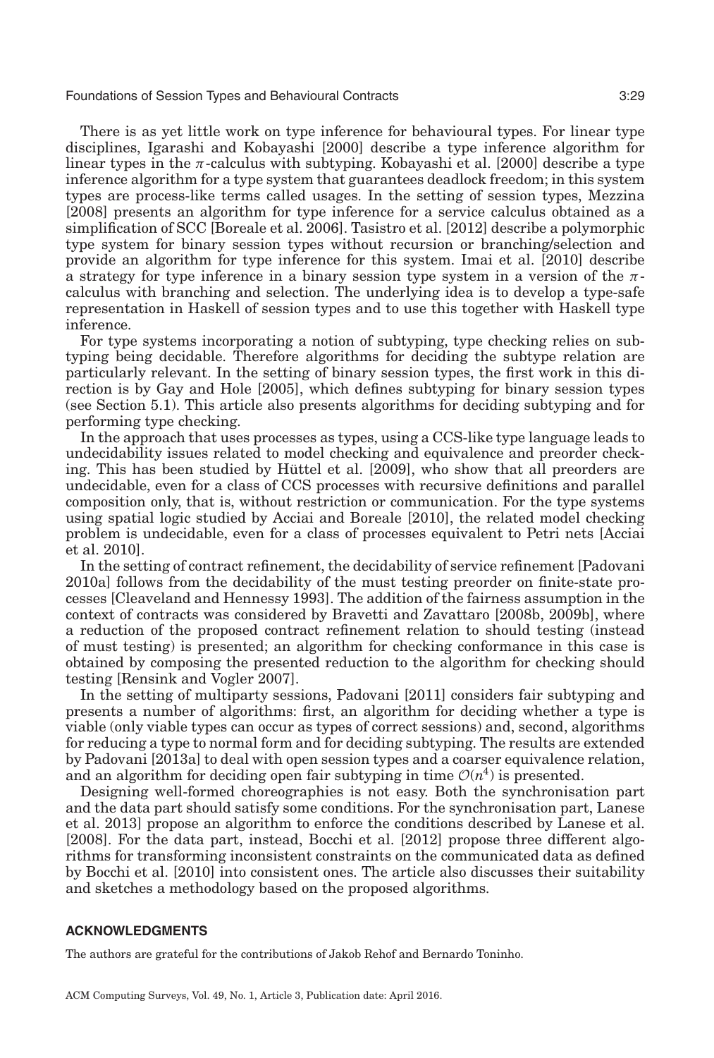There is as yet little work on type inference for behavioural types. For linear type disciplines, Igarashi and Kobayashi [2000] describe a type inference algorithm for linear types in the $\pi$-calculus with subtyping. Kobayashi et al. [2000] describe a type inference algorithm for a type system that guarantees deadlock freedom; in this system types are process-like terms called usages. In the setting of session types, Mezzina [2008] presents an algorithm for type inference for a service calculus obtained as a simplification of SCC [Boreale et al. 2006]. Tasistro et al. [2012] describe a polymorphic type system for binary session types without recursion or branching/selection and provide an algorithm for type inference for this system. Imai et al. [2010] describe a strategy for type inference in a binary session type system in a version of the $\pi$-calculus with branching and selection. The underlying idea is to develop a type-safe representation in Haskell of session types and to use this together with Haskell type inference.

For type systems incorporating a notion of subtyping, type checking relies on subtyping being decidable. Therefore algorithms for deciding the subtype relation are particularly relevant. In the setting of binary session types, the first work in this direction is by Gay and Hole [2005], which defines subtyping for binary session types (see Section 5.1). This article also presents algorithms for deciding subtyping and for performing type checking.

In the approach that uses processes as types, using a CCS-like type language leads to undecidability issues related to model checking and equivalence and preorder checking. This has been studied by Hüttel et al. [2009], who show that all preorders are undecidable, even for a class of CCS processes with recursive definitions and parallel composition only, that is, without restriction or communication. For the type systems using spatial logic studied by Acciai and Boreale [2010], the related model checking problem is undecidable, even for a class of processes equivalent to Petri nets [Acciai et al. 2010].

In the setting of contract refinement, the decidability of service refinement [Padovani 2010a] follows from the decidability of the must testing preorder on finite-state processes [Cleaveland and Hennessy 1993]. The addition of the fairness assumption in the context of contracts was considered by Bravetti and Zavattaro [2008b, 2009b], where a reduction of the proposed contract refinement relation to should testing (instead of must testing) is presented; an algorithm for checking conformance in this case is obtained by composing the presented reduction to the algorithm for checking should testing [Rensink and Vogler 2007].

In the setting of multiparty sessions, Padovani [2011] considers fair subtyping and presents a number of algorithms: first, an algorithm for deciding whether a type is viable (only viable types can occur as types of correct sessions) and, second, algorithms for reducing a type to normal form and for deciding subtyping. The results are extended by Padovani [2013a] to deal with open session types and a coarser equivalence relation, and an algorithm for deciding open fair subtyping in time $\mathcal{O}(n^4)$ is presented.

Designing well-formed choreographies is not easy. Both the synchronisation part and the data part should satisfy some conditions. For the synchronisation part, Lanese et al. 2013] propose an algorithm to enforce the conditions described by Lanese et al. [2008]. For the data part, instead, Bocchi et al. [2012] propose three different algorithms for transforming inconsistent constraints on the communicated data as defined by Bocchi et al. [2010] into consistent ones. The article also discusses their suitability and sketches a methodology based on the proposed algorithms.

## ACKNOWLEDGMENTS

The authors are grateful for the contributions of Jakob Rehof and Bernardo Toninho.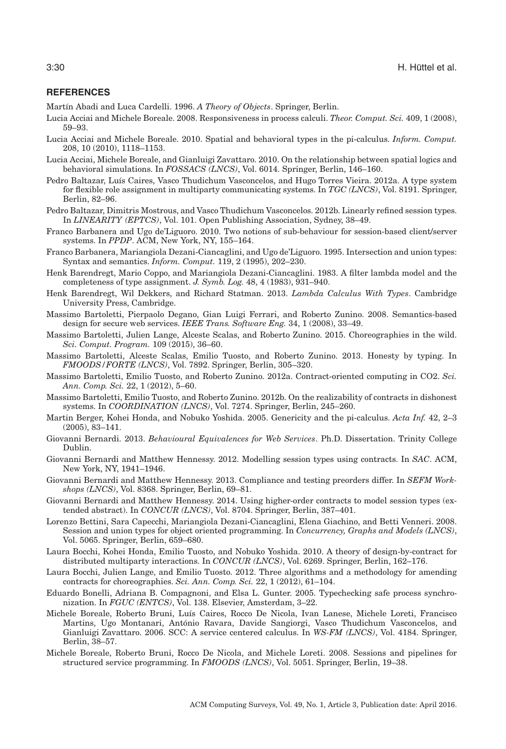## REFERENCES

Martín Abadi and Luca Cardelli. 1996. *A Theory of Objects*. Springer, Berlin.

Lucia Acciai and Michele Boreale. 2008. Responsiveness in process calculi. *Theor. Comput. Sci.* 409, 1 (2008), 59–93.

Lucia Acciai and Michele Boreale. 2010. Spatial and behavioral types in the pi-calculus. *Inform. Comput.* 208, 10 (2010), 1118–1153.

Lucia Acciai, Michele Boreale, and Gianluigi Zavattaro. 2010. On the relationship between spatial logics and behavioral simulations. In *FOSSACS (LNCS)*, Vol. 6014. Springer, Berlin, 146–160.

Pedro Baltazar, Luís Caires, Vasco Thudichum Vasconcelos, and Hugo Torres Vieira. 2012a. A type system for flexible role assignment in multiparty communicating systems. In *TGC (LNCS)*, Vol. 8191. Springer, Berlin, 82–96.

Pedro Baltazar, Dimitris Mostrous, and Vasco Thudichum Vasconcelos. 2012b. Linearly refined session types. In *LINEARITY (EPTCS)*, Vol. 101. Open Publishing Association, Sydney, 38–49.

Franco Barbanera and Ugo de'Liguoro. 2010. Two notions of sub-behaviour for session-based client/server systems. In *PPDP*. ACM, New York, NY, 155–164.

Franco Barbanera, Mariangiola Dezani-Ciancaglini, and Ugo de'Liguoro. 1995. Intersection and union types: Syntax and semantics. *Inform. Comput.* 119, 2 (1995), 202–230.

Henk Barendregt, Mario Coppo, and Mariangiola Dezani-Ciancaglini. 1983. A filter lambda model and the completeness of type assignment. *J. Symb. Log.* 48, 4 (1983), 931–940.

Henk Barendregt, Wil Dekkers, and Richard Statman. 2013. *Lambda Calculus With Types*. Cambridge University Press, Cambridge.

Massimo Bartoletti, Pierpaolo Degano, Gian Luigi Ferrari, and Roberto Zunino. 2008. Semantics-based design for secure web services. *IEEE Trans. Software Eng.* 34, 1 (2008), 33–49.

Massimo Bartoletti, Julien Lange, Alceste Scalas, and Roberto Zunino. 2015. Choreographies in the wild. *Sci. Comput. Program.* 109 (2015), 36–60.

Massimo Bartoletti, Alceste Scalas, Emilio Tuosto, and Roberto Zunino. 2013. Honesty by typing. In *FMOODS/FORTE (LNCS)*, Vol. 7892. Springer, Berlin, 305–320.

Massimo Bartoletti, Emilio Tuosto, and Roberto Zunino. 2012a. Contract-oriented computing in CO2. *Sci. Ann. Comp. Sci.* 22, 1 (2012), 5–60.

Massimo Bartoletti, Emilio Tuosto, and Roberto Zunino. 2012b. On the realizability of contracts in dishonest systems. In *COORDINATION (LNCS)*, Vol. 7274. Springer, Berlin, 245–260.

Martin Berger, Kohei Honda, and Nobuko Yoshida. 2005. Genericity and the pi-calculus. *Acta Inf.* 42, 2–3 (2005), 83–141.

Giovanni Bernardi. 2013. *Behavioural Equivalences for Web Services*. Ph.D. Dissertation. Trinity College Dublin.

Giovanni Bernardi and Matthew Hennessy. 2012. Modelling session types using contracts. In *SAC*. ACM, New York, NY, 1941–1946.

Giovanni Bernardi and Matthew Hennessy. 2013. Compliance and testing preorders differ. In *SEFM Workshops (LNCS)*, Vol. 8368. Springer, Berlin, 69–81.

Giovanni Bernardi and Matthew Hennessy. 2014. Using higher-order contracts to model session types (extended abstract). In *CONCUR (LNCS)*, Vol. 8704. Springer, Berlin, 387–401.

Lorenzo Bettini, Sara Capecchi, Mariangiola Dezani-Ciancaglini, Elena Giachino, and Betti Venneri. 2008. Session and union types for object oriented programming. In *Concurrency, Graphs and Models (LNCS)*, Vol. 5065. Springer, Berlin, 659–680.

Laura Bocchi, Kohei Honda, Emilio Tuosto, and Nobuko Yoshida. 2010. A theory of design-by-contract for distributed multiparty interactions. In *CONCUR (LNCS)*, Vol. 6269. Springer, Berlin, 162–176.

Laura Bocchi, Julien Lange, and Emilio Tuosto. 2012. Three algorithms and a methodology for amending contracts for choreographies. *Sci. Ann. Comp. Sci.* 22, 1 (2012), 61–104.

Eduardo Bonelli, Adriana B. Compagnoni, and Elsa L. Gunter. 2005. Typechecking safe process synchronization. In *FGUC (ENTCS)*, Vol. 138. Elsevier, Amsterdam, 3–22.

Michele Boreale, Roberto Bruni, Luís Caires, Rocco De Nicola, Ivan Lanese, Michele Loreti, Francisco Martins, Ugo Montanari, António Ravara, Davide Sangiorgi, Vasco Thudichum Vasconcelos, and Gianluigi Zavattaro. 2006. SCC: A service centered calculus. In *WS-FM (LNCS)*, Vol. 4184. Springer, Berlin, 38–57.

Michele Boreale, Roberto Bruni, Rocco De Nicola, and Michele Loreti. 2008. Sessions and pipelines for structured service programming. In *FMOODS (LNCS)*, Vol. 5051. Springer, Berlin, 19–38.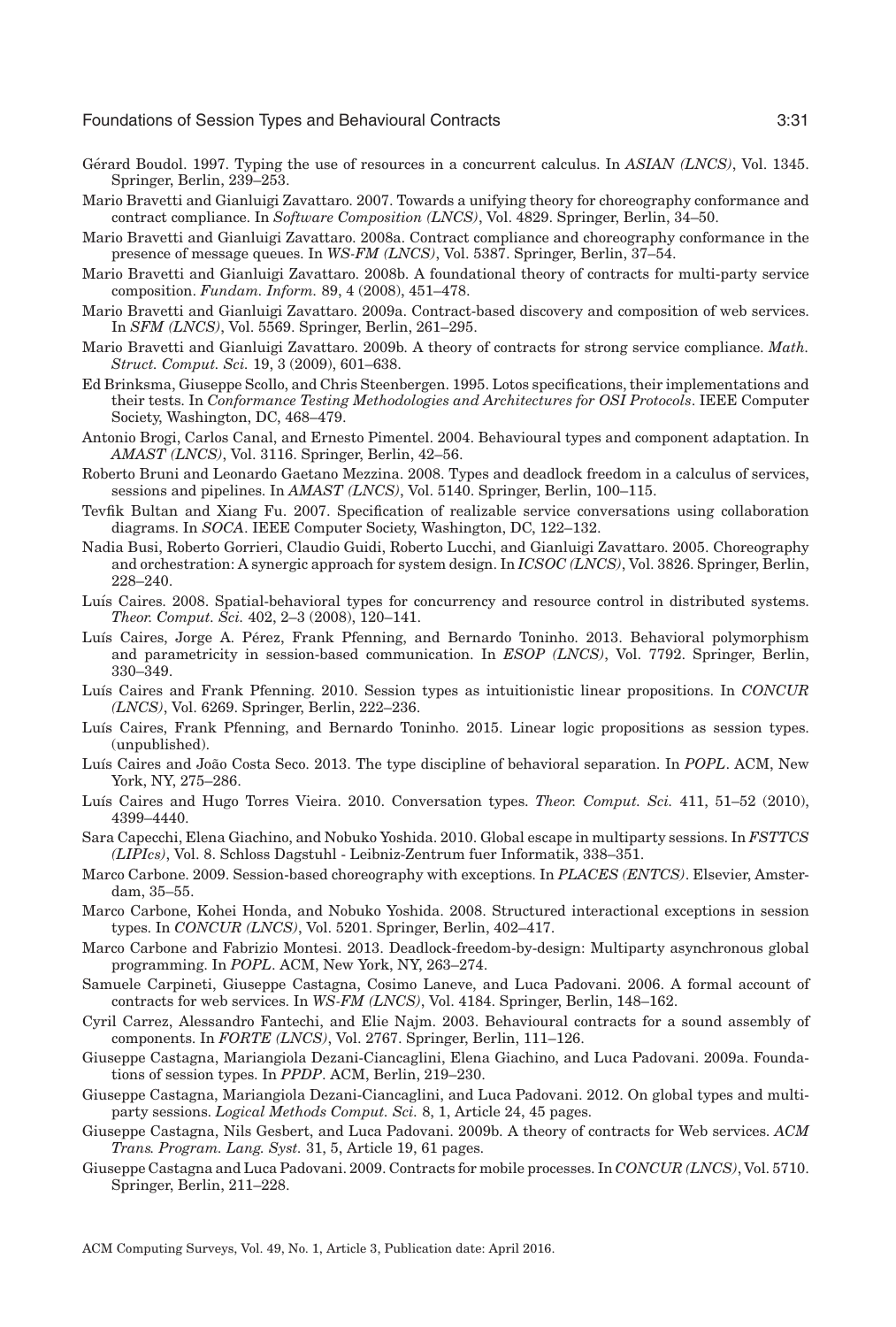Gérard Boudol. 1997. Typing the use of resources in a concurrent calculus. In *ASIAN (LNCS)*, Vol. 1345. Springer, Berlin, 239–253.

Mario Bravetti and Gianluigi Zavattaro. 2007. Towards a unifying theory for choreography conformance and contract compliance. In *Software Composition (LNCS)*, Vol. 4829. Springer, Berlin, 34–50.

Mario Bravetti and Gianluigi Zavattaro. 2008a. Contract compliance and choreography conformance in the presence of message queues. In *WS-FM (LNCS)*, Vol. 5387. Springer, Berlin, 37–54.

Mario Bravetti and Gianluigi Zavattaro. 2008b. A foundational theory of contracts for multi-party service composition. *Fundam. Inform.* 89, 4 (2008), 451–478.

Mario Bravetti and Gianluigi Zavattaro. 2009a. Contract-based discovery and composition of web services. In *SFM (LNCS)*, Vol. 5569. Springer, Berlin, 261–295.

Mario Bravetti and Gianluigi Zavattaro. 2009b. A theory of contracts for strong service compliance. *Math. Struct. Comput. Sci.* 19, 3 (2009), 601–638.

Ed Brinksma, Giuseppe Scollo, and Chris Steenbergen. 1995. Lotos specifications, their implementations and their tests. In *Conformance Testing Methodologies and Architectures for OSI Protocols*. IEEE Computer Society, Washington, DC, 468–479.

Antonio Brogi, Carlos Canal, and Ernesto Pimentel. 2004. Behavioural types and component adaptation. In *AMAST (LNCS)*, Vol. 3116. Springer, Berlin, 42–56.

Roberto Bruni and Leonardo Gaetano Mezzina. 2008. Types and deadlock freedom in a calculus of services, sessions and pipelines. In *AMAST (LNCS)*, Vol. 5140. Springer, Berlin, 100–115.

Tevfik Bultan and Xiang Fu. 2007. Specification of realizable service conversations using collaboration diagrams. In *SOCA*. IEEE Computer Society, Washington, DC, 122–132.

Nadia Busi, Roberto Gorrieri, Claudio Guidi, Roberto Lucchi, and Gianluigi Zavattaro. 2005. Choreography and orchestration: A synergic approach for system design. In *ICSOC (LNCS)*, Vol. 3826. Springer, Berlin, 228–240.

Luís Caires. 2008. Spatial-behavioral types for concurrency and resource control in distributed systems. *Theor. Comput. Sci.* 402, 2–3 (2008), 120–141.

Luís Caires, Jorge A. Pérez, Frank Pfenning, and Bernardo Toninho. 2013. Behavioral polymorphism and parametricity in session-based communication. In *ESOP (LNCS)*, Vol. 7792. Springer, Berlin, 330–349.

Luís Caires and Frank Pfenning. 2010. Session types as intuitionistic linear propositions. In *CONCUR (LNCS)*, Vol. 6269. Springer, Berlin, 222–236.

Luís Caires, Frank Pfenning, and Bernardo Toninho. 2015. Linear logic propositions as session types. (unpublished).

Luís Caires and João Costa Seco. 2013. The type discipline of behavioral separation. In *POPL*. ACM, New York, NY, 275–286.

Luís Caires and Hugo Torres Vieira. 2010. Conversation types. *Theor. Comput. Sci.* 411, 51–52 (2010), 4399–4440.

Sara Capecchi, Elena Giachino, and Nobuko Yoshida. 2010. Global escape in multiparty sessions. In *FSTTCS (LIPIcs)*, Vol. 8. Schloss Dagstuhl - Leibniz-Zentrum fuer Informatik, 338–351.

Marco Carbone. 2009. Session-based choreography with exceptions. In *PLACES (ENTCS)*. Elsevier, Amsterdam, 35–55.

Marco Carbone, Kohei Honda, and Nobuko Yoshida. 2008. Structured interactional exceptions in session types. In *CONCUR (LNCS)*, Vol. 5201. Springer, Berlin, 402–417.

Marco Carbone and Fabrizio Montesi. 2013. Deadlock-freedom-by-design: Multiparty asynchronous global programming. In *POPL*. ACM, New York, NY, 263–274.

Samuele Carpineti, Giuseppe Castagna, Cosimo Laneve, and Luca Padovani. 2006. A formal account of contracts for web services. In *WS-FM (LNCS)*, Vol. 4184. Springer, Berlin, 148–162.

Cyril Carrez, Alessandro Fantechi, and Elie Najm. 2003. Behavioural contracts for a sound assembly of components. In *FORTE (LNCS)*, Vol. 2767. Springer, Berlin, 111–126.

Giuseppe Castagna, Mariangiola Dezani-Ciancaglini, Elena Giachino, and Luca Padovani. 2009a. Foundations of session types. In *PPDP*. ACM, Berlin, 219–230.

Giuseppe Castagna, Mariangiola Dezani-Ciancaglini, and Luca Padovani. 2012. On global types and multi-party sessions. *Logical Methods Comput. Sci.* 8, 1, Article 24, 45 pages.

Giuseppe Castagna, Nils Gesbert, and Luca Padovani. 2009b. A theory of contracts for Web services. *ACM Trans. Program. Lang. Syst.* 31, 5, Article 19, 61 pages.

Giuseppe Castagna and Luca Padovani. 2009. Contracts for mobile processes. In *CONCUR (LNCS)*, Vol. 5710. Springer, Berlin, 211–228.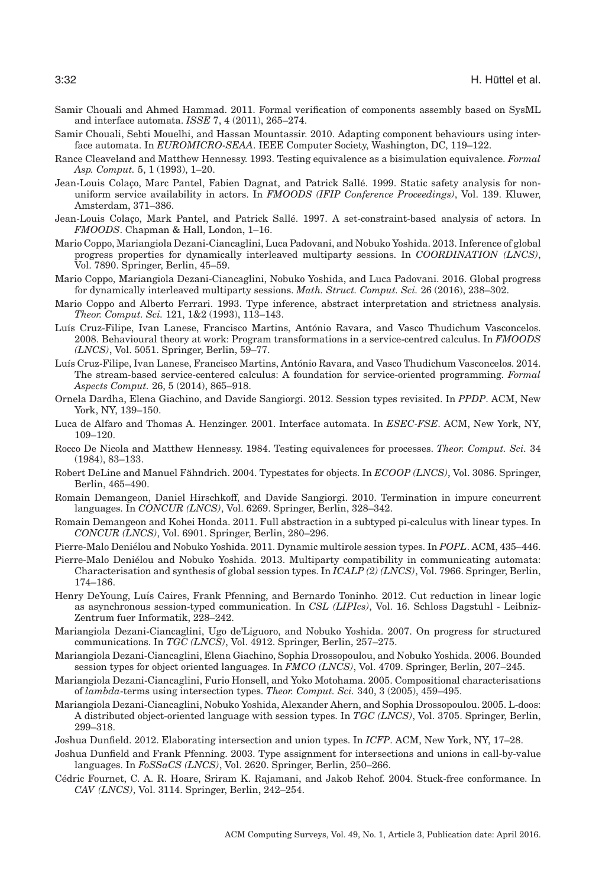Samir Chouali and Ahmed Hammad. 2011. Formal verification of components assembly based on SysML and interface automata. *ISSE* 7, 4 (2011), 265–274.

Samir Chouali, Sebti Mouelhi, and Hassan Mountassir. 2010. Adapting component behaviours using interface automata. In *EUROMICRO-SEAA*. IEEE Computer Society, Washington, DC, 119–122.

Rance Cleaveland and Matthew Hennessy. 1993. Testing equivalence as a bisimulation equivalence. *Formal Asp. Comput.* 5, 1 (1993), 1–20.

Jean-Louis Colaço, Marc Pantel, Fabien Dagnat, and Patrick Sallé. 1999. Static safety analysis for non-uniform service availability in actors. In *FMOODS (IFIP Conference Proceedings)*, Vol. 139. Kluwer, Amsterdam, 371–386.

Jean-Louis Colaço, Mark Pantel, and Patrick Sallé. 1997. A set-constraint-based analysis of actors. In *FMOODS*. Chapman & Hall, London, 1–16.

Mario Coppo, Mariangiola Dezani-Ciancaglini, Luca Padovani, and Nobuko Yoshida. 2013. Inference of global progress properties for dynamically interleaved multiparty sessions. In *COORDINATION (LNCS)*, Vol. 7890. Springer, Berlin, 45–59.

Mario Coppo, Mariangiola Dezani-Ciancaglini, Nobuko Yoshida, and Luca Padovani. 2016. Global progress for dynamically interleaved multiparty sessions. *Math. Struct. Comput. Sci.* 26 (2016), 238–302.

Mario Coppo and Alberto Ferrari. 1993. Type inference, abstract interpretation and strictness analysis. *Theor. Comput. Sci.* 121, 1&2 (1993), 113–143.

Luís Cruz-Filipe, Ivan Lanese, Francisco Martins, António Ravara, and Vasco Thudichum Vasconcelos. 2008. Behavioural theory at work: Program transformations in a service-centred calculus. In *FMOODS (LNCS)*, Vol. 5051. Springer, Berlin, 59–77.

Luís Cruz-Filipe, Ivan Lanese, Francisco Martins, António Ravara, and Vasco Thudichum Vasconcelos. 2014. The stream-based service-centered calculus: A foundation for service-oriented programming. *Formal Aspects Comput.* 26, 5 (2014), 865–918.

Ornela Dardha, Elena Giachino, and Davide Sangiorgi. 2012. Session types revisited. In *PPDP*. ACM, New York, NY, 139–150.

Luca de Alfaro and Thomas A. Henzinger. 2001. Interface automata. In *ESEC-FSE*. ACM, New York, NY, 109–120.

Rocco De Nicola and Matthew Hennessy. 1984. Testing equivalences for processes. *Theor. Comput. Sci.* 34 (1984), 83–133.

Robert DeLine and Manuel Fähndrich. 2004. Typestates for objects. In *ECOOP (LNCS)*, Vol. 3086. Springer, Berlin, 465–490.

Romain Demangeon, Daniel Hirschkoff, and Davide Sangiorgi. 2010. Termination in impure concurrent languages. In *CONCUR (LNCS)*, Vol. 6269. Springer, Berlin, 328–342.

Romain Demangeon and Kohei Honda. 2011. Full abstraction in a subtyped pi-calculus with linear types. In *CONCUR (LNCS)*, Vol. 6901. Springer, Berlin, 280–296.

Pierre-Malo Deniélou and Nobuko Yoshida. 2011. Dynamic multirole session types. In *POPL*. ACM, 435–446.

Pierre-Malo Deniélou and Nobuko Yoshida. 2013. Multiparty compatibility in communicating automata: Characterisation and synthesis of global session types. In *ICALP (2) (LNCS)*, Vol. 7966. Springer, Berlin, 174–186.

Henry DeYoung, Luís Caires, Frank Pfenning, and Bernardo Toninho. 2012. Cut reduction in linear logic as asynchronous session-typed communication. In *CSL (LIPIcs)*, Vol. 16. Schloss Dagstuhl - Leibniz-Zentrum fuer Informatik, 228–242.

Mariangiola Dezani-Ciancaglini, Ugo de'Liguoro, and Nobuko Yoshida. 2007. On progress for structured communications. In *TGC (LNCS)*, Vol. 4912. Springer, Berlin, 257–275.

Mariangiola Dezani-Ciancaglini, Elena Giachino, Sophia Drossopoulou, and Nobuko Yoshida. 2006. Bounded session types for object oriented languages. In *FMCO (LNCS)*, Vol. 4709. Springer, Berlin, 207–245.

Mariangiola Dezani-Ciancaglini, Furio Honsell, and Yoko Motohama. 2005. Compositional characterisations of *lambda*-terms using intersection types. *Theor. Comput. Sci.* 340, 3 (2005), 459–495.

Mariangiola Dezani-Ciancaglini, Nobuko Yoshida, Alexander Ahern, and Sophia Drossopoulou. 2005. L-doos: A distributed object-oriented language with session types. In *TGC (LNCS)*, Vol. 3705. Springer, Berlin, 299–318.

Joshua Dunfield. 2012. Elaborating intersection and union types. In *ICFP*. ACM, New York, NY, 17–28.

Joshua Dunfield and Frank Pfenning. 2003. Type assignment for intersections and unions in call-by-value languages. In *FoSSaCS (LNCS)*, Vol. 2620. Springer, Berlin, 250–266.

Cédric Fournet, C. A. R. Hoare, Sriram K. Rajamani, and Jakob Rehof. 2004. Stuck-free conformance. In *CAV (LNCS)*, Vol. 3114. Springer, Berlin, 242–254.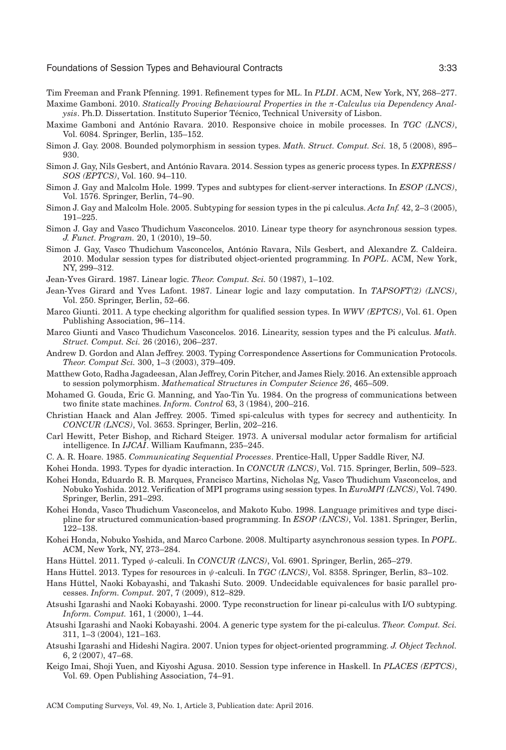Tim Freeman and Frank Pfenning. 1991. Refinement types for ML. In *PLDI*. ACM, New York, NY, 268–277.

Maxime Gamboni. 2010. *Statically Proving Behavioural Properties in the π-Calculus via Dependency Analysis*. Ph.D. Dissertation. Instituto Superior Técnico, Technical University of Lisbon.

Maxime Gamboni and António Ravara. 2010. Responsive choice in mobile processes. In *TGC (LNCS)*, Vol. 6084. Springer, Berlin, 135–152.

Simon J. Gay. 2008. Bounded polymorphism in session types. *Math. Struct. Comput. Sci.* 18, 5 (2008), 895–930.

Simon J. Gay, Nils Gesbert, and António Ravara. 2014. Session types as generic process types. In *EXPRESS/SOS (EPTCS)*, Vol. 160. 94–110.

Simon J. Gay and Malcolm Hole. 1999. Types and subtypes for client-server interactions. In *ESOP (LNCS)*, Vol. 1576. Springer, Berlin, 74–90.

Simon J. Gay and Malcolm Hole. 2005. Subtyping for session types in the pi calculus. *Acta Inf.* 42, 2–3 (2005), 191–225.

Simon J. Gay and Vasco Thudichum Vasconcelos. 2010. Linear type theory for asynchronous session types. *J. Funct. Program.* 20, 1 (2010), 19–50.

Simon J. Gay, Vasco Thudichum Vasconcelos, António Ravara, Nils Gesbert, and Alexandre Z. Caldeira. 2010. Modular session types for distributed object-oriented programming. In *POPL*. ACM, New York, NY, 299–312.

Jean-Yves Girard. 1987. Linear logic. *Theor. Comput. Sci.* 50 (1987), 1–102.

Jean-Yves Girard and Yves Lafont. 1987. Linear logic and lazy computation. In *TAPSOFT(2) (LNCS)*, Vol. 250. Springer, Berlin, 52–66.

Marco Giunti. 2011. A type checking algorithm for qualified session types. In *WWV (EPTCS)*, Vol. 61. Open Publishing Association, 96–114.

Marco Giunti and Vasco Thudichum Vasconcelos. 2016. Linearity, session types and the Pi calculus. *Math. Struct. Comput. Sci.* 26 (2016), 206–237.

Andrew D. Gordon and Alan Jeffrey. 2003. Typing Correspondence Assertions for Communication Protocols. *Theor. Comput Sci.* 300, 1–3 (2003), 379–409.

Matthew Goto, Radha Jagadeesan, Alan Jeffrey, Corin Pitcher, and James Riely. 2016. An extensible approach to session polymorphism. *Mathematical Structures in Computer Science 26*, 465–509.

Mohamed G. Gouda, Eric G. Manning, and Yao-Tin Yu. 1984. On the progress of communications between two finite state machines. *Inform. Control* 63, 3 (1984), 200–216.

Christian Haack and Alan Jeffrey. 2005. Timed spi-calculus with types for secrecy and authenticity. In *CONCUR (LNCS)*, Vol. 3653. Springer, Berlin, 202–216.

Carl Hewitt, Peter Bishop, and Richard Steiger. 1973. A universal modular actor formalism for artificial intelligence. In *IJCAI*. William Kaufmann, 235–245.

C. A. R. Hoare. 1985. *Communicating Sequential Processes*. Prentice-Hall, Upper Saddle River, NJ.

Kohei Honda. 1993. Types for dyadic interaction. In *CONCUR (LNCS)*, Vol. 715. Springer, Berlin, 509–523.

Kohei Honda, Eduardo R. B. Marques, Francisco Martins, Nicholas Ng, Vasco Thudichum Vasconcelos, and Nobuko Yoshida. 2012. Verification of MPI programs using session types. In *EuroMPI (LNCS)*, Vol. 7490. Springer, Berlin, 291–293.

Kohei Honda, Vasco Thudichum Vasconcelos, and Makoto Kubo. 1998. Language primitives and type discipline for structured communication-based programming. In *ESOP (LNCS)*, Vol. 1381. Springer, Berlin, 122–138.

Kohei Honda, Nobuko Yoshida, and Marco Carbone. 2008. Multiparty asynchronous session types. In *POPL*. ACM, New York, NY, 273–284.

Hans Hüttel. 2011. Typed ψ-calculi. In *CONCUR (LNCS)*, Vol. 6901. Springer, Berlin, 265–279.

Hans Hüttel. 2013. Types for resources in ψ-calculi. In *TGC (LNCS)*, Vol. 8358. Springer, Berlin, 83–102.

Hans Hüttel, Naoki Kobayashi, and Takashi Suto. 2009. Undecidable equivalences for basic parallel processes. *Inform. Comput.* 207, 7 (2009), 812–829.

Atsushi Igarashi and Naoki Kobayashi. 2000. Type reconstruction for linear pi-calculus with I/O subtyping. *Inform. Comput.* 161, 1 (2000), 1–44.

Atsushi Igarashi and Naoki Kobayashi. 2004. A generic type system for the pi-calculus. *Theor. Comput. Sci.* 311, 1–3 (2004), 121–163.

Atsushi Igarashi and Hideshi Nagira. 2007. Union types for object-oriented programming. *J. Object Technol.* 6, 2 (2007), 47–68.

Keigo Imai, Shoji Yuen, and Kiyoshi Agusa. 2010. Session type inference in Haskell. In *PLACES (EPTCS)*, Vol. 69. Open Publishing Association, 74–91.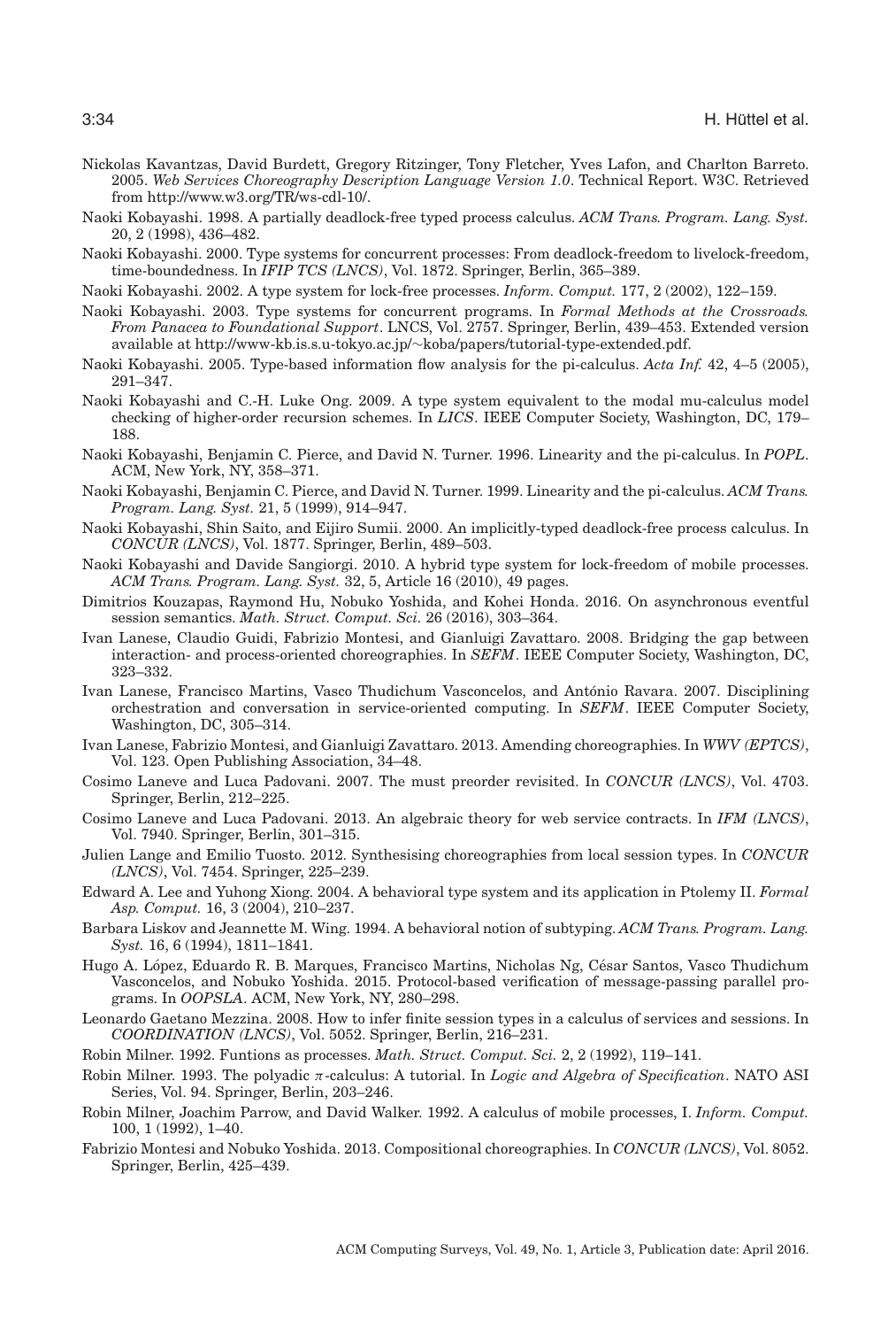Nickolas Kavantzas, David Burdett, Gregory Ritzinger, Tony Fletcher, Yves Lafon, and Charlton Barreto. 2005. *Web Services Choreography Description Language Version 1.0*. Technical Report. W3C. Retrieved from http://www.w3.org/TR/ws-cdl-10/.

Naoki Kobayashi. 1998. A partially deadlock-free typed process calculus. *ACM Trans. Program. Lang. Syst.* 20, 2 (1998), 436–482.

Naoki Kobayashi. 2000. Type systems for concurrent processes: From deadlock-freedom to livelock-freedom, time-boundedness. In *IFIP TCS (LNCS)*, Vol. 1872. Springer, Berlin, 365–389.

Naoki Kobayashi. 2002. A type system for lock-free processes. *Inform. Comput.* 177, 2 (2002), 122–159.

Naoki Kobayashi. 2003. Type systems for concurrent programs. In *Formal Methods at the Crossroads. From Panacea to Foundational Support*. LNCS, Vol. 2757. Springer, Berlin, 439–453. Extended version available at http://www-kb.is.s.u-tokyo.ac.jp/~koba/papers/tutorial-type-extended.pdf.

Naoki Kobayashi. 2005. Type-based information flow analysis for the pi-calculus. *Acta Inf.* 42, 4–5 (2005), 291–347.

Naoki Kobayashi and C.-H. Luke Ong. 2009. A type system equivalent to the modal mu-calculus model checking of higher-order recursion schemes. In *LICS*. IEEE Computer Society, Washington, DC, 179–188.

Naoki Kobayashi, Benjamin C. Pierce, and David N. Turner. 1996. Linearity and the pi-calculus. In *POPL*. ACM, New York, NY, 358–371.

Naoki Kobayashi, Benjamin C. Pierce, and David N. Turner. 1999. Linearity and the pi-calculus. *ACM Trans. Program. Lang. Syst.* 21, 5 (1999), 914–947.

Naoki Kobayashi, Shin Saito, and Eijiro Sumii. 2000. An implicitly-typed deadlock-free process calculus. In *CONCUR (LNCS)*, Vol. 1877. Springer, Berlin, 489–503.

Naoki Kobayashi and Davide Sangiorgi. 2010. A hybrid type system for lock-freedom of mobile processes. *ACM Trans. Program. Lang. Syst.* 32, 5, Article 16 (2010), 49 pages.

Dimitrios Kouzapas, Raymond Hu, Nobuko Yoshida, and Kohei Honda. 2016. On asynchronous eventful session semantics. *Math. Struct. Comput. Sci.* 26 (2016), 303–364.

Ivan Lanese, Claudio Guidi, Fabrizio Montesi, and Gianluigi Zavattaro. 2008. Bridging the gap between interaction- and process-oriented choreographies. In *SEFM*. IEEE Computer Society, Washington, DC, 323–332.

Ivan Lanese, Francisco Martins, Vasco Thudichum Vasconcelos, and António Ravara. 2007. Disciplining orchestration and conversation in service-oriented computing. In *SEFM*. IEEE Computer Society, Washington, DC, 305–314.

Ivan Lanese, Fabrizio Montesi, and Gianluigi Zavattaro. 2013. Amending choreographies. In *WWV (EPTCS)*, Vol. 123. Open Publishing Association, 34–48.

Cosimo Laneve and Luca Padovani. 2007. The must preorder revisited. In *CONCUR (LNCS)*, Vol. 4703. Springer, Berlin, 212–225.

Cosimo Laneve and Luca Padovani. 2013. An algebraic theory for web service contracts. In *IFM (LNCS)*, Vol. 7940. Springer, Berlin, 301–315.

Julien Lange and Emilio Tuosto. 2012. Synthesising choreographies from local session types. In *CONCUR (LNCS)*, Vol. 7454. Springer, 225–239.

Edward A. Lee and Yuhong Xiong. 2004. A behavioral type system and its application in Ptolemy II. *Formal Asp. Comput.* 16, 3 (2004), 210–237.

Barbara Liskov and Jeannette M. Wing. 1994. A behavioral notion of subtyping. *ACM Trans. Program. Lang. Syst.* 16, 6 (1994), 1811–1841.

Hugo A. López, Eduardo R. B. Marques, Francisco Martins, Nicholas Ng, César Santos, Vasco Thudichum Vasconcelos, and Nobuko Yoshida. 2015. Protocol-based verification of message-passing parallel programs. In *OOPSLA*. ACM, New York, NY, 280–298.

Leonardo Gaetano Mezzina. 2008. How to infer finite session types in a calculus of services and sessions. In *COORDINATION (LNCS)*, Vol. 5052. Springer, Berlin, 216–231.

Robin Milner. 1992. Funtions as processes. *Math. Struct. Comput. Sci.* 2, 2 (1992), 119–141.

Robin Milner. 1993. The polyadic $\pi$-calculus: A tutorial. In *Logic and Algebra of Specification*. NATO ASI Series, Vol. 94. Springer, Berlin, 203–246.

Robin Milner, Joachim Parrow, and David Walker. 1992. A calculus of mobile processes, I. *Inform. Comput.* 100, 1 (1992), 1–40.

Fabrizio Montesi and Nobuko Yoshida. 2013. Compositional choreographies. In *CONCUR (LNCS)*, Vol. 8052. Springer, Berlin, 425–439.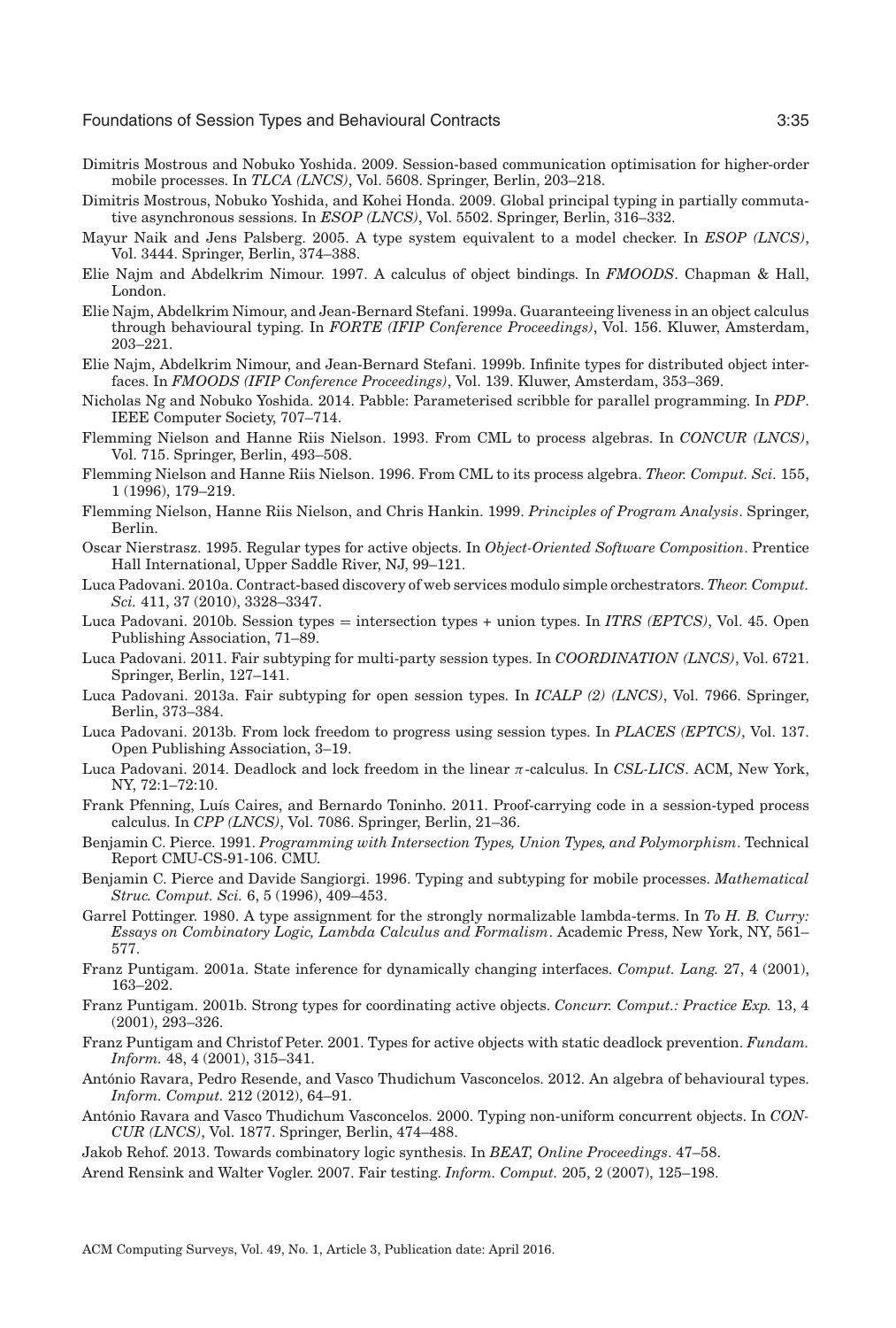Dimitris Mostrous and Nobuko Yoshida. 2009. Session-based communication optimisation for higher-order mobile processes. In *TLCA (LNCS)*, Vol. 5608. Springer, Berlin, 203–218.

Dimitris Mostrous, Nobuko Yoshida, and Kohei Honda. 2009. Global principal typing in partially commutative asynchronous sessions. In *ESOP (LNCS)*, Vol. 5502. Springer, Berlin, 316–332.

Mayur Naik and Jens Palsberg. 2005. A type system equivalent to a model checker. In *ESOP (LNCS)*, Vol. 3444. Springer, Berlin, 374–388.

Elie Najm and Abdelkrim Nimour. 1997. A calculus of object bindings. In *FMOODS*. Chapman & Hall, London.

Elie Najm, Abdelkrim Nimour, and Jean-Bernard Stefani. 1999a. Guaranteeing liveness in an object calculus through behavioural typing. In *FORTE (IFIP Conference Proceedings)*, Vol. 156. Kluwer, Amsterdam, 203–221.

Elie Najm, Abdelkrim Nimour, and Jean-Bernard Stefani. 1999b. Infinite types for distributed object interfaces. In *FMOODS (IFIP Conference Proceedings)*, Vol. 139. Kluwer, Amsterdam, 353–369.

Nicholas Ng and Nobuko Yoshida. 2014. Pabble: Parameterised scribble for parallel programming. In *PDP*. IEEE Computer Society, 707–714.

Flemming Nielson and Hanne Riis Nielson. 1993. From CML to process algebras. In *CONCUR (LNCS)*, Vol. 715. Springer, Berlin, 493–508.

Flemming Nielson and Hanne Riis Nielson. 1996. From CML to its process algebra. *Theor. Comput. Sci.* 155, 1 (1996), 179–219.

Flemming Nielson, Hanne Riis Nielson, and Chris Hankin. 1999. *Principles of Program Analysis*. Springer, Berlin.

Oscar Nierstrasz. 1995. Regular types for active objects. In *Object-Oriented Software Composition*. Prentice Hall International, Upper Saddle River, NJ, 99–121.

Luca Padovani. 2010a. Contract-based discovery of web services modulo simple orchestrators. *Theor. Comput. Sci.* 411, 37 (2010), 3328–3347.

Luca Padovani. 2010b. Session types = intersection types + union types. In *ITRS (EPTCS)*, Vol. 45. Open Publishing Association, 71–89.

Luca Padovani. 2011. Fair subtyping for multi-party session types. In *COORDINATION (LNCS)*, Vol. 6721. Springer, Berlin, 127–141.

Luca Padovani. 2013a. Fair subtyping for open session types. In *ICALP (2) (LNCS)*, Vol. 7966. Springer, Berlin, 373–384.

Luca Padovani. 2013b. From lock freedom to progress using session types. In *PLACES (EPTCS)*, Vol. 137. Open Publishing Association, 3–19.

Luca Padovani. 2014. Deadlock and lock freedom in the linear $\pi$-calculus. In *CSL-LICS*. ACM, New York, NY, 72:1–72:10.

Frank Pfenning, Luís Caires, and Bernardo Toninho. 2011. Proof-carrying code in a session-typed process calculus. In *CPP (LNCS)*, Vol. 7086. Springer, Berlin, 21–36.

Benjamin C. Pierce. 1991. *Programming with Intersection Types, Union Types, and Polymorphism*. Technical Report CMU-CS-91-106. CMU.

Benjamin C. Pierce and Davide Sangiorgi. 1996. Typing and subtyping for mobile processes. *Mathematical Struc. Comput. Sci.* 6, 5 (1996), 409–453.

Garrel Pottinger. 1980. A type assignment for the strongly normalizable lambda-terms. In *To H. B. Curry: Essays on Combinatory Logic, Lambda Calculus and Formalism*. Academic Press, New York, NY, 561–577.

Franz Puntigam. 2001a. State inference for dynamically changing interfaces. *Comput. Lang.* 27, 4 (2001), 163–202.

Franz Puntigam. 2001b. Strong types for coordinating active objects. *Concurr. Comput.: Practice Exp.* 13, 4 (2001), 293–326.

Franz Puntigam and Christof Peter. 2001. Types for active objects with static deadlock prevention. *Fundam. Inform.* 48, 4 (2001), 315–341.

António Ravara, Pedro Resende, and Vasco Thudichum Vasconcelos. 2012. An algebra of behavioural types. *Inform. Comput.* 212 (2012), 64–91.

António Ravara and Vasco Thudichum Vasconcelos. 2000. Typing non-uniform concurrent objects. In *CONCUR (LNCS)*, Vol. 1877. Springer, Berlin, 474–488.

Jakob Rehof. 2013. Towards combinatory logic synthesis. In *BEAT, Online Proceedings*. 47–58.

Arend Rensink and Walter Vogler. 2007. Fair testing. *Inform. Comput.* 205, 2 (2007), 125–198.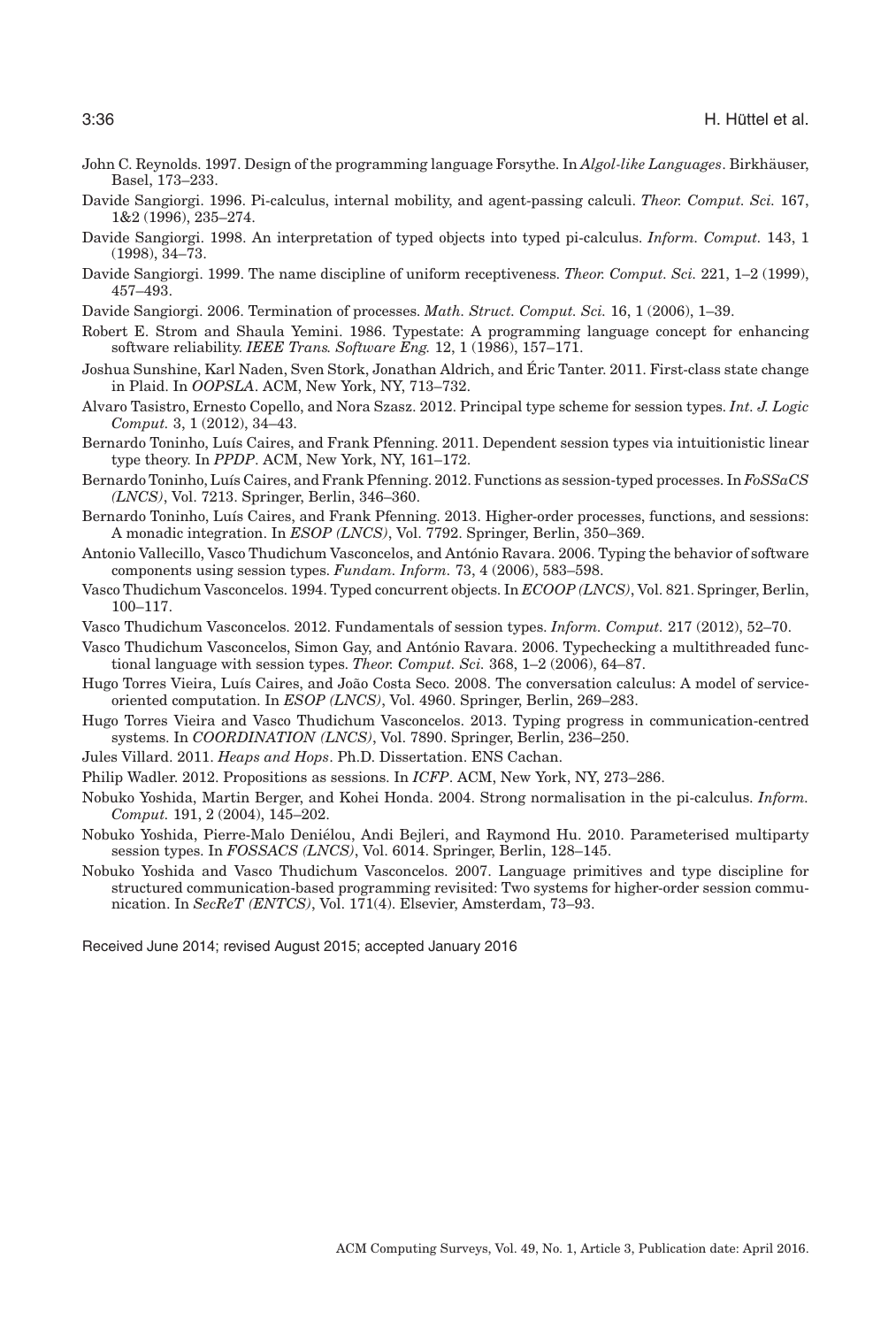John C. Reynolds. 1997. Design of the programming language Forsythe. In *Algol-like Languages*. Birkhäuser, Basel, 173–233.

Davide Sangiorgi. 1996. Pi-calculus, internal mobility, and agent-passing calculi. *Theor. Comput. Sci.* 167, 1&2 (1996), 235–274.

Davide Sangiorgi. 1998. An interpretation of typed objects into typed pi-calculus. *Inform. Comput.* 143, 1 (1998), 34–73.

Davide Sangiorgi. 1999. The name discipline of uniform receptiveness. *Theor. Comput. Sci.* 221, 1–2 (1999), 457–493.

Davide Sangiorgi. 2006. Termination of processes. *Math. Struct. Comput. Sci.* 16, 1 (2006), 1–39.

Robert E. Strom and Shaula Yemini. 1986. Typestate: A programming language concept for enhancing software reliability. *IEEE Trans. Software Eng.* 12, 1 (1986), 157–171.

Joshua Sunshine, Karl Naden, Sven Stork, Jonathan Aldrich, and Éric Tanter. 2011. First-class state change in Plaid. In *OOPSLA*. ACM, New York, NY, 713–732.

Alvaro Tasistro, Ernesto Copello, and Nora Szasz. 2012. Principal type scheme for session types. *Int. J. Logic Comput.* 3, 1 (2012), 34–43.

Bernardo Toninho, Luís Caires, and Frank Pfenning. 2011. Dependent session types via intuitionistic linear type theory. In *PPDP*. ACM, New York, NY, 161–172.

Bernardo Toninho, Luís Caires, and Frank Pfenning. 2012. Functions as session-typed processes. In *FoSSaCS (LNCS)*, Vol. 7213. Springer, Berlin, 346–360.

Bernardo Toninho, Luís Caires, and Frank Pfenning. 2013. Higher-order processes, functions, and sessions: A monadic integration. In *ESOP (LNCS)*, Vol. 7792. Springer, Berlin, 350–369.

Antonio Vallecillo, Vasco Thudichum Vasconcelos, and António Ravara. 2006. Typing the behavior of software components using session types. *Fundam. Inform.* 73, 4 (2006), 583–598.

Vasco Thudichum Vasconcelos. 1994. Typed concurrent objects. In *ECOOP (LNCS)*, Vol. 821. Springer, Berlin, 100–117.

Vasco Thudichum Vasconcelos. 2012. Fundamentals of session types. *Inform. Comput.* 217 (2012), 52–70.

Vasco Thudichum Vasconcelos, Simon Gay, and António Ravara. 2006. Typechecking a multithreaded functional language with session types. *Theor. Comput. Sci.* 368, 1–2 (2006), 64–87.

Hugo Torres Vieira, Luís Caires, and João Costa Seco. 2008. The conversation calculus: A model of service-oriented computation. In *ESOP (LNCS)*, Vol. 4960. Springer, Berlin, 269–283.

Hugo Torres Vieira and Vasco Thudichum Vasconcelos. 2013. Typing progress in communication-centred systems. In *COORDINATION (LNCS)*, Vol. 7890. Springer, Berlin, 236–250.

Jules Villard. 2011. *Heaps and Hops*. Ph.D. Dissertation. ENS Cachan.

Philip Wadler. 2012. Propositions as sessions. In *ICFP*. ACM, New York, NY, 273–286.

Nobuko Yoshida, Martin Berger, and Kohei Honda. 2004. Strong normalisation in the pi-calculus. *Inform. Comput.* 191, 2 (2004), 145–202.

Nobuko Yoshida, Pierre-Malo Deniélou, Andi Bejleri, and Raymond Hu. 2010. Parameterised multiparty session types. In *FOSSACS (LNCS)*, Vol. 6014. Springer, Berlin, 128–145.

Nobuko Yoshida and Vasco Thudichum Vasconcelos. 2007. Language primitives and type discipline for structured communication-based programming revisited: Two systems for higher-order session communication. In *SecReT (ENTCS)*, Vol. 171(4). Elsevier, Amsterdam, 73–93.

Received June 2014; revised August 2015; accepted January 2016